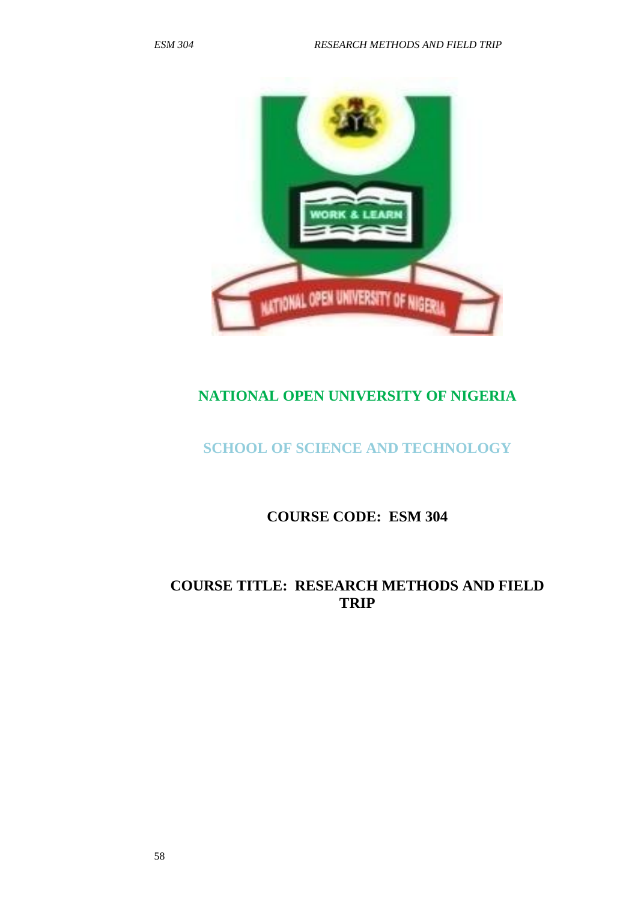# NATIONAL OPEN UNIVERSITY OF NIGERIA

## SCHOOL OF SCIENCE AND TECHNOLOGY

**COURSE CODE: ESM 304**

**COURSE TITLE: RESEARCH METHODS AND FIELD TRIP**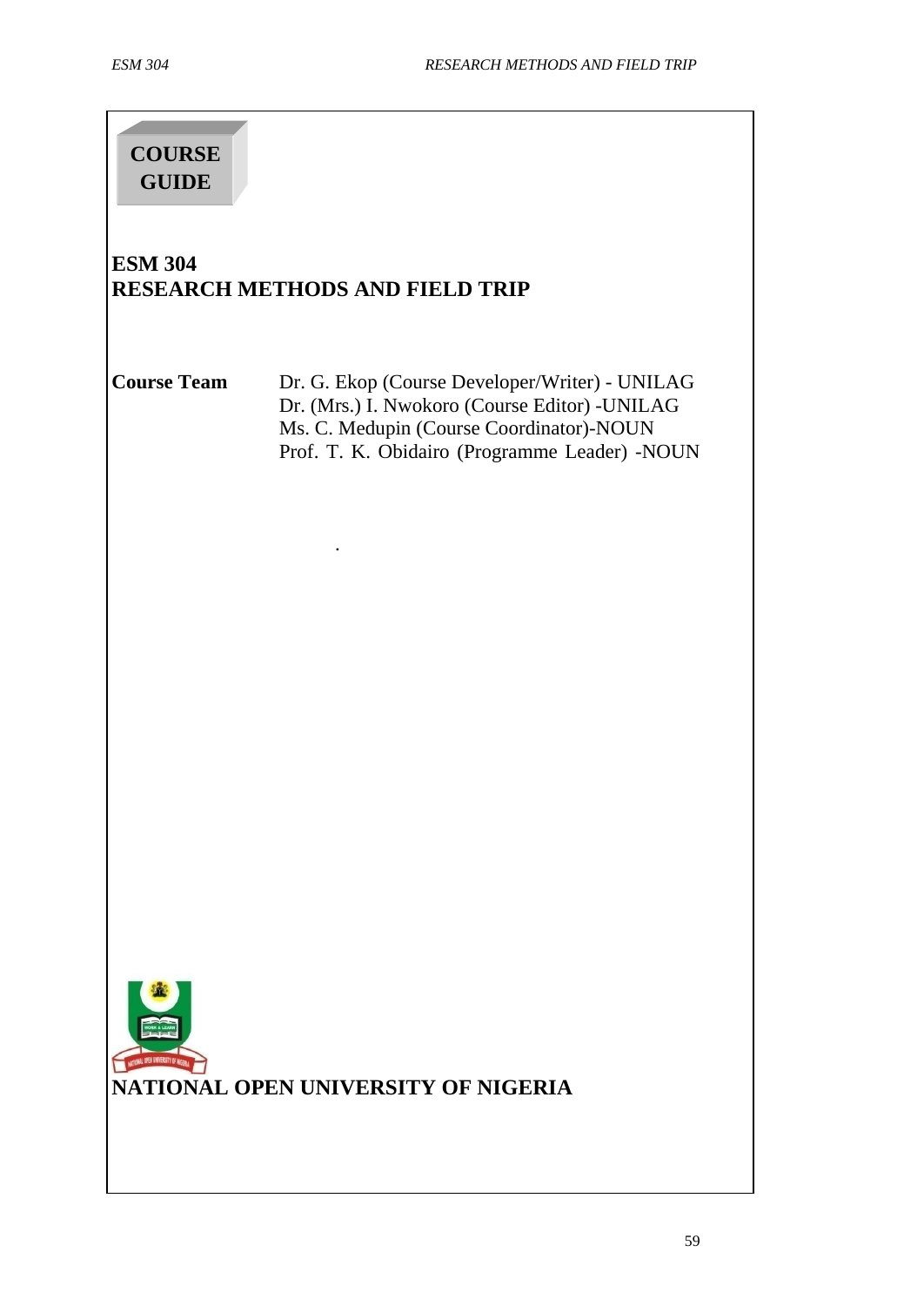**COURSE GUIDE**

# ESM 304
# RESEARCH METHODS AND FIELD TRIP

**Course Team** Dr. G. Ekop (Course Developer/Writer) - UNILAG
Dr. (Mrs.) I. Nwokoro (Course Editor) -UNILAG
Ms. C. Medupin (Course Coordinator)-NOUN
Prof. T. K. Obidairo (Programme Leader) -NOUN

.

**NATIONAL OPEN UNIVERSITY OF NIGERIA**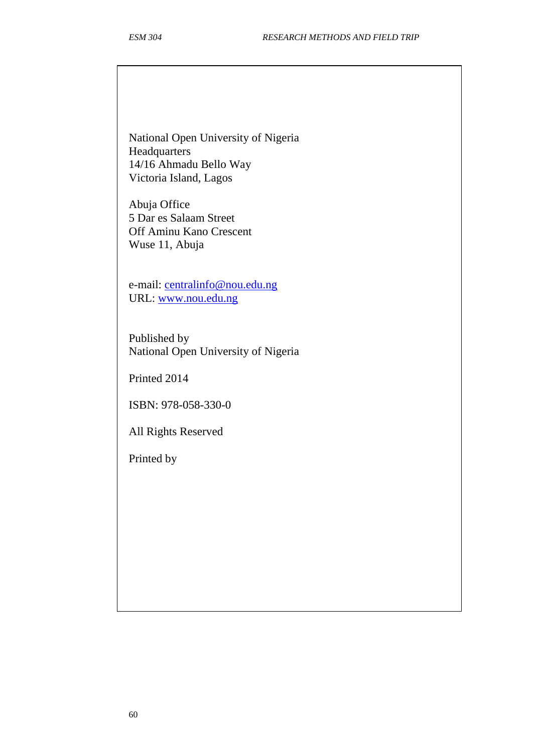National Open University of Nigeria
Headquarters
14/16 Ahmadu Bello Way
Victoria Island, Lagos

Abuja Office
5 Dar es Salaam Street
Off Aminu Kano Crescent
Wuse 11, Abuja

e-mail: centralinfo@nou.edu.ng
URL: www.nou.edu.ng

Published by
National Open University of Nigeria

Printed 2014

ISBN: 978-058-330-0

All Rights Reserved

Printed by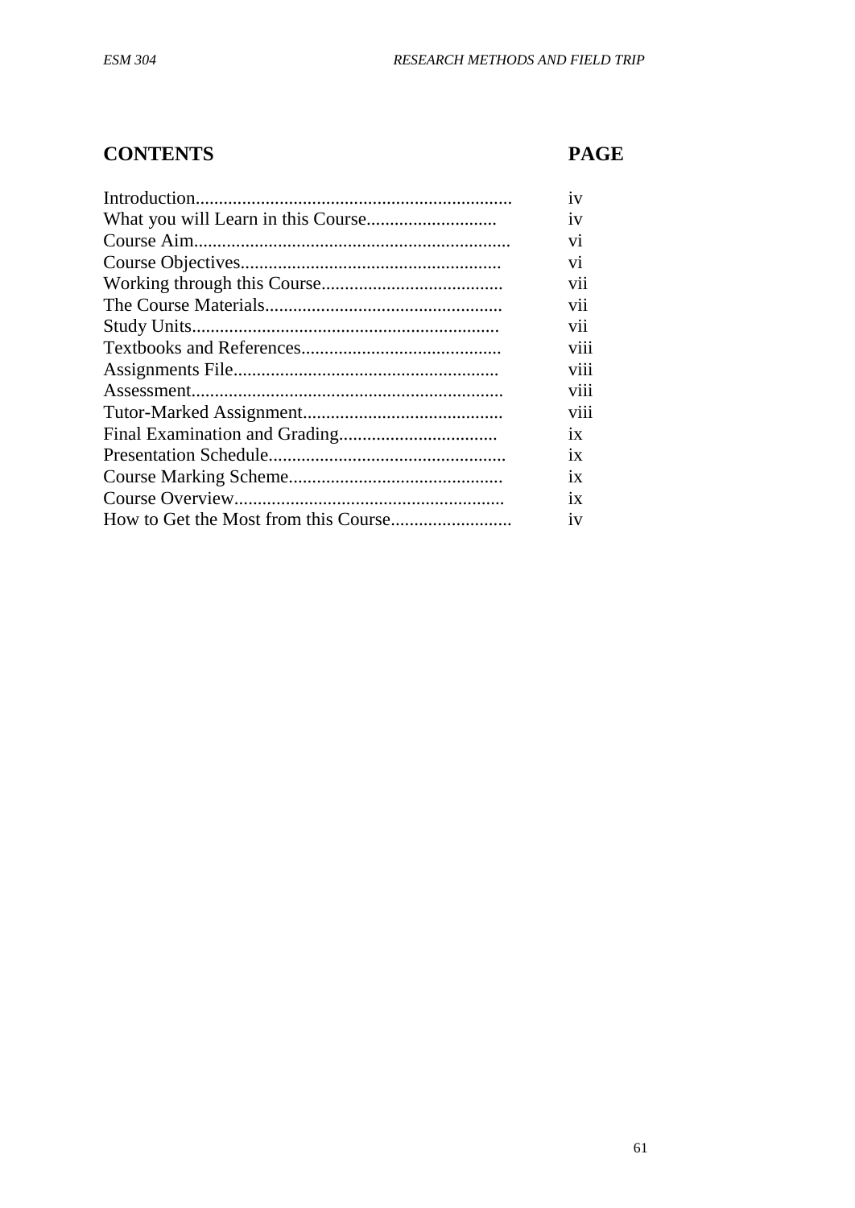| **CONTENTS** | **PAGE** |
|---|---|
| Introduction.................................................................... | iv |
| What you will Learn in this Course............................ | iv |
| Course Aim.................................................................... | vi |
| Course Objectives........................................................ | vi |
| Working through this Course....................................... | vii |
| The Course Materials................................................... | vii |
| Study Units.................................................................. | vii |
| Textbooks and References........................................... | viii |
| Assignments File......................................................... | viii |
| Assessment................................................................... | viii |
| Tutor-Marked Assignment........................................... | viii |
| Final Examination and Grading.................................. | ix |
| Presentation Schedule................................................... | ix |
| Course Marking Scheme.............................................. | ix |
| Course Overview.......................................................... | ix |
| How to Get the Most from this Course......................... | iv |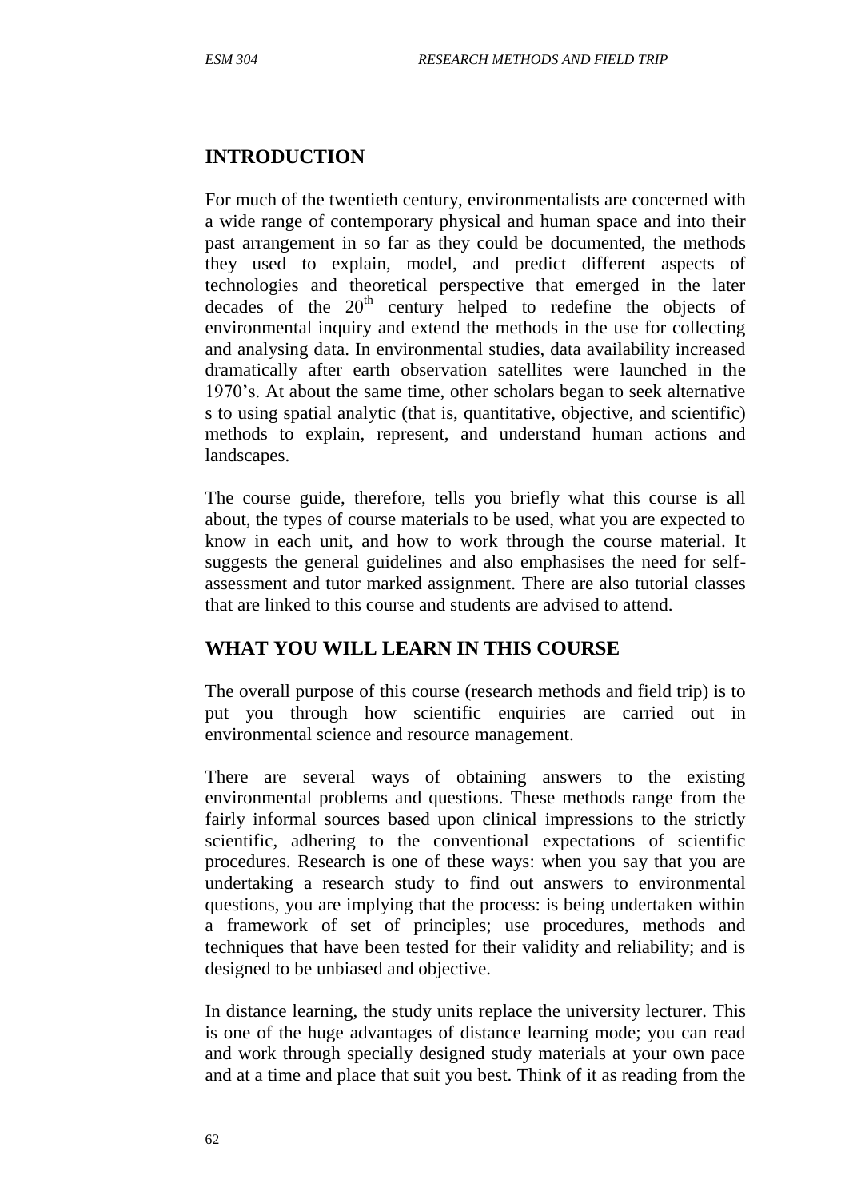## INTRODUCTION

For much of the twentieth century, environmentalists are concerned with a wide range of contemporary physical and human space and into their past arrangement in so far as they could be documented, the methods they used to explain, model, and predict different aspects of technologies and theoretical perspective that emerged in the later decades of the $20^{th}$ century helped to redefine the objects of environmental inquiry and extend the methods in the use for collecting and analysing data. In environmental studies, data availability increased dramatically after earth observation satellites were launched in the 1970's. At about the same time, other scholars began to seek alternative s to using spatial analytic (that is, quantitative, objective, and scientific) methods to explain, represent, and understand human actions and landscapes.

The course guide, therefore, tells you briefly what this course is all about, the types of course materials to be used, what you are expected to know in each unit, and how to work through the course material. It suggests the general guidelines and also emphasises the need for self-assessment and tutor marked assignment. There are also tutorial classes that are linked to this course and students are advised to attend.

## WHAT YOU WILL LEARN IN THIS COURSE

The overall purpose of this course (research methods and field trip) is to put you through how scientific enquiries are carried out in environmental science and resource management.

There are several ways of obtaining answers to the existing environmental problems and questions. These methods range from the fairly informal sources based upon clinical impressions to the strictly scientific, adhering to the conventional expectations of scientific procedures. Research is one of these ways: when you say that you are undertaking a research study to find out answers to environmental questions, you are implying that the process: is being undertaken within a framework of set of principles; use procedures, methods and techniques that have been tested for their validity and reliability; and is designed to be unbiased and objective.

In distance learning, the study units replace the university lecturer. This is one of the huge advantages of distance learning mode; you can read and work through specially designed study materials at your own pace and at a time and place that suit you best. Think of it as reading from the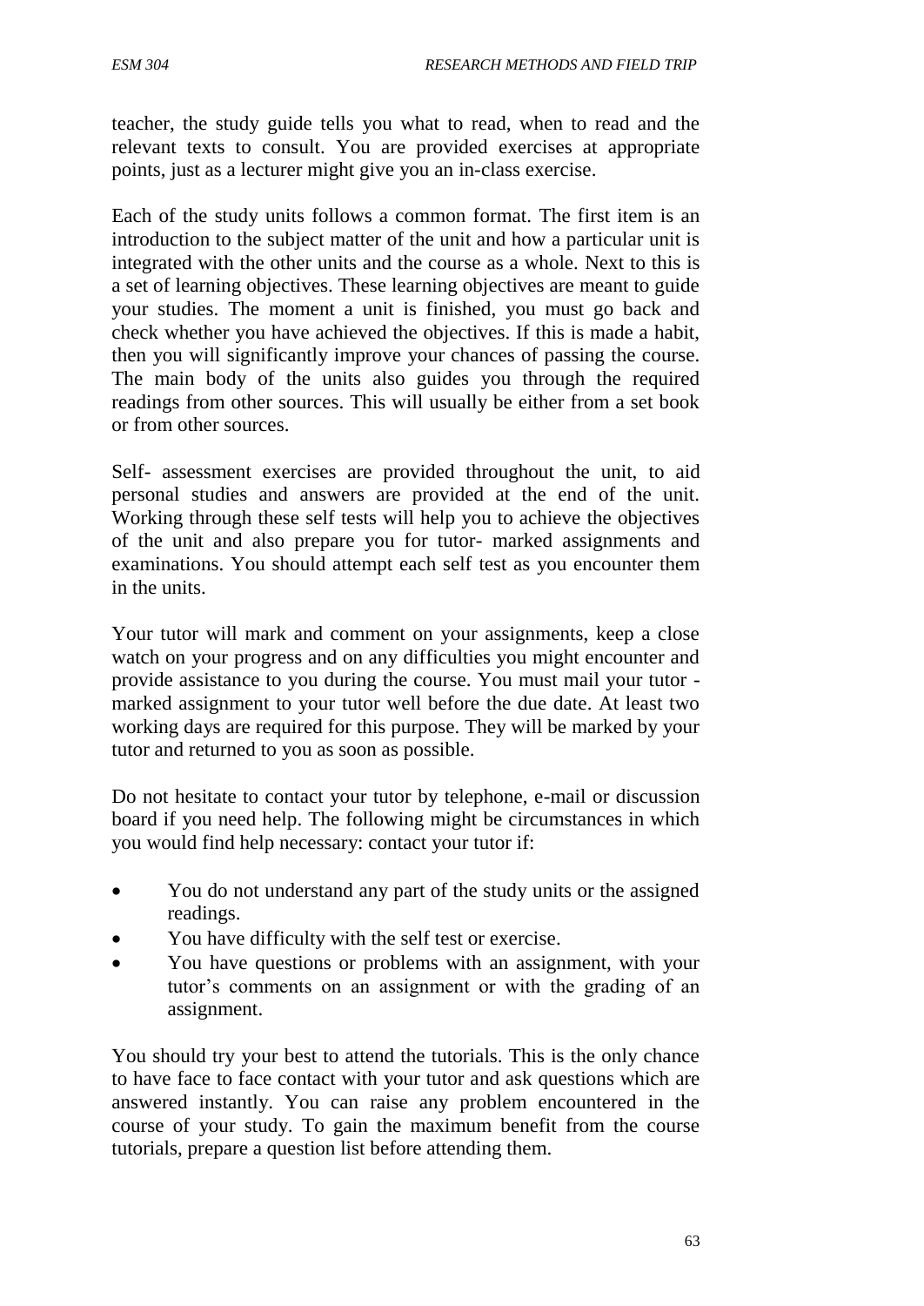teacher, the study guide tells you what to read, when to read and the relevant texts to consult. You are provided exercises at appropriate points, just as a lecturer might give you an in-class exercise.

Each of the study units follows a common format. The first item is an introduction to the subject matter of the unit and how a particular unit is integrated with the other units and the course as a whole. Next to this is a set of learning objectives. These learning objectives are meant to guide your studies. The moment a unit is finished, you must go back and check whether you have achieved the objectives. If this is made a habit, then you will significantly improve your chances of passing the course. The main body of the units also guides you through the required readings from other sources. This will usually be either from a set book or from other sources.

Self- assessment exercises are provided throughout the unit, to aid personal studies and answers are provided at the end of the unit. Working through these self tests will help you to achieve the objectives of the unit and also prepare you for tutor- marked assignments and examinations. You should attempt each self test as you encounter them in the units.

Your tutor will mark and comment on your assignments, keep a close watch on your progress and on any difficulties you might encounter and provide assistance to you during the course. You must mail your tutor - marked assignment to your tutor well before the due date. At least two working days are required for this purpose. They will be marked by your tutor and returned to you as soon as possible.

Do not hesitate to contact your tutor by telephone, e-mail or discussion board if you need help. The following might be circumstances in which you would find help necessary: contact your tutor if:

- You do not understand any part of the study units or the assigned readings.
- You have difficulty with the self test or exercise.
- You have questions or problems with an assignment, with your tutor's comments on an assignment or with the grading of an assignment.

You should try your best to attend the tutorials. This is the only chance to have face to face contact with your tutor and ask questions which are answered instantly. You can raise any problem encountered in the course of your study. To gain the maximum benefit from the course tutorials, prepare a question list before attending them.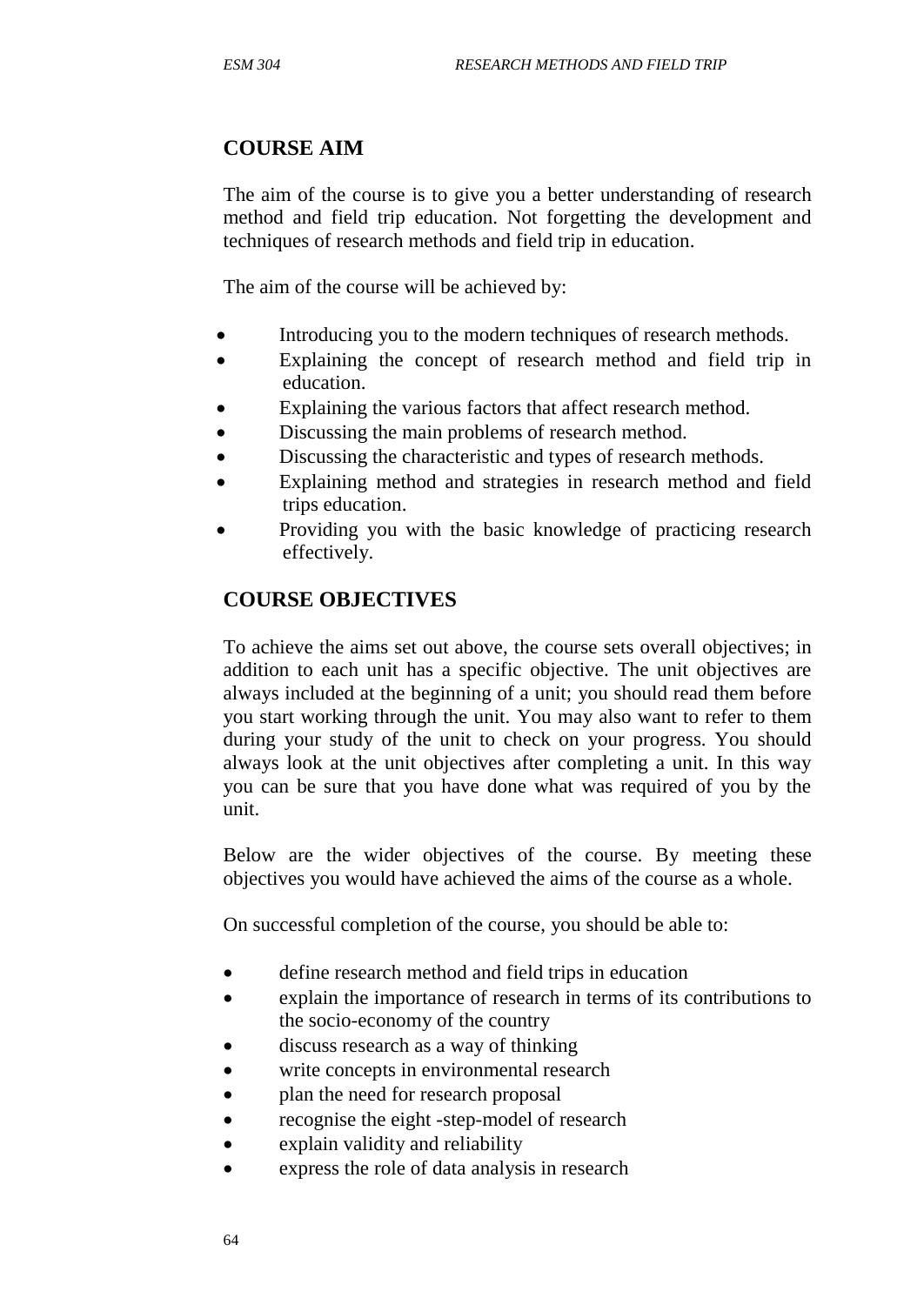## COURSE AIM

The aim of the course is to give you a better understanding of research method and field trip education. Not forgetting the development and techniques of research methods and field trip in education.

The aim of the course will be achieved by:

- Introducing you to the modern techniques of research methods.
- Explaining the concept of research method and field trip in education.
- Explaining the various factors that affect research method.
- Discussing the main problems of research method.
- Discussing the characteristic and types of research methods.
- Explaining method and strategies in research method and field trips education.
- Providing you with the basic knowledge of practicing research effectively.

## COURSE OBJECTIVES

To achieve the aims set out above, the course sets overall objectives; in addition to each unit has a specific objective. The unit objectives are always included at the beginning of a unit; you should read them before you start working through the unit. You may also want to refer to them during your study of the unit to check on your progress. You should always look at the unit objectives after completing a unit. In this way you can be sure that you have done what was required of you by the unit.

Below are the wider objectives of the course. By meeting these objectives you would have achieved the aims of the course as a whole.

On successful completion of the course, you should be able to:

- define research method and field trips in education
- explain the importance of research in terms of its contributions to the socio-economy of the country
- discuss research as a way of thinking
- write concepts in environmental research
- plan the need for research proposal
- recognise the eight -step-model of research
- explain validity and reliability
- express the role of data analysis in research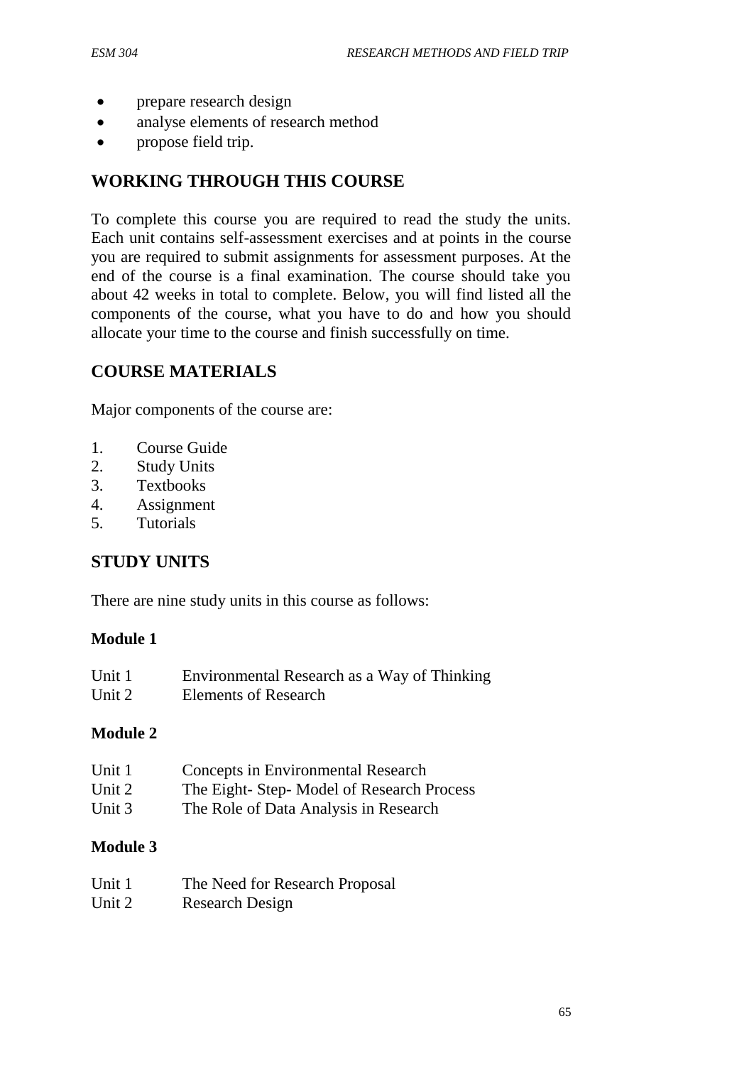- prepare research design
- analyse elements of research method
- propose field trip.

## WORKING THROUGH THIS COURSE

To complete this course you are required to read the study the units. Each unit contains self-assessment exercises and at points in the course you are required to submit assignments for assessment purposes. At the end of the course is a final examination. The course should take you about 42 weeks in total to complete. Below, you will find listed all the components of the course, what you have to do and how you should allocate your time to the course and finish successfully on time.

## COURSE MATERIALS

Major components of the course are:

1. Course Guide
2. Study Units
3. Textbooks
4. Assignment
5. Tutorials

## STUDY UNITS

There are nine study units in this course as follows:

**Module 1**

Unit 1 Environmental Research as a Way of Thinking
Unit 2 Elements of Research

**Module 2**

Unit 1 Concepts in Environmental Research
Unit 2 The Eight- Step- Model of Research Process
Unit 3 The Role of Data Analysis in Research

**Module 3**

Unit 1 The Need for Research Proposal
Unit 2 Research Design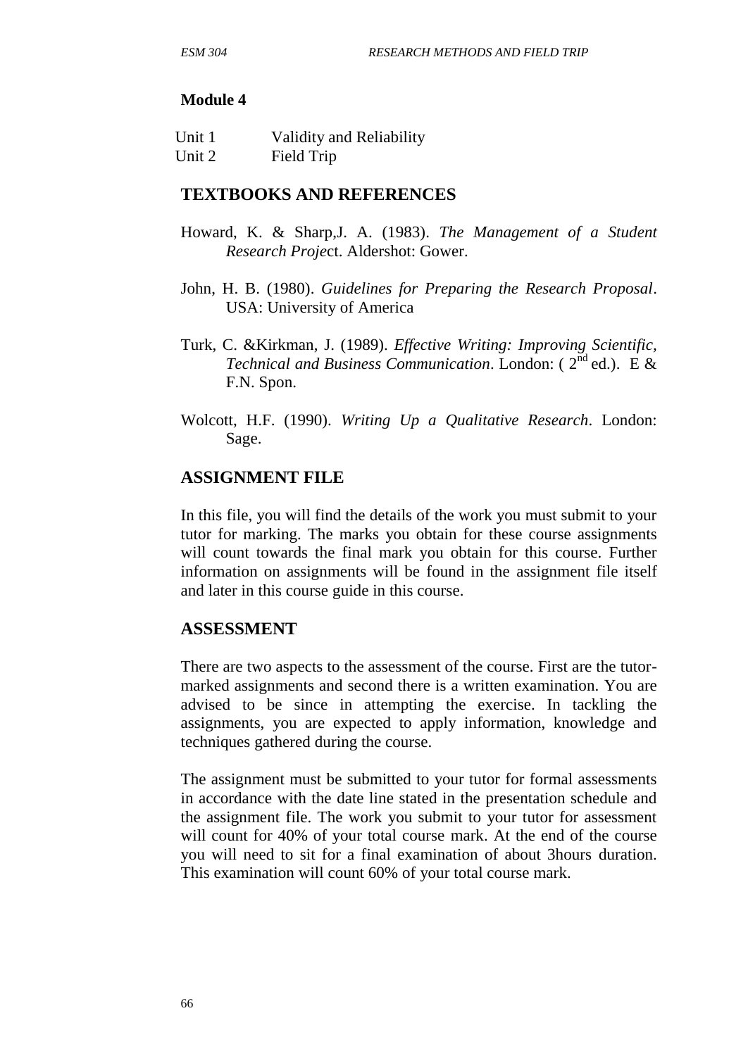**Module 4**

Unit 1 Validity and Reliability
Unit 2 Field Trip

## TEXTBOOKS AND REFERENCES

Howard, K. & Sharp,J. A. (1983). *The Management of a Student Research Proje*ct. Aldershot: Gower.

John, H. B. (1980). *Guidelines for Preparing the Research Proposal*. USA: University of America

Turk, C. &Kirkman, J. (1989). *Effective Writing: Improving Scientific, Technical and Business Communication*. London: ( 2nd ed.). E & F.N. Spon.

Wolcott, H.F. (1990). *Writing Up a Qualitative Research*. London: Sage.

## ASSIGNMENT FILE

In this file, you will find the details of the work you must submit to your tutor for marking. The marks you obtain for these course assignments will count towards the final mark you obtain for this course. Further information on assignments will be found in the assignment file itself and later in this course guide in this course.

## ASSESSMENT

There are two aspects to the assessment of the course. First are the tutor-marked assignments and second there is a written examination. You are advised to be since in attempting the exercise. In tackling the assignments, you are expected to apply information, knowledge and techniques gathered during the course.

The assignment must be submitted to your tutor for formal assessments in accordance with the date line stated in the presentation schedule and the assignment file. The work you submit to your tutor for assessment will count for 40% of your total course mark. At the end of the course you will need to sit for a final examination of about 3hours duration. This examination will count 60% of your total course mark.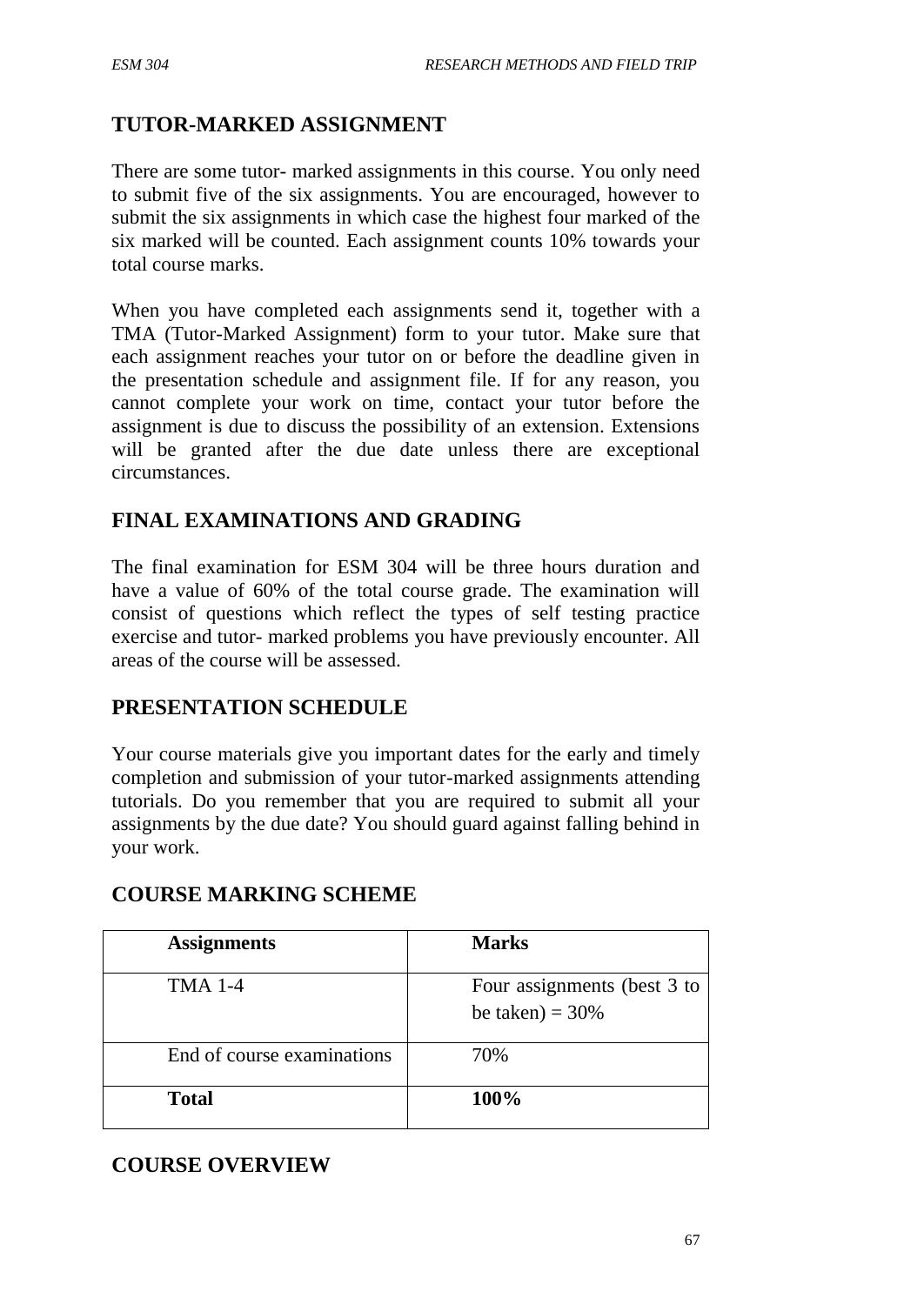## TUTOR-MARKED ASSIGNMENT

There are some tutor- marked assignments in this course. You only need to submit five of the six assignments. You are encouraged, however to submit the six assignments in which case the highest four marked of the six marked will be counted. Each assignment counts 10% towards your total course marks.

When you have completed each assignments send it, together with a TMA (Tutor-Marked Assignment) form to your tutor. Make sure that each assignment reaches your tutor on or before the deadline given in the presentation schedule and assignment file. If for any reason, you cannot complete your work on time, contact your tutor before the assignment is due to discuss the possibility of an extension. Extensions will be granted after the due date unless there are exceptional circumstances.

## FINAL EXAMINATIONS AND GRADING

The final examination for ESM 304 will be three hours duration and have a value of 60% of the total course grade. The examination will consist of questions which reflect the types of self testing practice exercise and tutor- marked problems you have previously encounter. All areas of the course will be assessed.

## PRESENTATION SCHEDULE

Your course materials give you important dates for the early and timely completion and submission of your tutor-marked assignments attending tutorials. Do you remember that you are required to submit all your assignments by the due date? You should guard against falling behind in your work.

## COURSE MARKING SCHEME

| **Assignments** | **Marks** |
|---|---|
| TMA 1-4 | Four assignments (best 3 to be taken) = 30% |
| End of course examinations | 70% |
| **Total** | **100%** |

## COURSE OVERVIEW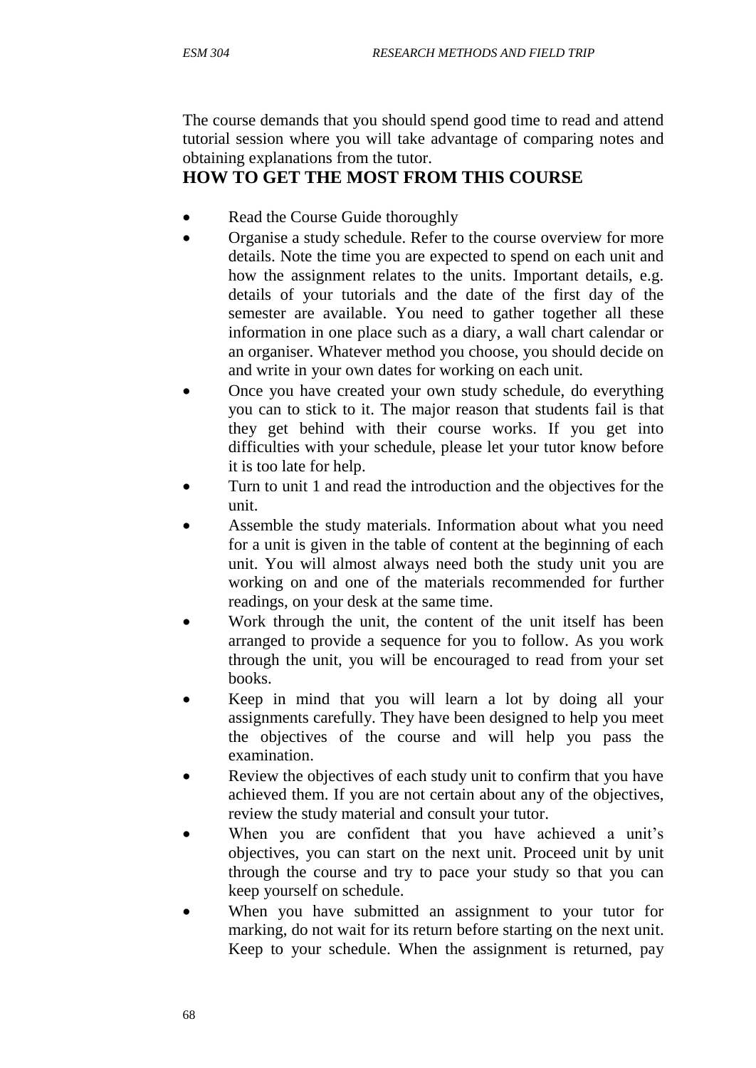The course demands that you should spend good time to read and attend tutorial session where you will take advantage of comparing notes and obtaining explanations from the tutor.

## HOW TO GET THE MOST FROM THIS COURSE

- Read the Course Guide thoroughly
- Organise a study schedule. Refer to the course overview for more details. Note the time you are expected to spend on each unit and how the assignment relates to the units. Important details, e.g. details of your tutorials and the date of the first day of the semester are available. You need to gather together all these information in one place such as a diary, a wall chart calendar or an organiser. Whatever method you choose, you should decide on and write in your own dates for working on each unit.
- Once you have created your own study schedule, do everything you can to stick to it. The major reason that students fail is that they get behind with their course works. If you get into difficulties with your schedule, please let your tutor know before it is too late for help.
- Turn to unit 1 and read the introduction and the objectives for the unit.
- Assemble the study materials. Information about what you need for a unit is given in the table of content at the beginning of each unit. You will almost always need both the study unit you are working on and one of the materials recommended for further readings, on your desk at the same time.
- Work through the unit, the content of the unit itself has been arranged to provide a sequence for you to follow. As you work through the unit, you will be encouraged to read from your set books.
- Keep in mind that you will learn a lot by doing all your assignments carefully. They have been designed to help you meet the objectives of the course and will help you pass the examination.
- Review the objectives of each study unit to confirm that you have achieved them. If you are not certain about any of the objectives, review the study material and consult your tutor.
- When you are confident that you have achieved a unit's objectives, you can start on the next unit. Proceed unit by unit through the course and try to pace your study so that you can keep yourself on schedule.
- When you have submitted an assignment to your tutor for marking, do not wait for its return before starting on the next unit. Keep to your schedule. When the assignment is returned, pay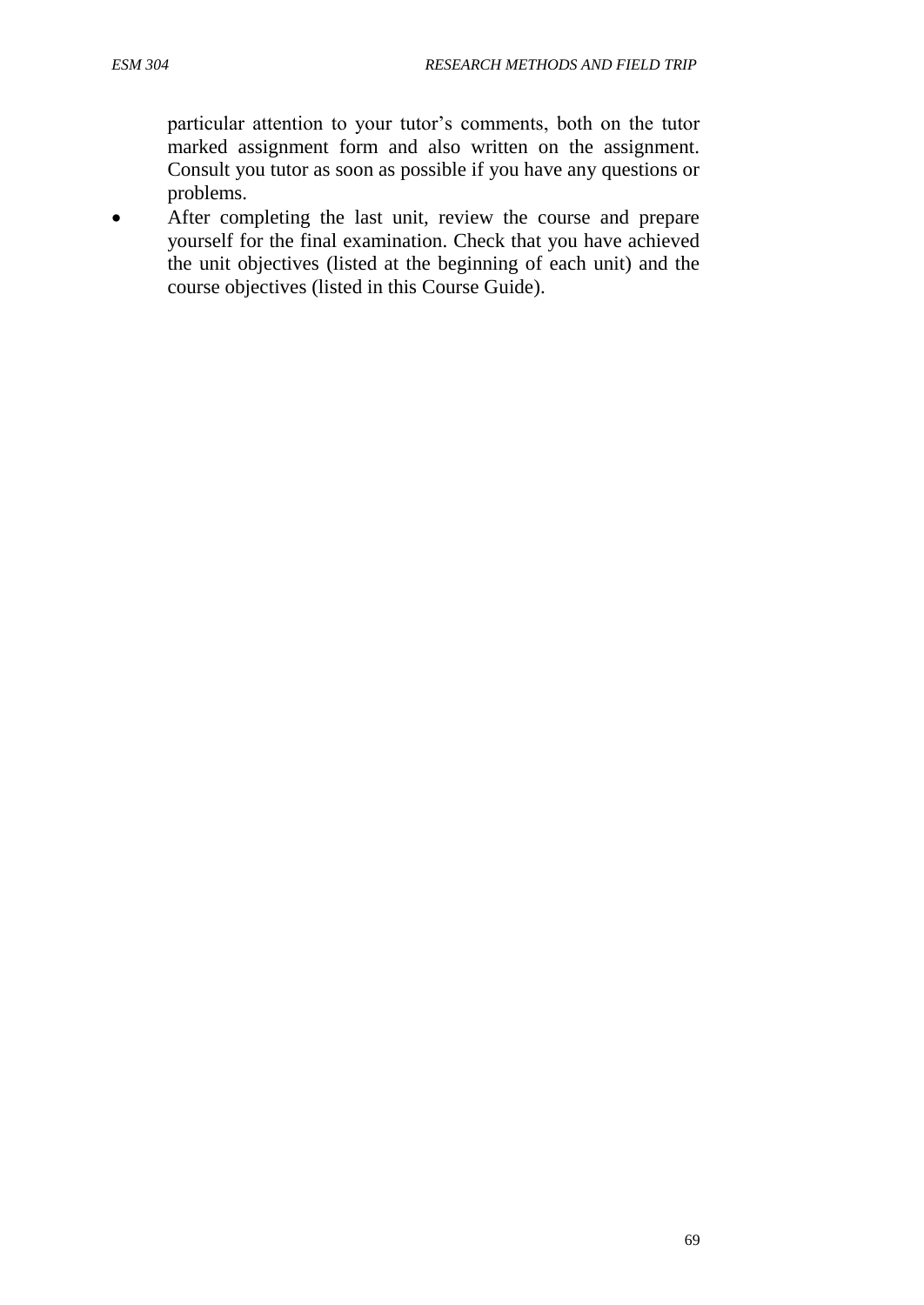particular attention to your tutor's comments, both on the tutor marked assignment form and also written on the assignment. Consult you tutor as soon as possible if you have any questions or problems.

- After completing the last unit, review the course and prepare yourself for the final examination. Check that you have achieved the unit objectives (listed at the beginning of each unit) and the course objectives (listed in this Course Guide).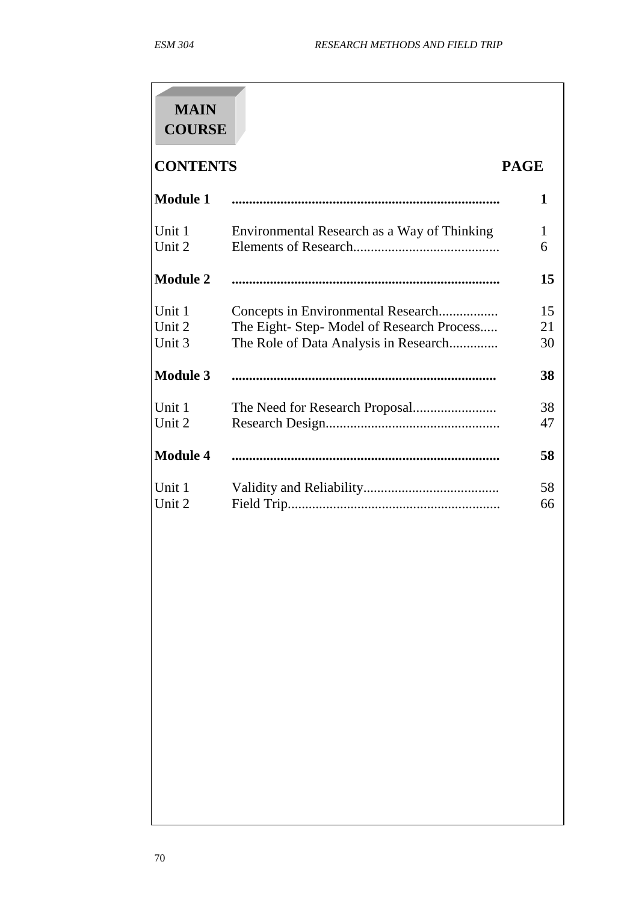# MAIN COURSE

| CONTENTS | | PAGE |
|---|---|---|
| **Module 1** | **............................................................................** | **1** |
| Unit 1 | Environmental Research as a Way of Thinking | 1 |
| Unit 2 | Elements of Research......................................... | 6 |
| **Module 2** | **............................................................................** | **15** |
| Unit 1 | Concepts in Environmental Research................. | 15 |
| Unit 2 | The Eight- Step- Model of Research Process..... | 21 |
| Unit 3 | The Role of Data Analysis in Research.............. | 30 |
| **Module 3** | **...........................................................................** | **38** |
| Unit 1 | The Need for Research Proposal........................ | 38 |
| Unit 2 | Research Design................................................. | 47 |
| **Module 4** | **............................................................................** | **58** |
| Unit 1 | Validity and Reliability...................................... | 58 |
| Unit 2 | Field Trip............................................................ | 66 |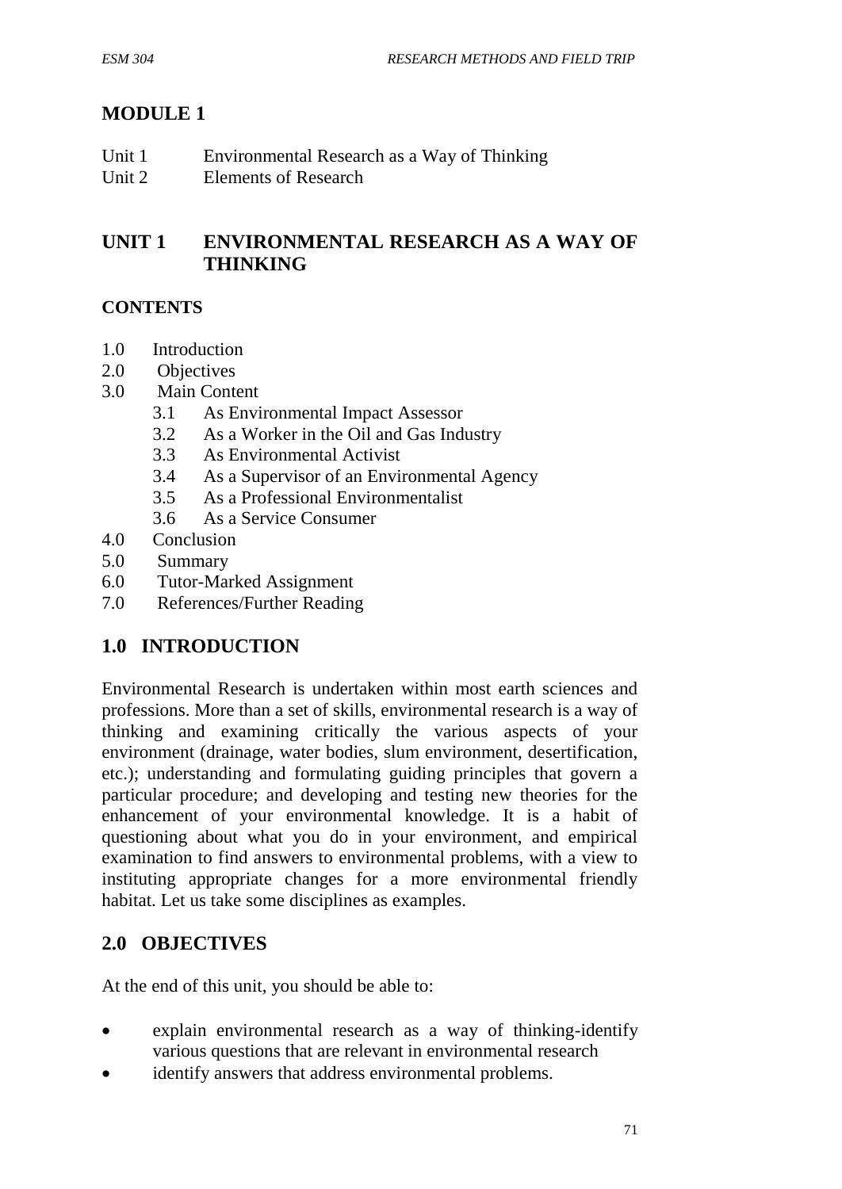# MODULE 1

Unit 1 Environmental Research as a Way of Thinking
Unit 2 Elements of Research

## UNIT 1 ENVIRONMENTAL RESEARCH AS A WAY OF THINKING

### CONTENTS

1.0 Introduction
2.0 Objectives
3.0 Main Content
   3.1 As Environmental Impact Assessor
   3.2 As a Worker in the Oil and Gas Industry
   3.3 As Environmental Activist
   3.4 As a Supervisor of an Environmental Agency
   3.5 As a Professional Environmentalist
   3.6 As a Service Consumer
4.0 Conclusion
5.0 Summary
6.0 Tutor-Marked Assignment
7.0 References/Further Reading

## 1.0 INTRODUCTION

Environmental Research is undertaken within most earth sciences and professions. More than a set of skills, environmental research is a way of thinking and examining critically the various aspects of your environment (drainage, water bodies, slum environment, desertification, etc.); understanding and formulating guiding principles that govern a particular procedure; and developing and testing new theories for the enhancement of your environmental knowledge. It is a habit of questioning about what you do in your environment, and empirical examination to find answers to environmental problems, with a view to instituting appropriate changes for a more environmental friendly habitat. Let us take some disciplines as examples.

## 2.0 OBJECTIVES

At the end of this unit, you should be able to:

- explain environmental research as a way of thinking-identify various questions that are relevant in environmental research
- identify answers that address environmental problems.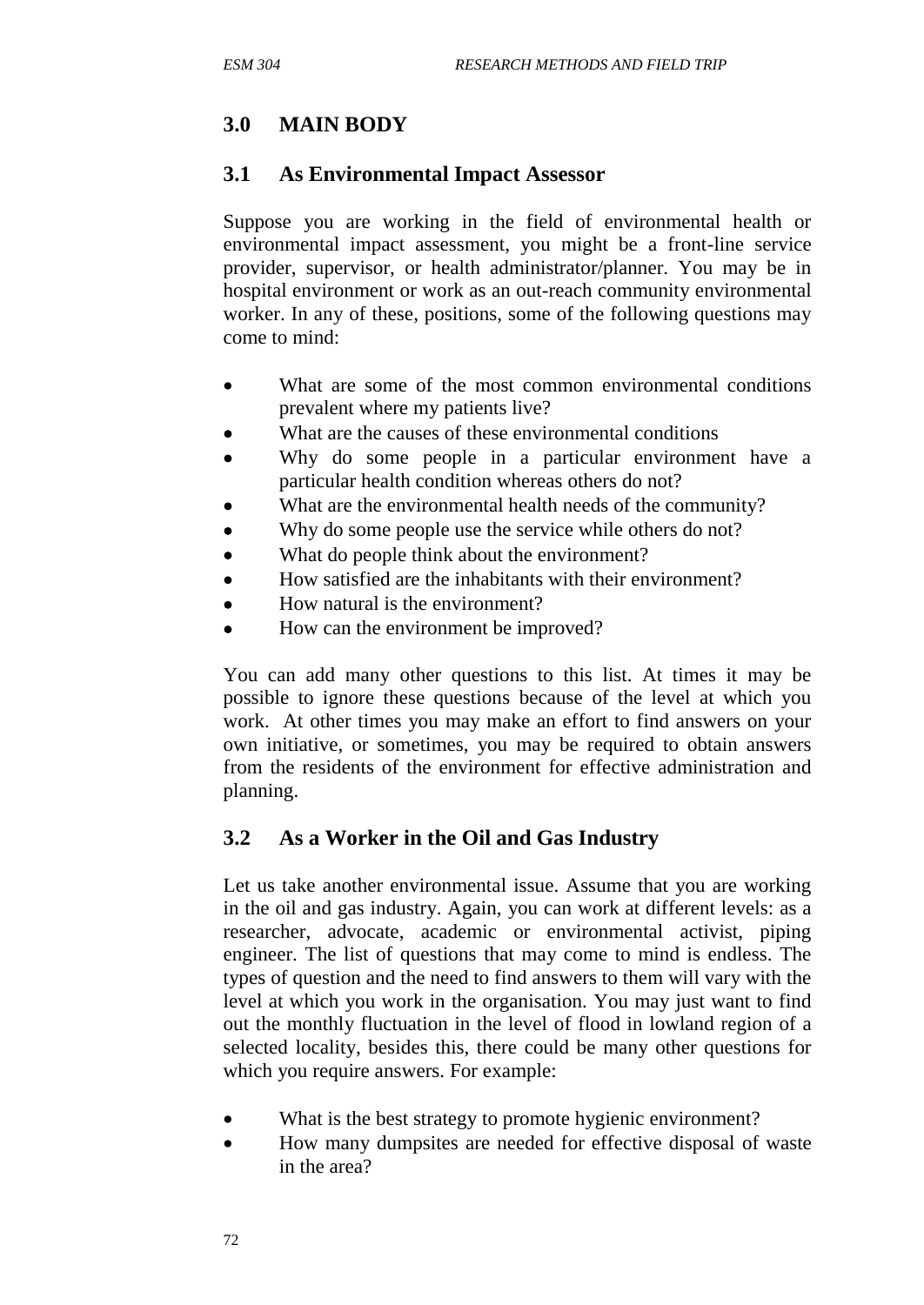## 3.0 MAIN BODY

### 3.1 As Environmental Impact Assessor

Suppose you are working in the field of environmental health or environmental impact assessment, you might be a front-line service provider, supervisor, or health administrator/planner. You may be in hospital environment or work as an out-reach community environmental worker. In any of these, positions, some of the following questions may come to mind:

- What are some of the most common environmental conditions prevalent where my patients live?
- What are the causes of these environmental conditions
- Why do some people in a particular environment have a particular health condition whereas others do not?
- What are the environmental health needs of the community?
- Why do some people use the service while others do not?
- What do people think about the environment?
- How satisfied are the inhabitants with their environment?
- How natural is the environment?
- How can the environment be improved?

You can add many other questions to this list. At times it may be possible to ignore these questions because of the level at which you work. At other times you may make an effort to find answers on your own initiative, or sometimes, you may be required to obtain answers from the residents of the environment for effective administration and planning.

### 3.2 As a Worker in the Oil and Gas Industry

Let us take another environmental issue. Assume that you are working in the oil and gas industry. Again, you can work at different levels: as a researcher, advocate, academic or environmental activist, piping engineer. The list of questions that may come to mind is endless. The types of question and the need to find answers to them will vary with the level at which you work in the organisation. You may just want to find out the monthly fluctuation in the level of flood in lowland region of a selected locality, besides this, there could be many other questions for which you require answers. For example:

- What is the best strategy to promote hygienic environment?
- How many dumpsites are needed for effective disposal of waste in the area?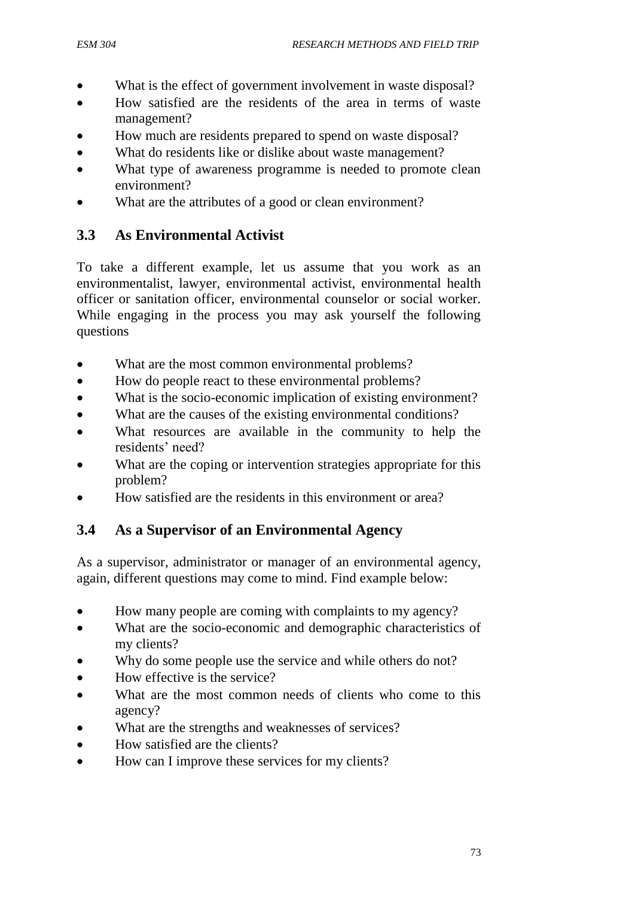- What is the effect of government involvement in waste disposal?
- How satisfied are the residents of the area in terms of waste management?
- How much are residents prepared to spend on waste disposal?
- What do residents like or dislike about waste management?
- What type of awareness programme is needed to promote clean environment?
- What are the attributes of a good or clean environment?

## 3.3 As Environmental Activist

To take a different example, let us assume that you work as an environmentalist, lawyer, environmental activist, environmental health officer or sanitation officer, environmental counselor or social worker. While engaging in the process you may ask yourself the following questions

- What are the most common environmental problems?
- How do people react to these environmental problems?
- What is the socio-economic implication of existing environment?
- What are the causes of the existing environmental conditions?
- What resources are available in the community to help the residents' need?
- What are the coping or intervention strategies appropriate for this problem?
- How satisfied are the residents in this environment or area?

## 3.4 As a Supervisor of an Environmental Agency

As a supervisor, administrator or manager of an environmental agency, again, different questions may come to mind. Find example below:

- How many people are coming with complaints to my agency?
- What are the socio-economic and demographic characteristics of my clients?
- Why do some people use the service and while others do not?
- How effective is the service?
- What are the most common needs of clients who come to this agency?
- What are the strengths and weaknesses of services?
- How satisfied are the clients?
- How can I improve these services for my clients?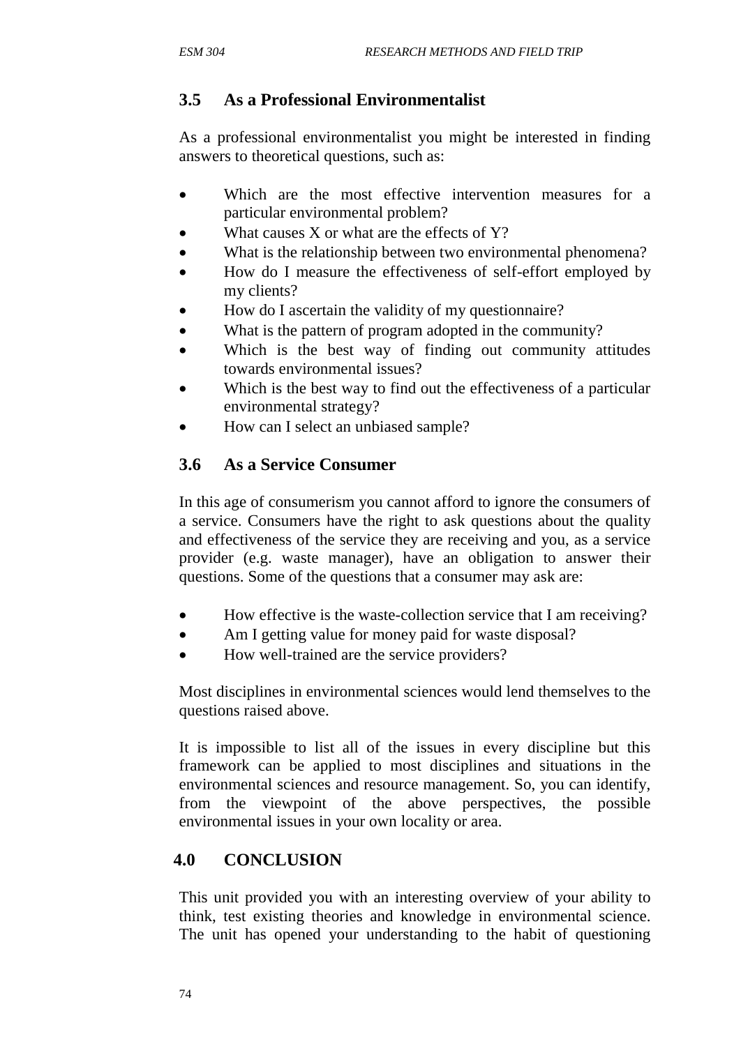## 3.5 As a Professional Environmentalist

As a professional environmentalist you might be interested in finding answers to theoretical questions, such as:

- Which are the most effective intervention measures for a particular environmental problem?
- What causes X or what are the effects of Y?
- What is the relationship between two environmental phenomena?
- How do I measure the effectiveness of self-effort employed by my clients?
- How do I ascertain the validity of my questionnaire?
- What is the pattern of program adopted in the community?
- Which is the best way of finding out community attitudes towards environmental issues?
- Which is the best way to find out the effectiveness of a particular environmental strategy?
- How can I select an unbiased sample?

## 3.6 As a Service Consumer

In this age of consumerism you cannot afford to ignore the consumers of a service. Consumers have the right to ask questions about the quality and effectiveness of the service they are receiving and you, as a service provider (e.g. waste manager), have an obligation to answer their questions. Some of the questions that a consumer may ask are:

- How effective is the waste-collection service that I am receiving?
- Am I getting value for money paid for waste disposal?
- How well-trained are the service providers?

Most disciplines in environmental sciences would lend themselves to the questions raised above.

It is impossible to list all of the issues in every discipline but this framework can be applied to most disciplines and situations in the environmental sciences and resource management. So, you can identify, from the viewpoint of the above perspectives, the possible environmental issues in your own locality or area.

## 4.0 CONCLUSION

This unit provided you with an interesting overview of your ability to think, test existing theories and knowledge in environmental science. The unit has opened your understanding to the habit of questioning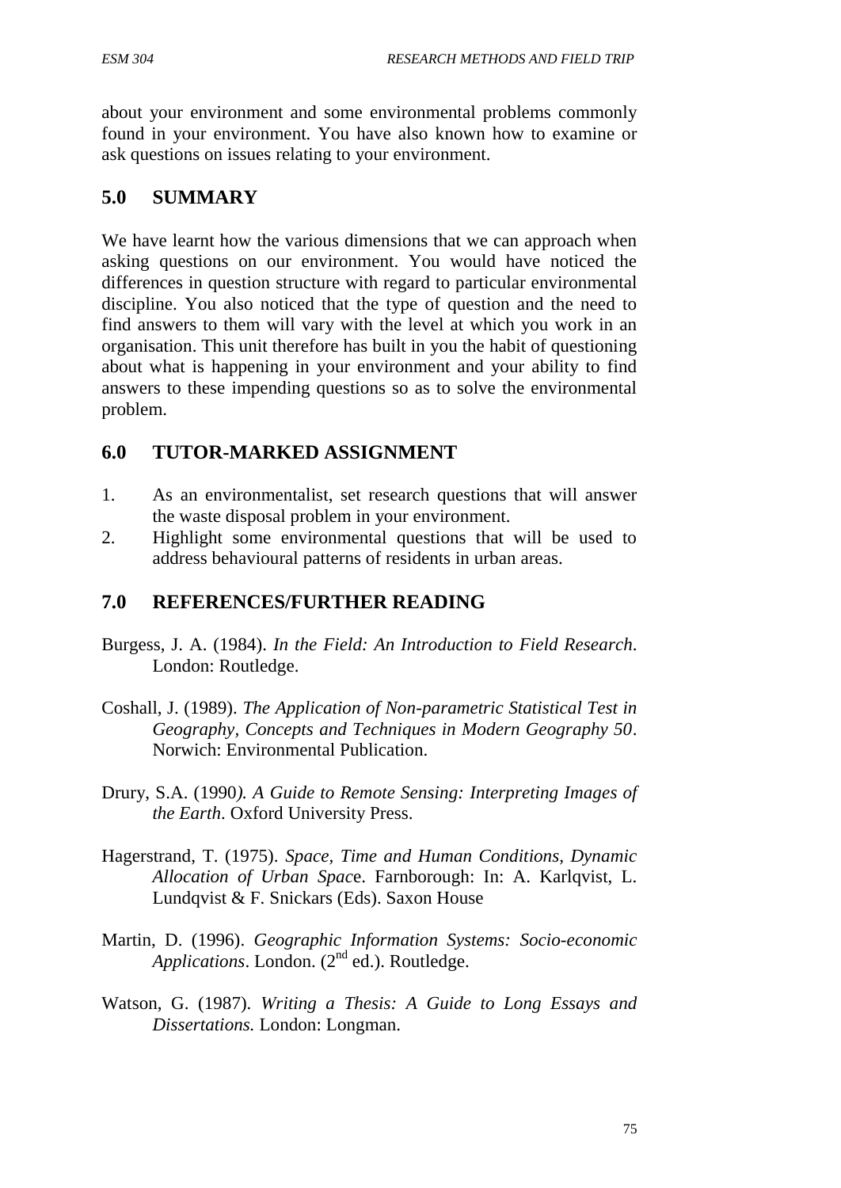about your environment and some environmental problems commonly found in your environment. You have also known how to examine or ask questions on issues relating to your environment.

## 5.0 SUMMARY

We have learnt how the various dimensions that we can approach when asking questions on our environment. You would have noticed the differences in question structure with regard to particular environmental discipline. You also noticed that the type of question and the need to find answers to them will vary with the level at which you work in an organisation. This unit therefore has built in you the habit of questioning about what is happening in your environment and your ability to find answers to these impending questions so as to solve the environmental problem.

## 6.0 TUTOR-MARKED ASSIGNMENT

1. As an environmentalist, set research questions that will answer the waste disposal problem in your environment.
2. Highlight some environmental questions that will be used to address behavioural patterns of residents in urban areas.

## 7.0 REFERENCES/FURTHER READING

Burgess, J. A. (1984). *In the Field: An Introduction to Field Research*. London: Routledge.

Coshall, J. (1989). *The Application of Non-parametric Statistical Test in Geography, Concepts and Techniques in Modern Geography 50*. Norwich: Environmental Publication.

Drury, S.A. (1990*). A Guide to Remote Sensing: Interpreting Images of the Earth*. Oxford University Press.

Hagerstrand, T. (1975). *Space, Time and Human Conditions, Dynamic Allocation of Urban Spac*e. Farnborough: In: A. Karlqvist, L. Lundqvist & F. Snickars (Eds). Saxon House

Martin, D. (1996). *Geographic Information Systems: Socio-economic Applications*. London. (2nd ed.). Routledge.

Watson, G. (1987). *Writing a Thesis: A Guide to Long Essays and Dissertations.* London: Longman.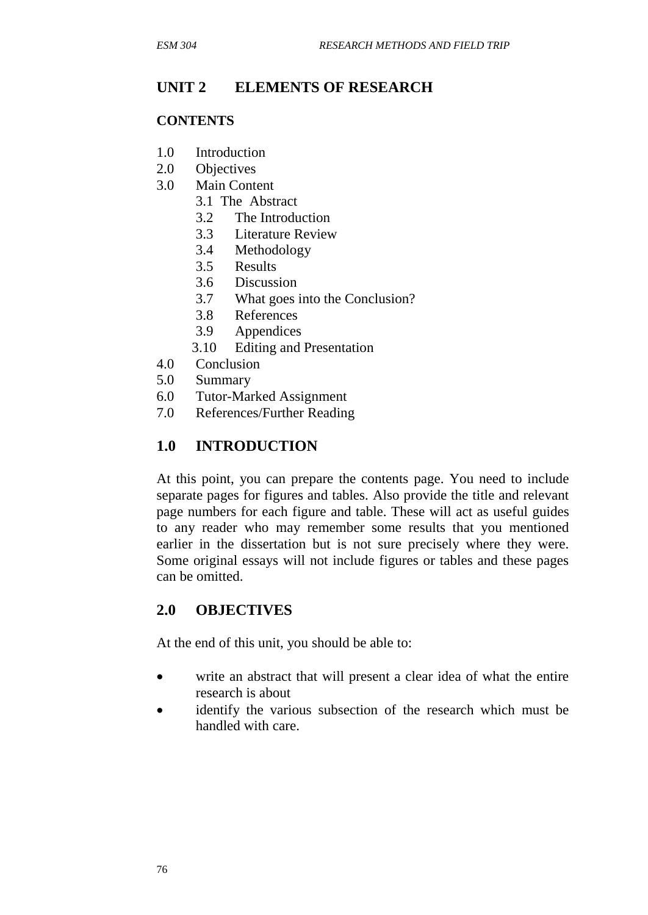# UNIT 2 ELEMENTS OF RESEARCH

**CONTENTS**

1.0 Introduction
2.0 Objectives
3.0 Main Content
    3.1 The Abstract
    3.2 The Introduction
    3.3 Literature Review
    3.4 Methodology
    3.5 Results
    3.6 Discussion
    3.7 What goes into the Conclusion?
    3.8 References
    3.9 Appendices
    3.10 Editing and Presentation
4.0 Conclusion
5.0 Summary
6.0 Tutor-Marked Assignment
7.0 References/Further Reading

## 1.0 INTRODUCTION

At this point, you can prepare the contents page. You need to include separate pages for figures and tables. Also provide the title and relevant page numbers for each figure and table. These will act as useful guides to any reader who may remember some results that you mentioned earlier in the dissertation but is not sure precisely where they were. Some original essays will not include figures or tables and these pages can be omitted.

## 2.0 OBJECTIVES

At the end of this unit, you should be able to:

- write an abstract that will present a clear idea of what the entire research is about
- identify the various subsection of the research which must be handled with care.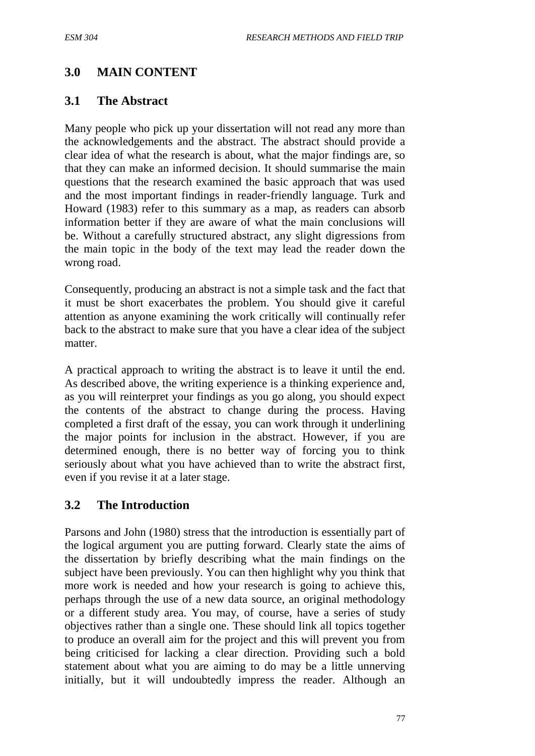## 3.0 MAIN CONTENT

### 3.1 The Abstract

Many people who pick up your dissertation will not read any more than the acknowledgements and the abstract. The abstract should provide a clear idea of what the research is about, what the major findings are, so that they can make an informed decision. It should summarise the main questions that the research examined the basic approach that was used and the most important findings in reader-friendly language. Turk and Howard (1983) refer to this summary as a map, as readers can absorb information better if they are aware of what the main conclusions will be. Without a carefully structured abstract, any slight digressions from the main topic in the body of the text may lead the reader down the wrong road.

Consequently, producing an abstract is not a simple task and the fact that it must be short exacerbates the problem. You should give it careful attention as anyone examining the work critically will continually refer back to the abstract to make sure that you have a clear idea of the subject matter.

A practical approach to writing the abstract is to leave it until the end. As described above, the writing experience is a thinking experience and, as you will reinterpret your findings as you go along, you should expect the contents of the abstract to change during the process. Having completed a first draft of the essay, you can work through it underlining the major points for inclusion in the abstract. However, if you are determined enough, there is no better way of forcing you to think seriously about what you have achieved than to write the abstract first, even if you revise it at a later stage.

### 3.2 The Introduction

Parsons and John (1980) stress that the introduction is essentially part of the logical argument you are putting forward. Clearly state the aims of the dissertation by briefly describing what the main findings on the subject have been previously. You can then highlight why you think that more work is needed and how your research is going to achieve this, perhaps through the use of a new data source, an original methodology or a different study area. You may, of course, have a series of study objectives rather than a single one. These should link all topics together to produce an overall aim for the project and this will prevent you from being criticised for lacking a clear direction. Providing such a bold statement about what you are aiming to do may be a little unnerving initially, but it will undoubtedly impress the reader. Although an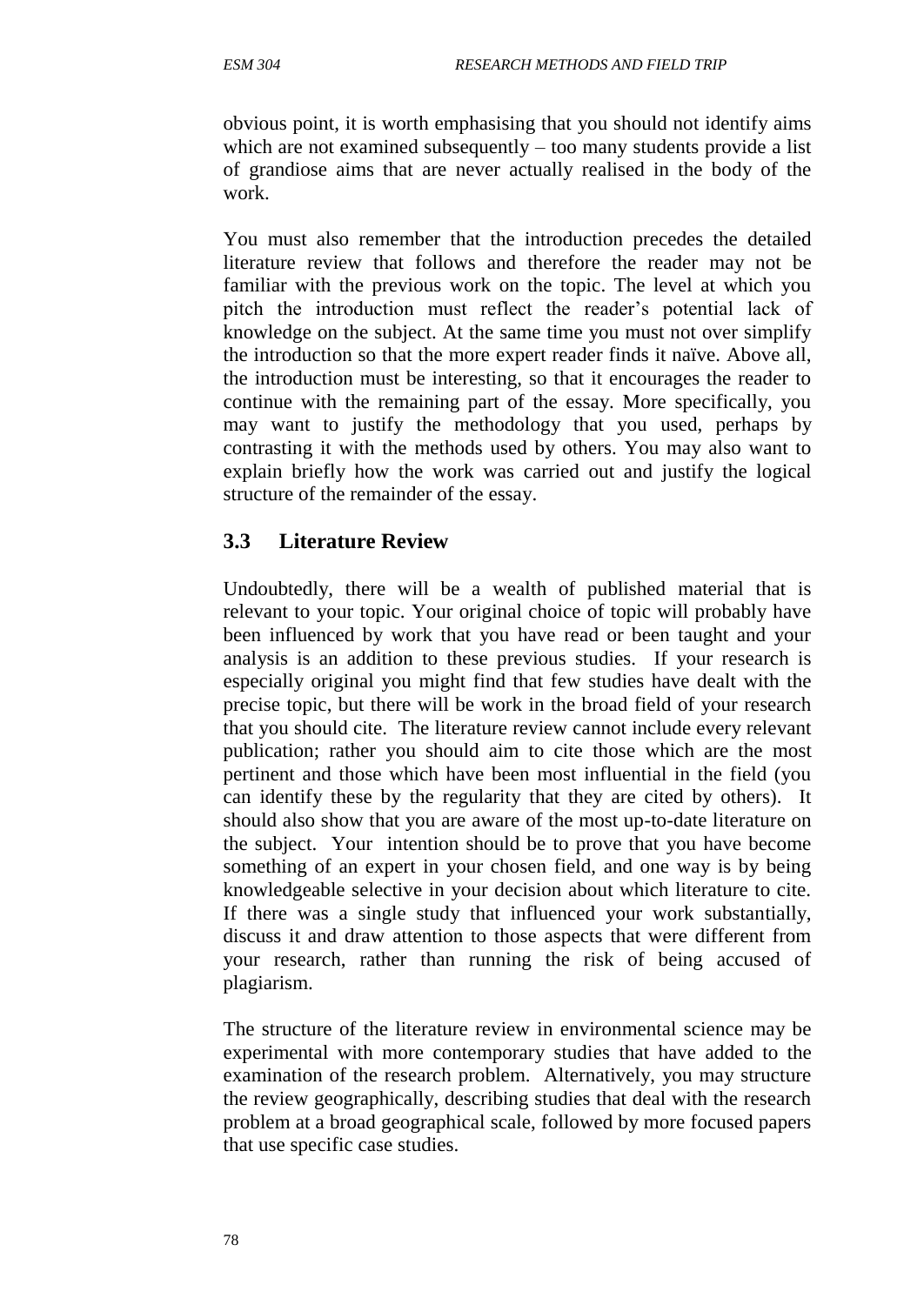obvious point, it is worth emphasising that you should not identify aims which are not examined subsequently – too many students provide a list of grandiose aims that are never actually realised in the body of the work.

You must also remember that the introduction precedes the detailed literature review that follows and therefore the reader may not be familiar with the previous work on the topic. The level at which you pitch the introduction must reflect the reader's potential lack of knowledge on the subject. At the same time you must not over simplify the introduction so that the more expert reader finds it naïve. Above all, the introduction must be interesting, so that it encourages the reader to continue with the remaining part of the essay. More specifically, you may want to justify the methodology that you used, perhaps by contrasting it with the methods used by others. You may also want to explain briefly how the work was carried out and justify the logical structure of the remainder of the essay.

## 3.3 Literature Review

Undoubtedly, there will be a wealth of published material that is relevant to your topic. Your original choice of topic will probably have been influenced by work that you have read or been taught and your analysis is an addition to these previous studies. If your research is especially original you might find that few studies have dealt with the precise topic, but there will be work in the broad field of your research that you should cite. The literature review cannot include every relevant publication; rather you should aim to cite those which are the most pertinent and those which have been most influential in the field (you can identify these by the regularity that they are cited by others). It should also show that you are aware of the most up-to-date literature on the subject. Your intention should be to prove that you have become something of an expert in your chosen field, and one way is by being knowledgeable selective in your decision about which literature to cite. If there was a single study that influenced your work substantially, discuss it and draw attention to those aspects that were different from your research, rather than running the risk of being accused of plagiarism.

The structure of the literature review in environmental science may be experimental with more contemporary studies that have added to the examination of the research problem. Alternatively, you may structure the review geographically, describing studies that deal with the research problem at a broad geographical scale, followed by more focused papers that use specific case studies.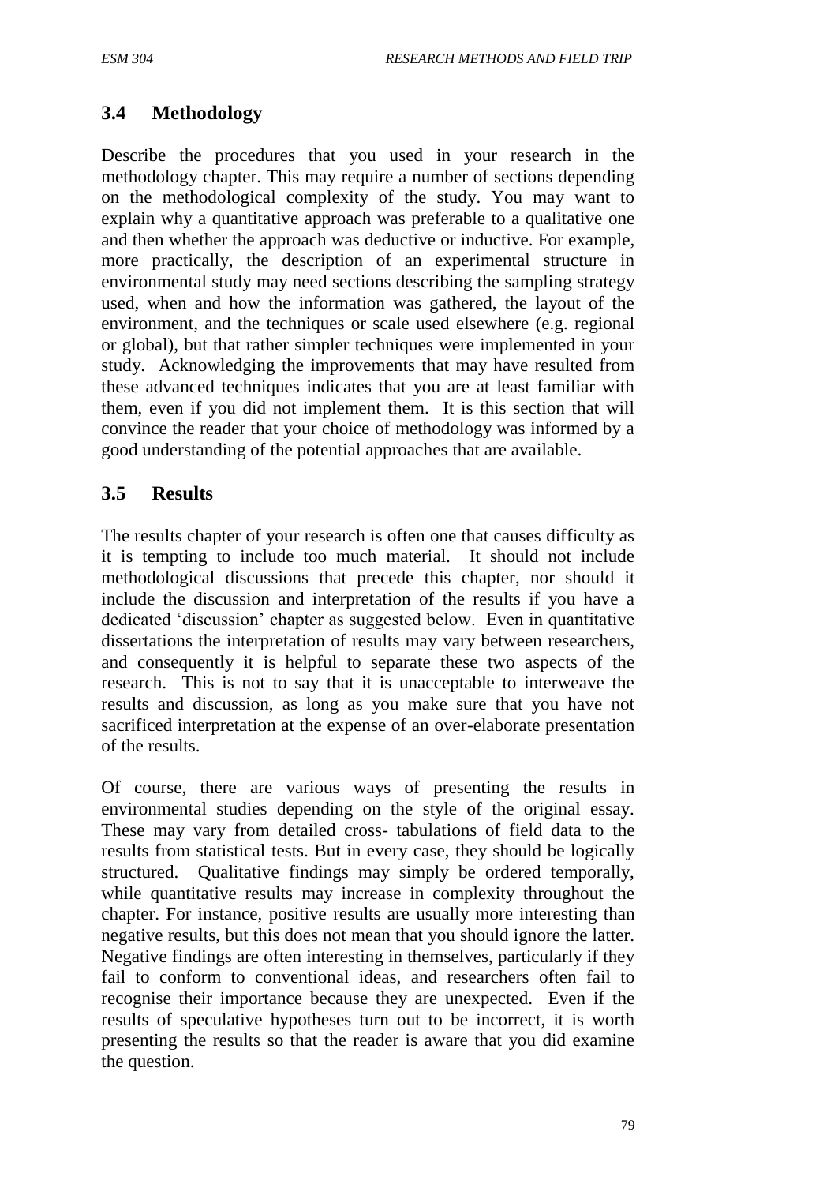## 3.4 Methodology

Describe the procedures that you used in your research in the methodology chapter. This may require a number of sections depending on the methodological complexity of the study. You may want to explain why a quantitative approach was preferable to a qualitative one and then whether the approach was deductive or inductive. For example, more practically, the description of an experimental structure in environmental study may need sections describing the sampling strategy used, when and how the information was gathered, the layout of the environment, and the techniques or scale used elsewhere (e.g. regional or global), but that rather simpler techniques were implemented in your study. Acknowledging the improvements that may have resulted from these advanced techniques indicates that you are at least familiar with them, even if you did not implement them. It is this section that will convince the reader that your choice of methodology was informed by a good understanding of the potential approaches that are available.

## 3.5 Results

The results chapter of your research is often one that causes difficulty as it is tempting to include too much material. It should not include methodological discussions that precede this chapter, nor should it include the discussion and interpretation of the results if you have a dedicated 'discussion' chapter as suggested below. Even in quantitative dissertations the interpretation of results may vary between researchers, and consequently it is helpful to separate these two aspects of the research. This is not to say that it is unacceptable to interweave the results and discussion, as long as you make sure that you have not sacrificed interpretation at the expense of an over-elaborate presentation of the results.

Of course, there are various ways of presenting the results in environmental studies depending on the style of the original essay. These may vary from detailed cross- tabulations of field data to the results from statistical tests. But in every case, they should be logically structured. Qualitative findings may simply be ordered temporally, while quantitative results may increase in complexity throughout the chapter. For instance, positive results are usually more interesting than negative results, but this does not mean that you should ignore the latter. Negative findings are often interesting in themselves, particularly if they fail to conform to conventional ideas, and researchers often fail to recognise their importance because they are unexpected. Even if the results of speculative hypotheses turn out to be incorrect, it is worth presenting the results so that the reader is aware that you did examine the question.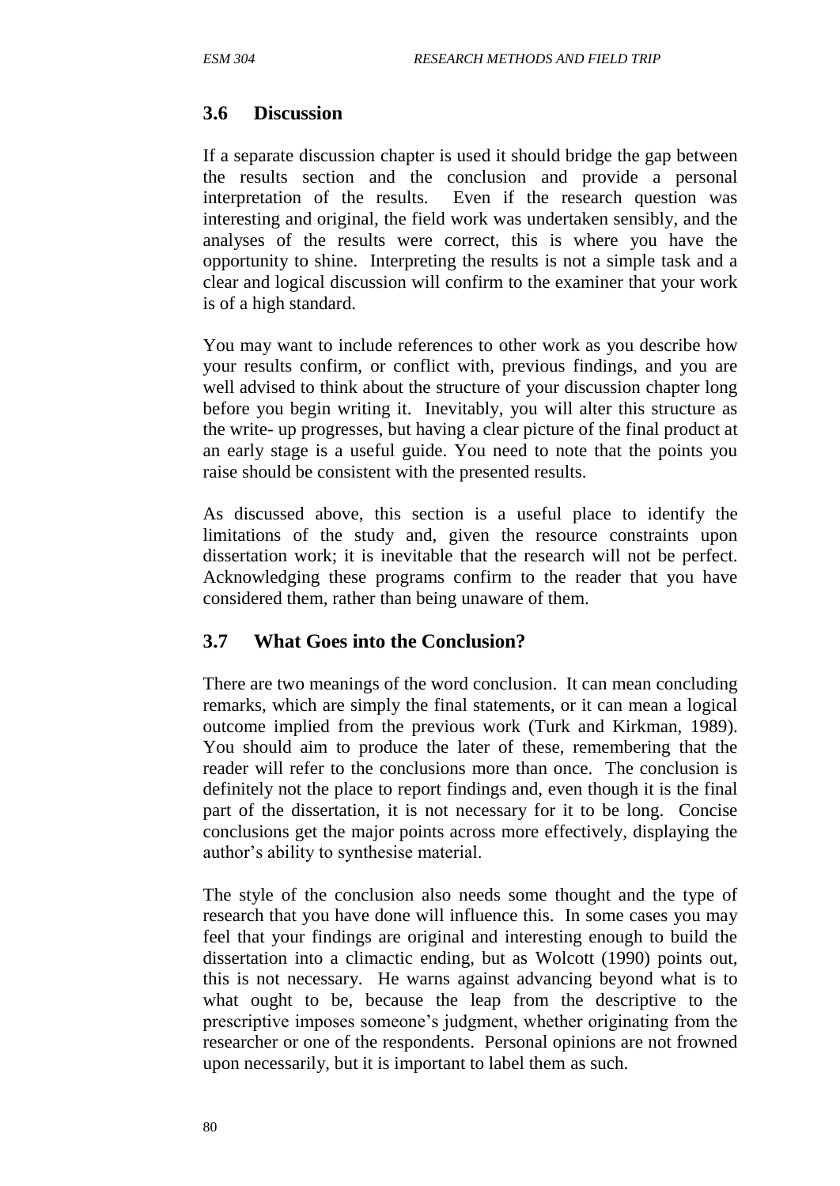## 3.6 Discussion

If a separate discussion chapter is used it should bridge the gap between the results section and the conclusion and provide a personal interpretation of the results. Even if the research question was interesting and original, the field work was undertaken sensibly, and the analyses of the results were correct, this is where you have the opportunity to shine. Interpreting the results is not a simple task and a clear and logical discussion will confirm to the examiner that your work is of a high standard.

You may want to include references to other work as you describe how your results confirm, or conflict with, previous findings, and you are well advised to think about the structure of your discussion chapter long before you begin writing it. Inevitably, you will alter this structure as the write- up progresses, but having a clear picture of the final product at an early stage is a useful guide. You need to note that the points you raise should be consistent with the presented results.

As discussed above, this section is a useful place to identify the limitations of the study and, given the resource constraints upon dissertation work; it is inevitable that the research will not be perfect. Acknowledging these programs confirm to the reader that you have considered them, rather than being unaware of them.

## 3.7 What Goes into the Conclusion?

There are two meanings of the word conclusion. It can mean concluding remarks, which are simply the final statements, or it can mean a logical outcome implied from the previous work (Turk and Kirkman, 1989). You should aim to produce the later of these, remembering that the reader will refer to the conclusions more than once. The conclusion is definitely not the place to report findings and, even though it is the final part of the dissertation, it is not necessary for it to be long. Concise conclusions get the major points across more effectively, displaying the author's ability to synthesise material.

The style of the conclusion also needs some thought and the type of research that you have done will influence this. In some cases you may feel that your findings are original and interesting enough to build the dissertation into a climactic ending, but as Wolcott (1990) points out, this is not necessary. He warns against advancing beyond what is to what ought to be, because the leap from the descriptive to the prescriptive imposes someone's judgment, whether originating from the researcher or one of the respondents. Personal opinions are not frowned upon necessarily, but it is important to label them as such.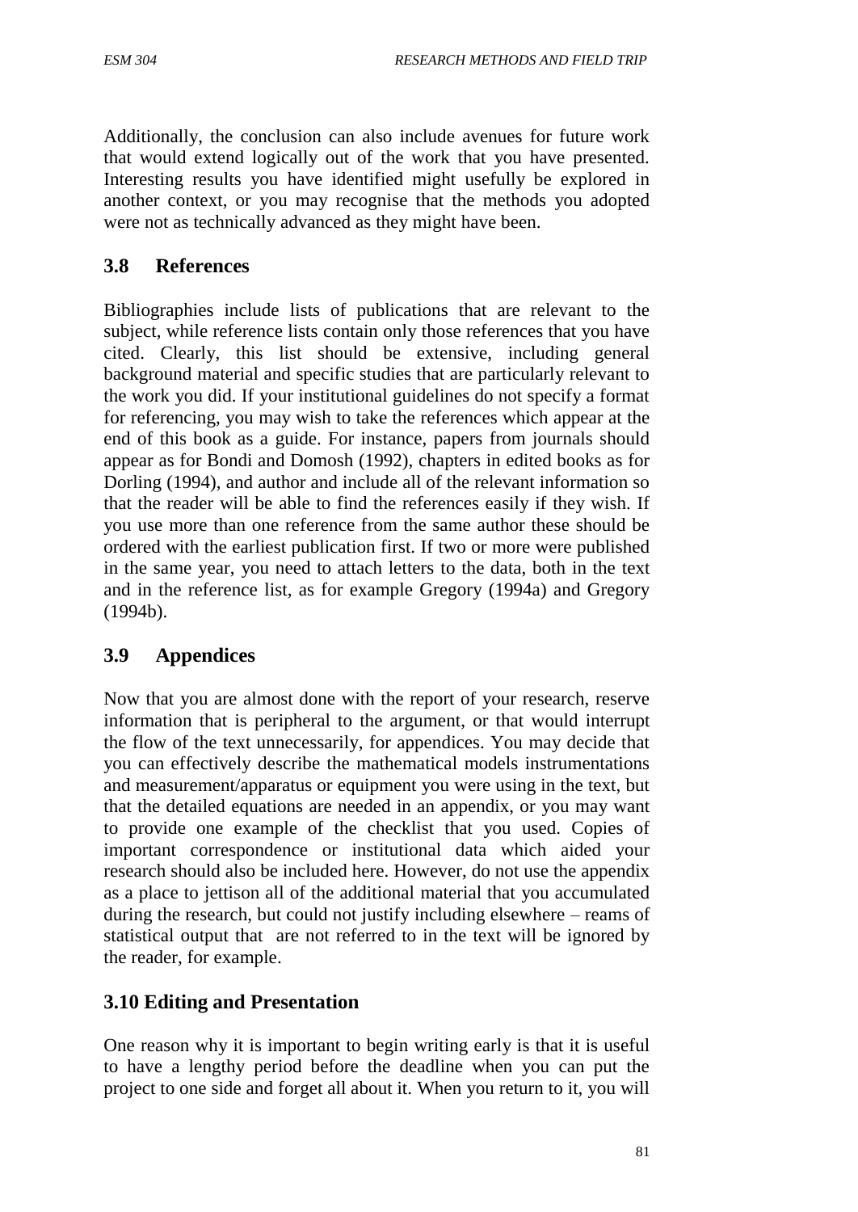Additionally, the conclusion can also include avenues for future work that would extend logically out of the work that you have presented. Interesting results you have identified might usefully be explored in another context, or you may recognise that the methods you adopted were not as technically advanced as they might have been.

## 3.8 References

Bibliographies include lists of publications that are relevant to the subject, while reference lists contain only those references that you have cited. Clearly, this list should be extensive, including general background material and specific studies that are particularly relevant to the work you did. If your institutional guidelines do not specify a format for referencing, you may wish to take the references which appear at the end of this book as a guide. For instance, papers from journals should appear as for Bondi and Domosh (1992), chapters in edited books as for Dorling (1994), and author and include all of the relevant information so that the reader will be able to find the references easily if they wish. If you use more than one reference from the same author these should be ordered with the earliest publication first. If two or more were published in the same year, you need to attach letters to the data, both in the text and in the reference list, as for example Gregory (1994a) and Gregory (1994b).

## 3.9 Appendices

Now that you are almost done with the report of your research, reserve information that is peripheral to the argument, or that would interrupt the flow of the text unnecessarily, for appendices. You may decide that you can effectively describe the mathematical models instrumentations and measurement/apparatus or equipment you were using in the text, but that the detailed equations are needed in an appendix, or you may want to provide one example of the checklist that you used. Copies of important correspondence or institutional data which aided your research should also be included here. However, do not use the appendix as a place to jettison all of the additional material that you accumulated during the research, but could not justify including elsewhere – reams of statistical output that are not referred to in the text will be ignored by the reader, for example.

## 3.10 Editing and Presentation

One reason why it is important to begin writing early is that it is useful to have a lengthy period before the deadline when you can put the project to one side and forget all about it. When you return to it, you will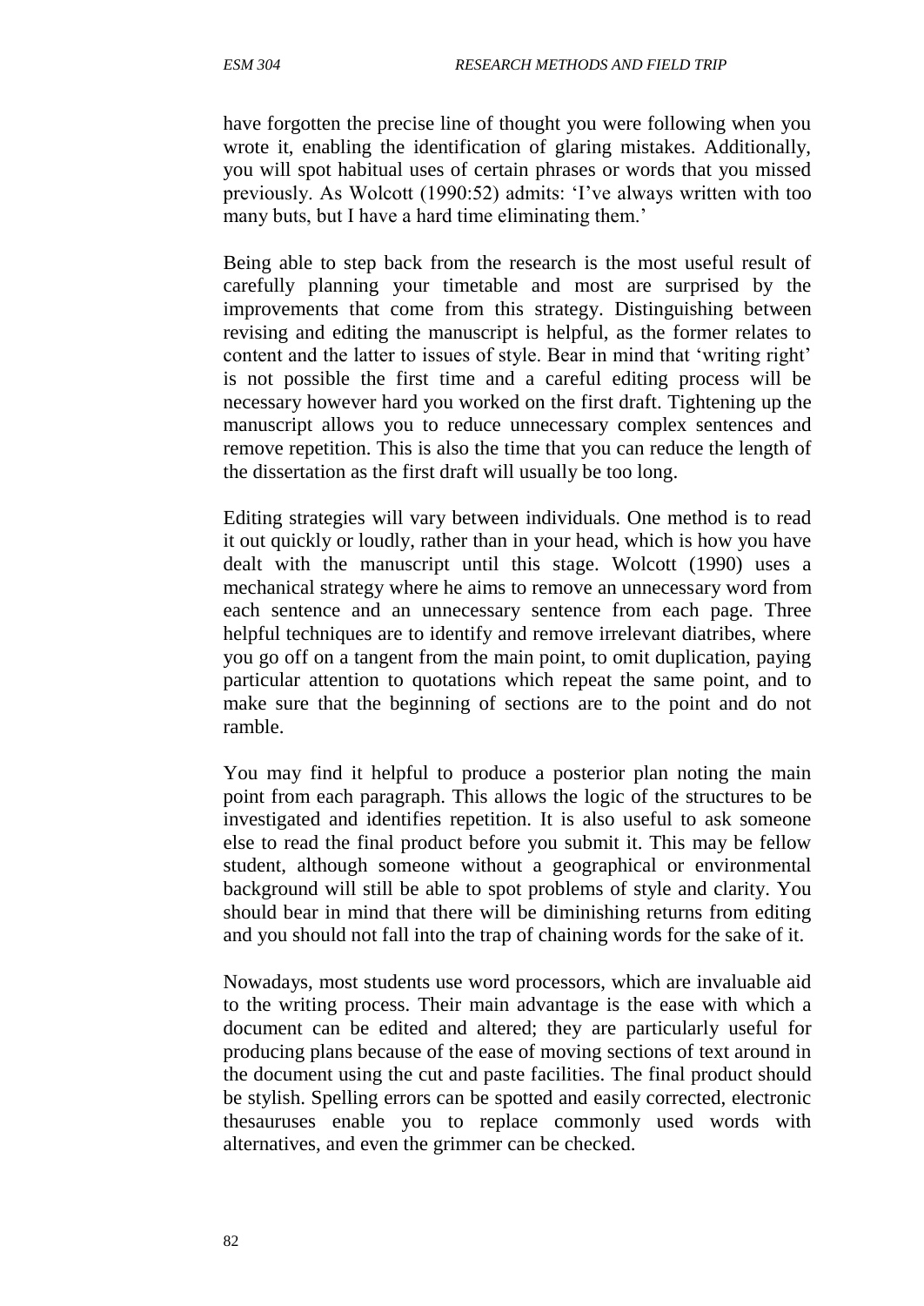have forgotten the precise line of thought you were following when you wrote it, enabling the identification of glaring mistakes. Additionally, you will spot habitual uses of certain phrases or words that you missed previously. As Wolcott (1990:52) admits: 'I've always written with too many buts, but I have a hard time eliminating them.'

Being able to step back from the research is the most useful result of carefully planning your timetable and most are surprised by the improvements that come from this strategy. Distinguishing between revising and editing the manuscript is helpful, as the former relates to content and the latter to issues of style. Bear in mind that 'writing right' is not possible the first time and a careful editing process will be necessary however hard you worked on the first draft. Tightening up the manuscript allows you to reduce unnecessary complex sentences and remove repetition. This is also the time that you can reduce the length of the dissertation as the first draft will usually be too long.

Editing strategies will vary between individuals. One method is to read it out quickly or loudly, rather than in your head, which is how you have dealt with the manuscript until this stage. Wolcott (1990) uses a mechanical strategy where he aims to remove an unnecessary word from each sentence and an unnecessary sentence from each page. Three helpful techniques are to identify and remove irrelevant diatribes, where you go off on a tangent from the main point, to omit duplication, paying particular attention to quotations which repeat the same point, and to make sure that the beginning of sections are to the point and do not ramble.

You may find it helpful to produce a posterior plan noting the main point from each paragraph. This allows the logic of the structures to be investigated and identifies repetition. It is also useful to ask someone else to read the final product before you submit it. This may be fellow student, although someone without a geographical or environmental background will still be able to spot problems of style and clarity. You should bear in mind that there will be diminishing returns from editing and you should not fall into the trap of chaining words for the sake of it.

Nowadays, most students use word processors, which are invaluable aid to the writing process. Their main advantage is the ease with which a document can be edited and altered; they are particularly useful for producing plans because of the ease of moving sections of text around in the document using the cut and paste facilities. The final product should be stylish. Spelling errors can be spotted and easily corrected, electronic thesauruses enable you to replace commonly used words with alternatives, and even the grimmer can be checked.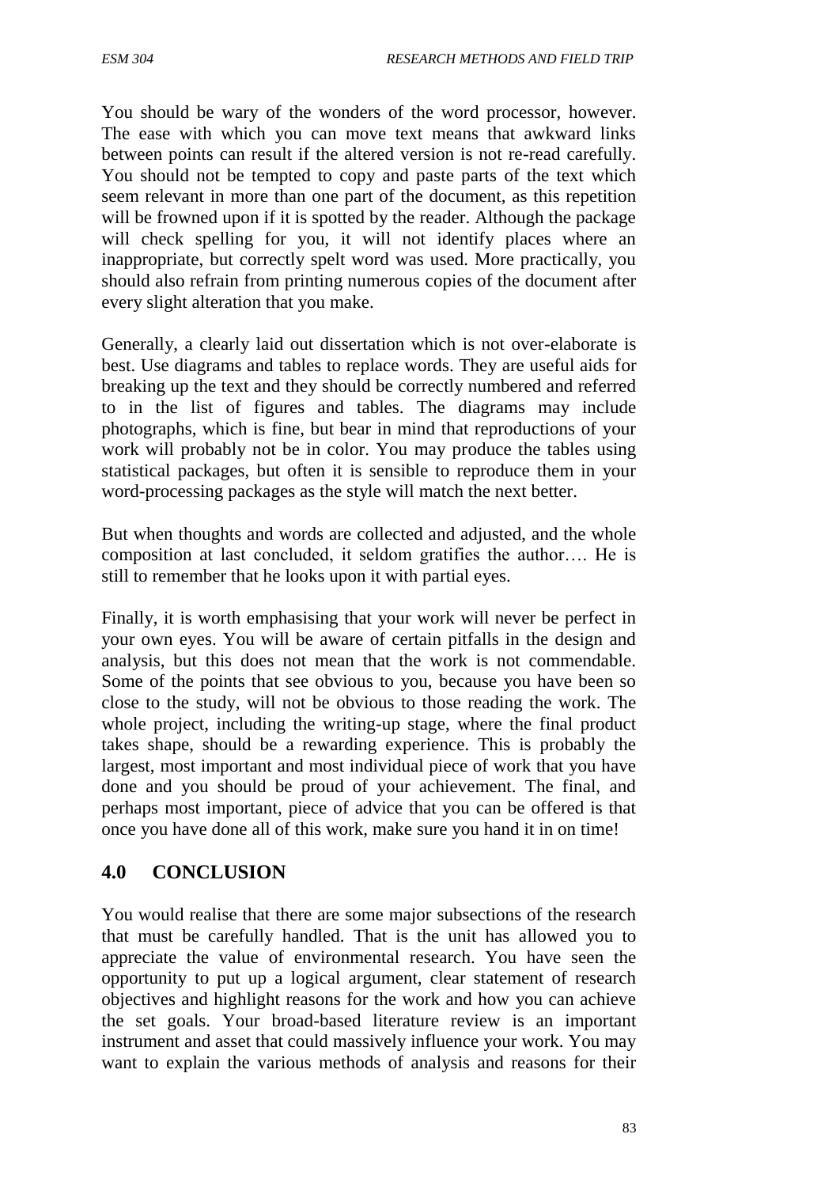You should be wary of the wonders of the word processor, however. The ease with which you can move text means that awkward links between points can result if the altered version is not re-read carefully. You should not be tempted to copy and paste parts of the text which seem relevant in more than one part of the document, as this repetition will be frowned upon if it is spotted by the reader. Although the package will check spelling for you, it will not identify places where an inappropriate, but correctly spelt word was used. More practically, you should also refrain from printing numerous copies of the document after every slight alteration that you make.

Generally, a clearly laid out dissertation which is not over-elaborate is best. Use diagrams and tables to replace words. They are useful aids for breaking up the text and they should be correctly numbered and referred to in the list of figures and tables. The diagrams may include photographs, which is fine, but bear in mind that reproductions of your work will probably not be in color. You may produce the tables using statistical packages, but often it is sensible to reproduce them in your word-processing packages as the style will match the next better.

But when thoughts and words are collected and adjusted, and the whole composition at last concluded, it seldom gratifies the author…. He is still to remember that he looks upon it with partial eyes.

Finally, it is worth emphasising that your work will never be perfect in your own eyes. You will be aware of certain pitfalls in the design and analysis, but this does not mean that the work is not commendable. Some of the points that see obvious to you, because you have been so close to the study, will not be obvious to those reading the work. The whole project, including the writing-up stage, where the final product takes shape, should be a rewarding experience. This is probably the largest, most important and most individual piece of work that you have done and you should be proud of your achievement. The final, and perhaps most important, piece of advice that you can be offered is that once you have done all of this work, make sure you hand it in on time!

## 4.0 CONCLUSION

You would realise that there are some major subsections of the research that must be carefully handled. That is the unit has allowed you to appreciate the value of environmental research. You have seen the opportunity to put up a logical argument, clear statement of research objectives and highlight reasons for the work and how you can achieve the set goals. Your broad-based literature review is an important instrument and asset that could massively influence your work. You may want to explain the various methods of analysis and reasons for their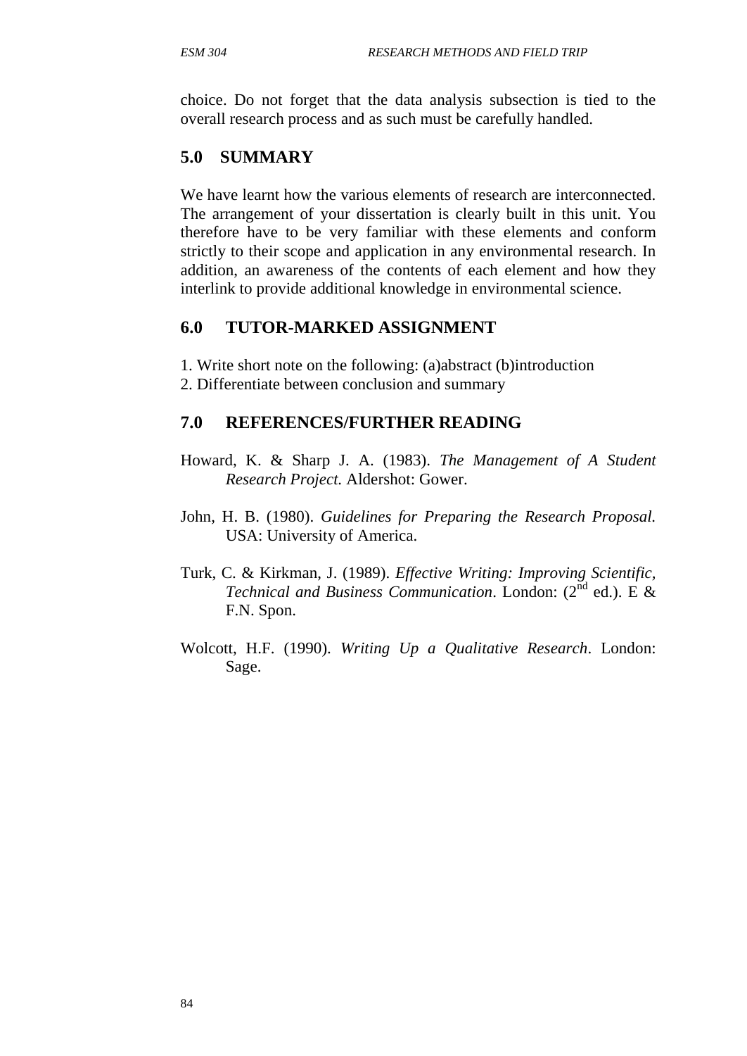choice. Do not forget that the data analysis subsection is tied to the overall research process and as such must be carefully handled.

## 5.0 SUMMARY

We have learnt how the various elements of research are interconnected. The arrangement of your dissertation is clearly built in this unit. You therefore have to be very familiar with these elements and conform strictly to their scope and application in any environmental research. In addition, an awareness of the contents of each element and how they interlink to provide additional knowledge in environmental science.

## 6.0 TUTOR-MARKED ASSIGNMENT

1. Write short note on the following: (a)abstract (b)introduction
2. Differentiate between conclusion and summary

## 7.0 REFERENCES/FURTHER READING

Howard, K. & Sharp J. A. (1983). *The Management of A Student Research Project.* Aldershot: Gower.

John, H. B. (1980). *Guidelines for Preparing the Research Proposal.* USA: University of America.

Turk, C. & Kirkman, J. (1989). *Effective Writing: Improving Scientific, Technical and Business Communication*. London: (2nd ed.). E & F.N. Spon.

Wolcott, H.F. (1990). *Writing Up a Qualitative Research*. London: Sage.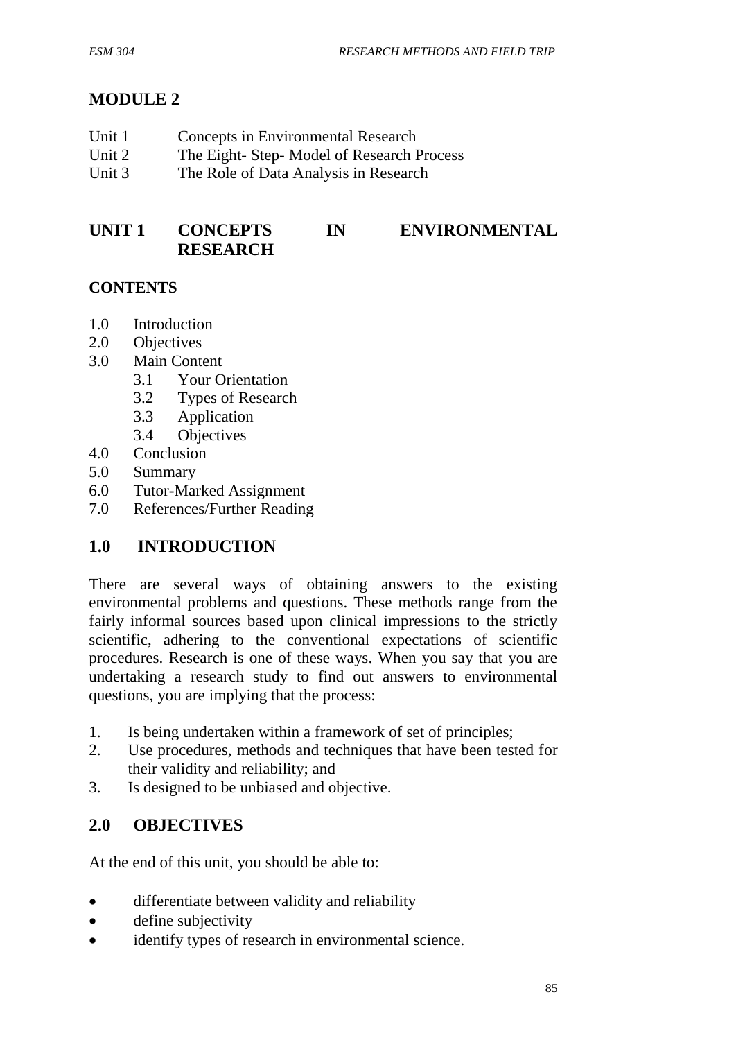# MODULE 2

| | |
|---|---|
| Unit 1 | Concepts in Environmental Research |
| Unit 2 | The Eight- Step- Model of Research Process |
| Unit 3 | The Role of Data Analysis in Research |

## UNIT 1 CONCEPTS IN ENVIRONMENTAL RESEARCH

### CONTENTS

1.0 Introduction
2.0 Objectives
3.0 Main Content
  3.1 Your Orientation
  3.2 Types of Research
  3.3 Application
  3.4 Objectives
4.0 Conclusion
5.0 Summary
6.0 Tutor-Marked Assignment
7.0 References/Further Reading

## 1.0 INTRODUCTION

There are several ways of obtaining answers to the existing environmental problems and questions. These methods range from the fairly informal sources based upon clinical impressions to the strictly scientific, adhering to the conventional expectations of scientific procedures. Research is one of these ways. When you say that you are undertaking a research study to find out answers to environmental questions, you are implying that the process:

1. Is being undertaken within a framework of set of principles;
2. Use procedures, methods and techniques that have been tested for their validity and reliability; and
3. Is designed to be unbiased and objective.

## 2.0 OBJECTIVES

At the end of this unit, you should be able to:

- differentiate between validity and reliability
- define subjectivity
- identify types of research in environmental science.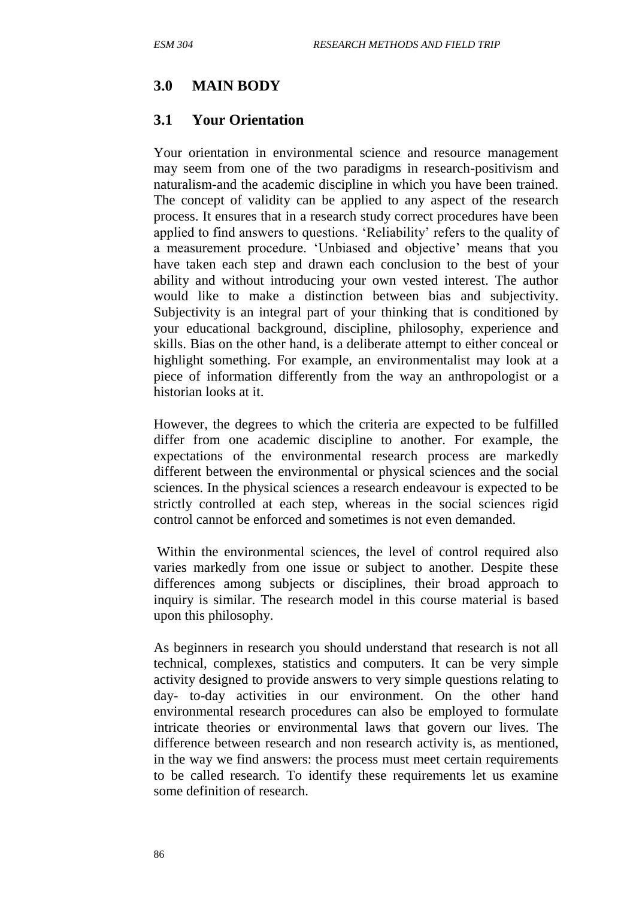## 3.0 MAIN BODY

### 3.1 Your Orientation

Your orientation in environmental science and resource management may seem from one of the two paradigms in research-positivism and naturalism-and the academic discipline in which you have been trained. The concept of validity can be applied to any aspect of the research process. It ensures that in a research study correct procedures have been applied to find answers to questions. 'Reliability' refers to the quality of a measurement procedure. 'Unbiased and objective' means that you have taken each step and drawn each conclusion to the best of your ability and without introducing your own vested interest. The author would like to make a distinction between bias and subjectivity. Subjectivity is an integral part of your thinking that is conditioned by your educational background, discipline, philosophy, experience and skills. Bias on the other hand, is a deliberate attempt to either conceal or highlight something. For example, an environmentalist may look at a piece of information differently from the way an anthropologist or a historian looks at it.

However, the degrees to which the criteria are expected to be fulfilled differ from one academic discipline to another. For example, the expectations of the environmental research process are markedly different between the environmental or physical sciences and the social sciences. In the physical sciences a research endeavour is expected to be strictly controlled at each step, whereas in the social sciences rigid control cannot be enforced and sometimes is not even demanded.

Within the environmental sciences, the level of control required also varies markedly from one issue or subject to another. Despite these differences among subjects or disciplines, their broad approach to inquiry is similar. The research model in this course material is based upon this philosophy.

As beginners in research you should understand that research is not all technical, complexes, statistics and computers. It can be very simple activity designed to provide answers to very simple questions relating to day- to-day activities in our environment. On the other hand environmental research procedures can also be employed to formulate intricate theories or environmental laws that govern our lives. The difference between research and non research activity is, as mentioned, in the way we find answers: the process must meet certain requirements to be called research. To identify these requirements let us examine some definition of research.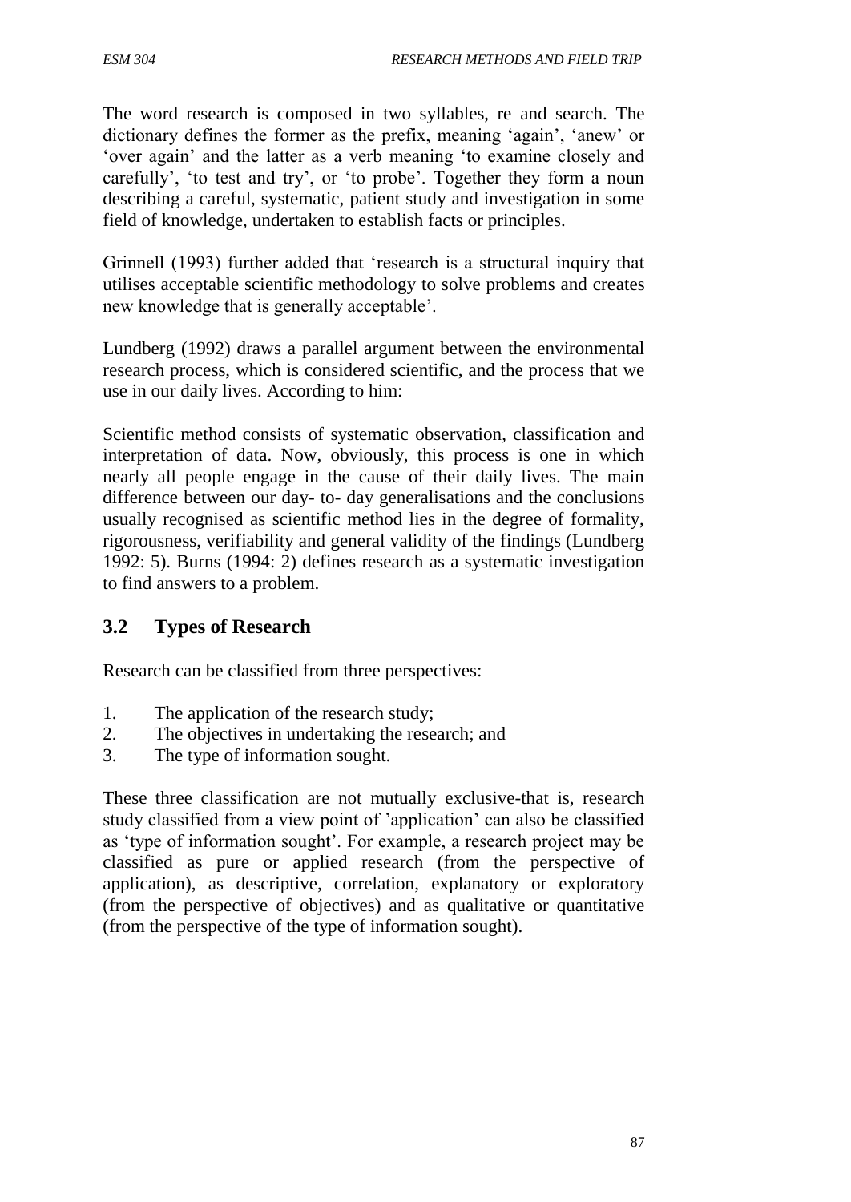The word research is composed in two syllables, re and search. The dictionary defines the former as the prefix, meaning 'again', 'anew' or 'over again' and the latter as a verb meaning 'to examine closely and carefully', 'to test and try', or 'to probe'. Together they form a noun describing a careful, systematic, patient study and investigation in some field of knowledge, undertaken to establish facts or principles.

Grinnell (1993) further added that 'research is a structural inquiry that utilises acceptable scientific methodology to solve problems and creates new knowledge that is generally acceptable'.

Lundberg (1992) draws a parallel argument between the environmental research process, which is considered scientific, and the process that we use in our daily lives. According to him:

Scientific method consists of systematic observation, classification and interpretation of data. Now, obviously, this process is one in which nearly all people engage in the cause of their daily lives. The main difference between our day- to- day generalisations and the conclusions usually recognised as scientific method lies in the degree of formality, rigorousness, verifiability and general validity of the findings (Lundberg 1992: 5). Burns (1994: 2) defines research as a systematic investigation to find answers to a problem.

## 3.2 Types of Research

Research can be classified from three perspectives:

1. The application of the research study;
2. The objectives in undertaking the research; and
3. The type of information sought.

These three classification are not mutually exclusive-that is, research study classified from a view point of 'application' can also be classified as 'type of information sought'. For example, a research project may be classified as pure or applied research (from the perspective of application), as descriptive, correlation, explanatory or exploratory (from the perspective of objectives) and as qualitative or quantitative (from the perspective of the type of information sought).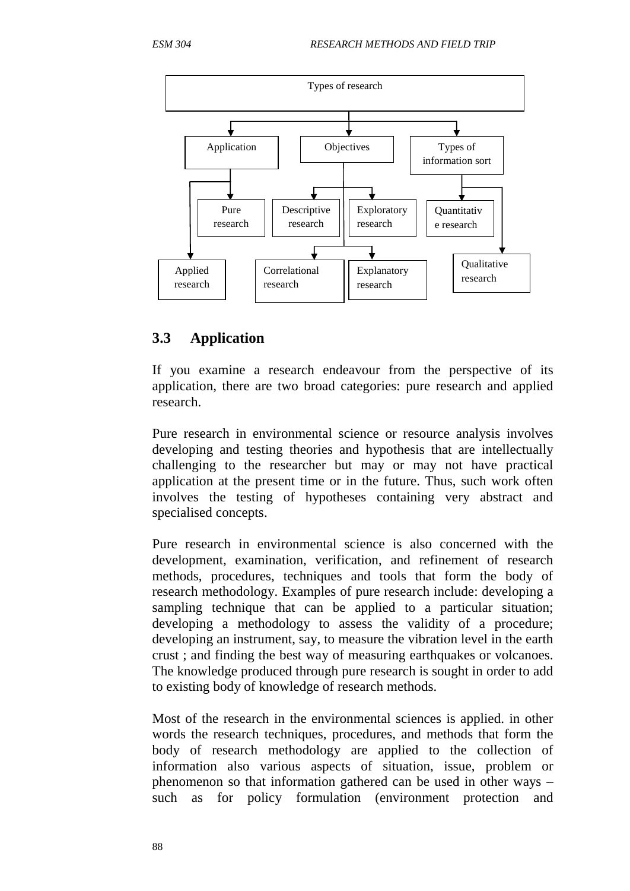Types of research

- Application
  - Pure research
  - Applied research
- Objectives
  - Descriptive research
  - Exploratory research
  - Correlational research
  - Explanatory research
- Types of information sort
  - Quantitative research
  - Qualitative research

## 3.3 Application

If you examine a research endeavour from the perspective of its application, there are two broad categories: pure research and applied research.

Pure research in environmental science or resource analysis involves developing and testing theories and hypothesis that are intellectually challenging to the researcher but may or may not have practical application at the present time or in the future. Thus, such work often involves the testing of hypotheses containing very abstract and specialised concepts.

Pure research in environmental science is also concerned with the development, examination, verification, and refinement of research methods, procedures, techniques and tools that form the body of research methodology. Examples of pure research include: developing a sampling technique that can be applied to a particular situation; developing a methodology to assess the validity of a procedure; developing an instrument, say, to measure the vibration level in the earth crust ; and finding the best way of measuring earthquakes or volcanoes. The knowledge produced through pure research is sought in order to add to existing body of knowledge of research methods.

Most of the research in the environmental sciences is applied. in other words the research techniques, procedures, and methods that form the body of research methodology are applied to the collection of information also various aspects of situation, issue, problem or phenomenon so that information gathered can be used in other ways – such as for policy formulation (environment protection and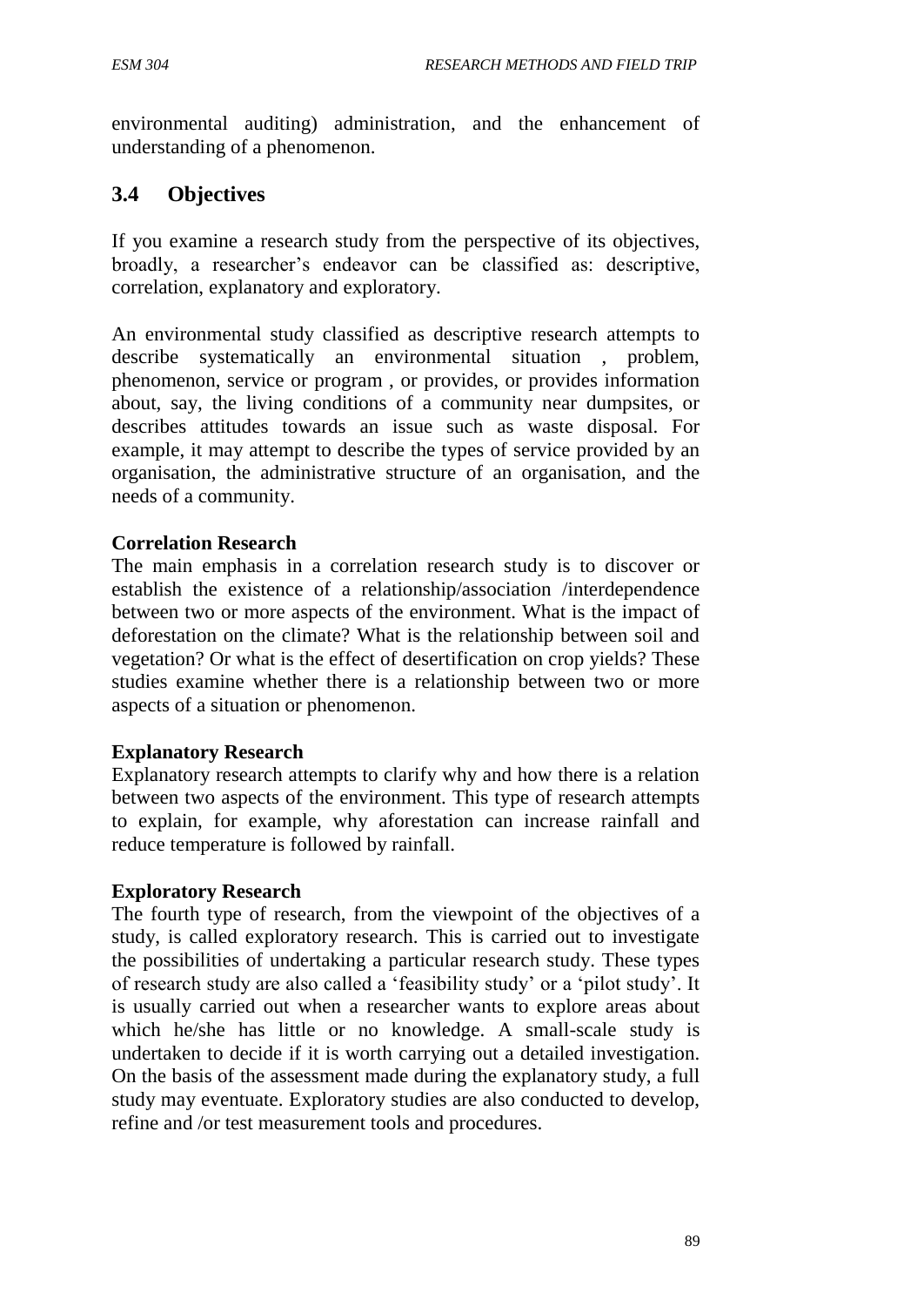environmental auditing) administration, and the enhancement of understanding of a phenomenon.

## 3.4 Objectives

If you examine a research study from the perspective of its objectives, broadly, a researcher's endeavor can be classified as: descriptive, correlation, explanatory and exploratory.

An environmental study classified as descriptive research attempts to describe systematically an environmental situation , problem, phenomenon, service or program , or provides, or provides information about, say, the living conditions of a community near dumpsites, or describes attitudes towards an issue such as waste disposal. For example, it may attempt to describe the types of service provided by an organisation, the administrative structure of an organisation, and the needs of a community.

**Correlation Research**

The main emphasis in a correlation research study is to discover or establish the existence of a relationship/association /interdependence between two or more aspects of the environment. What is the impact of deforestation on the climate? What is the relationship between soil and vegetation? Or what is the effect of desertification on crop yields? These studies examine whether there is a relationship between two or more aspects of a situation or phenomenon.

**Explanatory Research**

Explanatory research attempts to clarify why and how there is a relation between two aspects of the environment. This type of research attempts to explain, for example, why aforestation can increase rainfall and reduce temperature is followed by rainfall.

**Exploratory Research**

The fourth type of research, from the viewpoint of the objectives of a study, is called exploratory research. This is carried out to investigate the possibilities of undertaking a particular research study. These types of research study are also called a 'feasibility study' or a 'pilot study'. It is usually carried out when a researcher wants to explore areas about which he/she has little or no knowledge. A small-scale study is undertaken to decide if it is worth carrying out a detailed investigation. On the basis of the assessment made during the explanatory study, a full study may eventuate. Exploratory studies are also conducted to develop, refine and /or test measurement tools and procedures.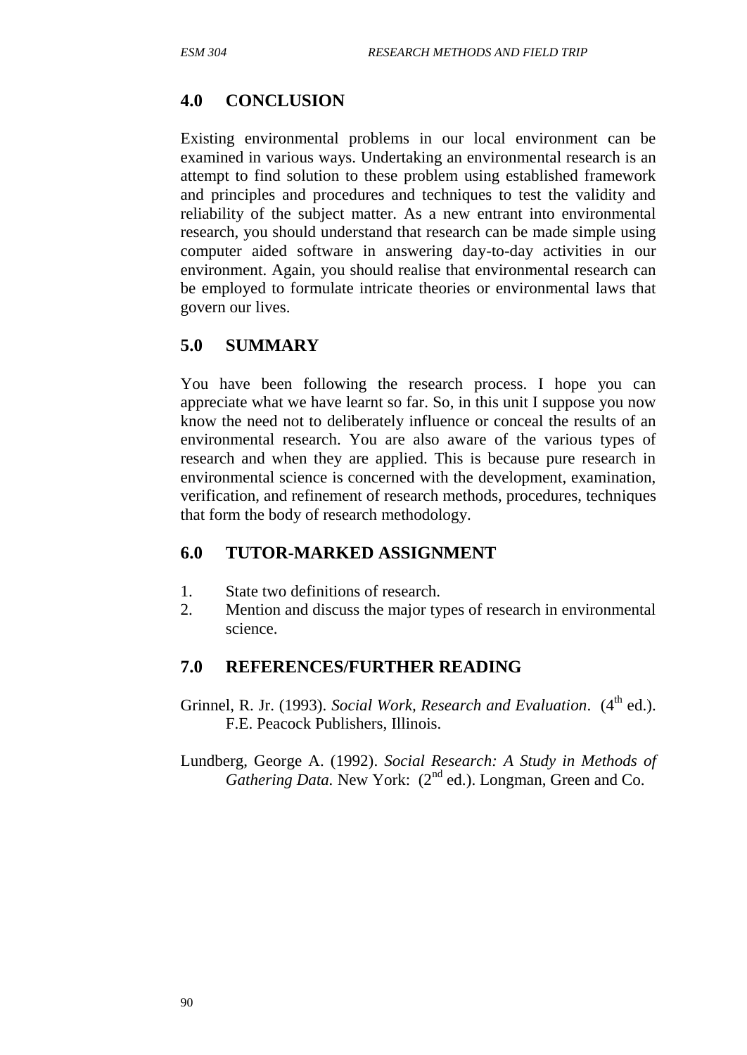## 4.0 CONCLUSION

Existing environmental problems in our local environment can be examined in various ways. Undertaking an environmental research is an attempt to find solution to these problem using established framework and principles and procedures and techniques to test the validity and reliability of the subject matter. As a new entrant into environmental research, you should understand that research can be made simple using computer aided software in answering day-to-day activities in our environment. Again, you should realise that environmental research can be employed to formulate intricate theories or environmental laws that govern our lives.

## 5.0 SUMMARY

You have been following the research process. I hope you can appreciate what we have learnt so far. So, in this unit I suppose you now know the need not to deliberately influence or conceal the results of an environmental research. You are also aware of the various types of research and when they are applied. This is because pure research in environmental science is concerned with the development, examination, verification, and refinement of research methods, procedures, techniques that form the body of research methodology.

## 6.0 TUTOR-MARKED ASSIGNMENT

1. State two definitions of research.
2. Mention and discuss the major types of research in environmental science.

## 7.0 REFERENCES/FURTHER READING

Grinnel, R. Jr. (1993). *Social Work, Research and Evaluation*. (4th ed.). F.E. Peacock Publishers, Illinois.

Lundberg, George A. (1992). *Social Research: A Study in Methods of Gathering Data*. New York: (2nd ed.). Longman, Green and Co.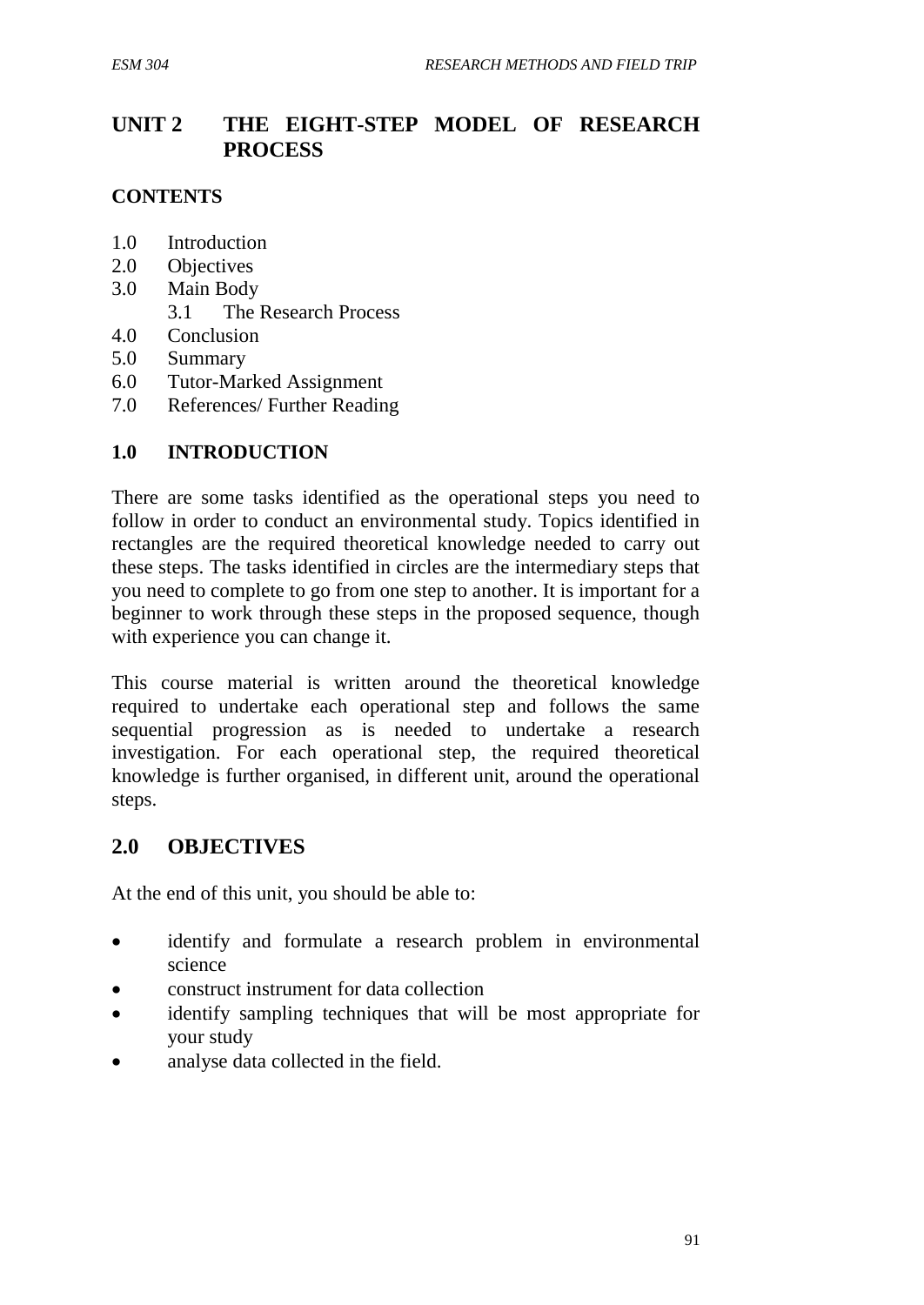# UNIT 2 THE EIGHT-STEP MODEL OF RESEARCH PROCESS

## CONTENTS

1.0 Introduction
2.0 Objectives
3.0 Main Body
  3.1 The Research Process
4.0 Conclusion
5.0 Summary
6.0 Tutor-Marked Assignment
7.0 References/ Further Reading

## 1.0 INTRODUCTION

There are some tasks identified as the operational steps you need to follow in order to conduct an environmental study. Topics identified in rectangles are the required theoretical knowledge needed to carry out these steps. The tasks identified in circles are the intermediary steps that you need to complete to go from one step to another. It is important for a beginner to work through these steps in the proposed sequence, though with experience you can change it.

This course material is written around the theoretical knowledge required to undertake each operational step and follows the same sequential progression as is needed to undertake a research investigation. For each operational step, the required theoretical knowledge is further organised, in different unit, around the operational steps.

## 2.0 OBJECTIVES

At the end of this unit, you should be able to:

- identify and formulate a research problem in environmental science
- construct instrument for data collection
- identify sampling techniques that will be most appropriate for your study
- analyse data collected in the field.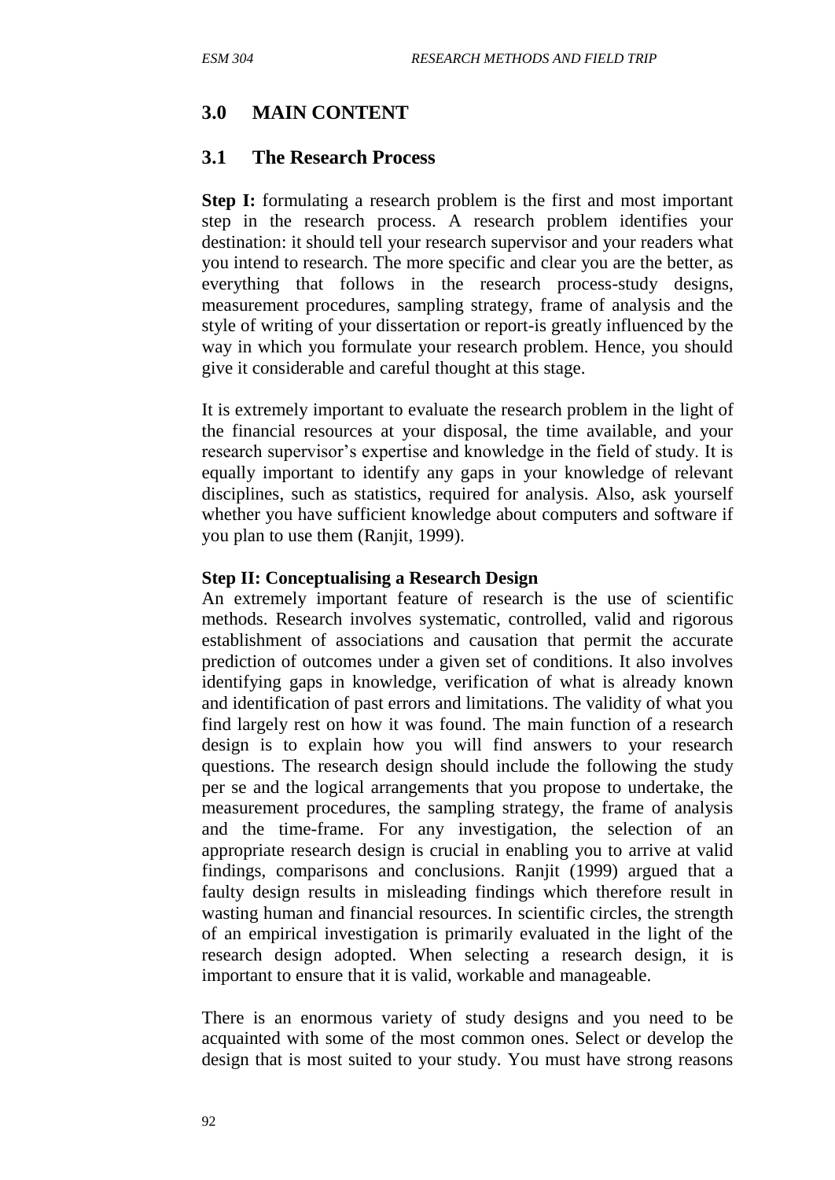## 3.0 MAIN CONTENT

### 3.1 The Research Process

**Step I:** formulating a research problem is the first and most important step in the research process. A research problem identifies your destination: it should tell your research supervisor and your readers what you intend to research. The more specific and clear you are the better, as everything that follows in the research process-study designs, measurement procedures, sampling strategy, frame of analysis and the style of writing of your dissertation or report-is greatly influenced by the way in which you formulate your research problem. Hence, you should give it considerable and careful thought at this stage.

It is extremely important to evaluate the research problem in the light of the financial resources at your disposal, the time available, and your research supervisor's expertise and knowledge in the field of study. It is equally important to identify any gaps in your knowledge of relevant disciplines, such as statistics, required for analysis. Also, ask yourself whether you have sufficient knowledge about computers and software if you plan to use them (Ranjit, 1999).

**Step II: Conceptualising a Research Design**

An extremely important feature of research is the use of scientific methods. Research involves systematic, controlled, valid and rigorous establishment of associations and causation that permit the accurate prediction of outcomes under a given set of conditions. It also involves identifying gaps in knowledge, verification of what is already known and identification of past errors and limitations. The validity of what you find largely rest on how it was found. The main function of a research design is to explain how you will find answers to your research questions. The research design should include the following the study per se and the logical arrangements that you propose to undertake, the measurement procedures, the sampling strategy, the frame of analysis and the time-frame. For any investigation, the selection of an appropriate research design is crucial in enabling you to arrive at valid findings, comparisons and conclusions. Ranjit (1999) argued that a faulty design results in misleading findings which therefore result in wasting human and financial resources. In scientific circles, the strength of an empirical investigation is primarily evaluated in the light of the research design adopted. When selecting a research design, it is important to ensure that it is valid, workable and manageable.

There is an enormous variety of study designs and you need to be acquainted with some of the most common ones. Select or develop the design that is most suited to your study. You must have strong reasons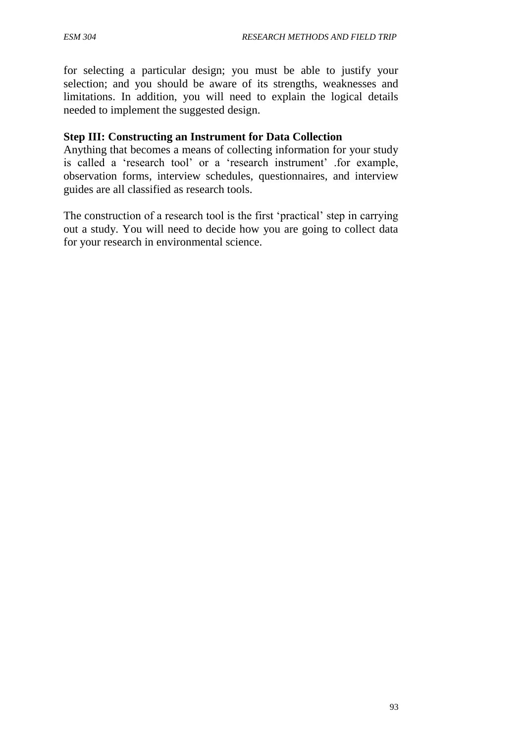for selecting a particular design; you must be able to justify your selection; and you should be aware of its strengths, weaknesses and limitations. In addition, you will need to explain the logical details needed to implement the suggested design.

**Step III: Constructing an Instrument for Data Collection**

Anything that becomes a means of collecting information for your study is called a 'research tool' or a 'research instrument' .for example, observation forms, interview schedules, questionnaires, and interview guides are all classified as research tools.

The construction of a research tool is the first 'practical' step in carrying out a study. You will need to decide how you are going to collect data for your research in environmental science.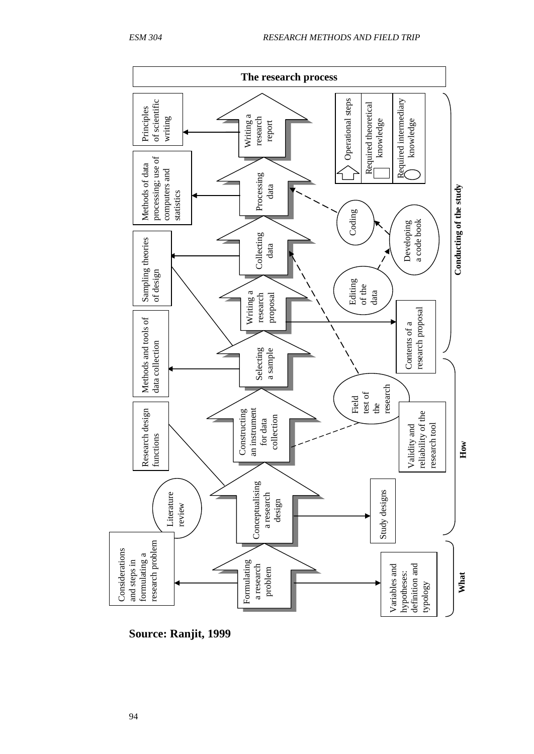**The research process**

**What**

- **Formulating a research problem** (operational step)
  - Considerations and steps in formulating a research problem
  - Variables and hypotheses: definition and typology

**How**

- **Conceptualising a research design** (operational step)
  - Literature review
  - Research design functions
  - Study designs
- **Constructing an instrument for data collection** (operational step)
  - Validity and reliability of the research tool
  - Field test of the research
- **Selecting a sample** (operational step)
  - Methods and tools of data collection
  - Sampling theories of design
- **Writing a research proposal** (operational step)
  - Contents of a research proposal

**Conducting of the study**

- **Collecting data** (operational step)
  - Sampling theories of design
  - Editing of the data
- **Processing data** (operational step)
  - Methods of data processing; use of computers and statistics
  - Developing a code book
  - Coding
- **Writing a research report** (operational step)
  - Principles of scientific writing

Key:

- Operational steps (arrow)
- Required theoretical knowledge (rectangle)
- Required intermediary knowledge (oval)

**Source: Ranjit, 1999**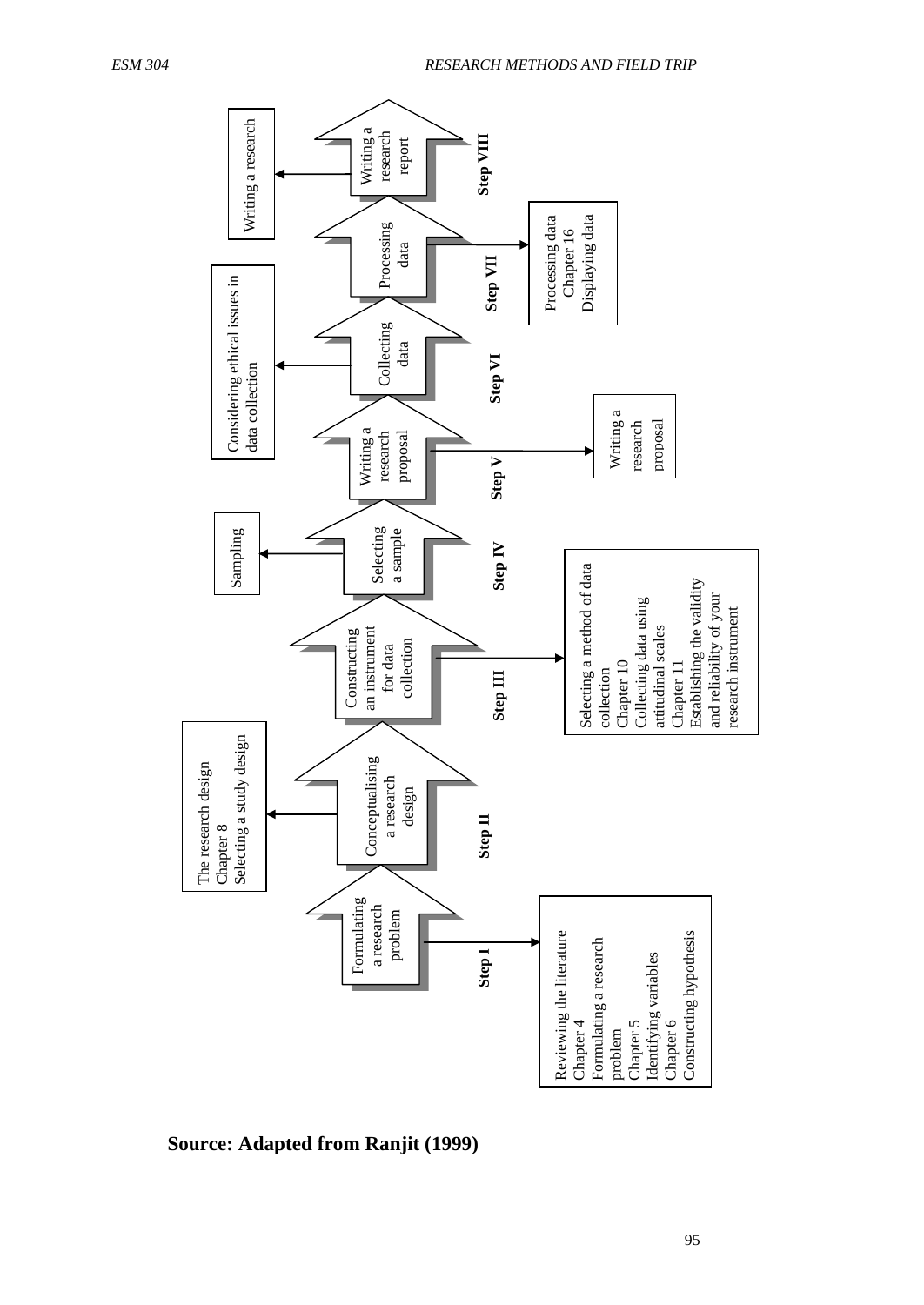**Step I** — Formulating a research problem
→ Reviewing the literature
Chapter 4
Formulating a research problem
Chapter 5
Identifying variables
Chapter 6
Constructing hypothesis

**Step II** — Conceptualising a research design
→ The research design
Chapter 8
Selecting a study design

**Step III** — Constructing an instrument for data collection
→ Selecting a method of data collection
Chapter 10
Collecting data using attitudinal scales
Chapter 11
Establishing the validity and reliability of your research instrument

**Step IV** — Selecting a sample
→ Sampling

**Step V** — Writing a research proposal
→ Writing a research proposal

**Step VI** — Collecting data
→ Considering ethical issues in data collection

**Step VII** — Processing data
→ Processing data
Chapter 16
Displaying data

**Step VIII** — Writing a research report
→ Writing a research

**Source: Adapted from Ranjit (1999)**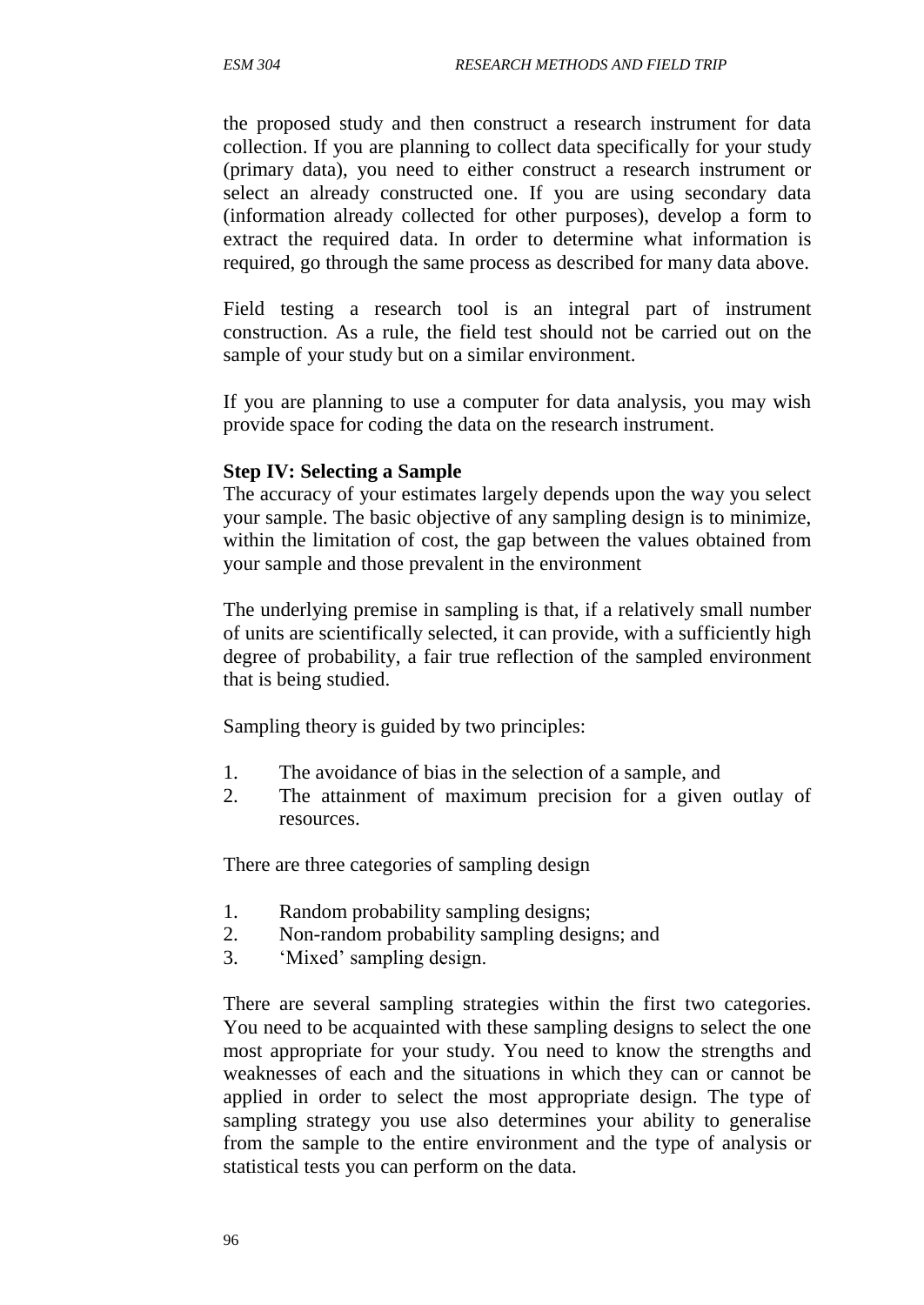the proposed study and then construct a research instrument for data collection. If you are planning to collect data specifically for your study (primary data), you need to either construct a research instrument or select an already constructed one. If you are using secondary data (information already collected for other purposes), develop a form to extract the required data. In order to determine what information is required, go through the same process as described for many data above.

Field testing a research tool is an integral part of instrument construction. As a rule, the field test should not be carried out on the sample of your study but on a similar environment.

If you are planning to use a computer for data analysis, you may wish provide space for coding the data on the research instrument.

**Step IV: Selecting a Sample**

The accuracy of your estimates largely depends upon the way you select your sample. The basic objective of any sampling design is to minimize, within the limitation of cost, the gap between the values obtained from your sample and those prevalent in the environment

The underlying premise in sampling is that, if a relatively small number of units are scientifically selected, it can provide, with a sufficiently high degree of probability, a fair true reflection of the sampled environment that is being studied.

Sampling theory is guided by two principles:

1. The avoidance of bias in the selection of a sample, and
2. The attainment of maximum precision for a given outlay of resources.

There are three categories of sampling design

1. Random probability sampling designs;
2. Non-random probability sampling designs; and
3. 'Mixed' sampling design.

There are several sampling strategies within the first two categories. You need to be acquainted with these sampling designs to select the one most appropriate for your study. You need to know the strengths and weaknesses of each and the situations in which they can or cannot be applied in order to select the most appropriate design. The type of sampling strategy you use also determines your ability to generalise from the sample to the entire environment and the type of analysis or statistical tests you can perform on the data.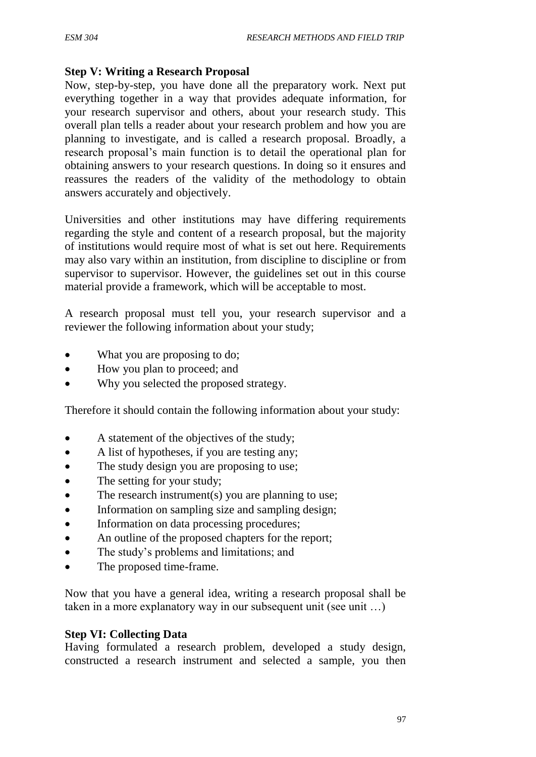**Step V: Writing a Research Proposal**

Now, step-by-step, you have done all the preparatory work. Next put everything together in a way that provides adequate information, for your research supervisor and others, about your research study. This overall plan tells a reader about your research problem and how you are planning to investigate, and is called a research proposal. Broadly, a research proposal's main function is to detail the operational plan for obtaining answers to your research questions. In doing so it ensures and reassures the readers of the validity of the methodology to obtain answers accurately and objectively.

Universities and other institutions may have differing requirements regarding the style and content of a research proposal, but the majority of institutions would require most of what is set out here. Requirements may also vary within an institution, from discipline to discipline or from supervisor to supervisor. However, the guidelines set out in this course material provide a framework, which will be acceptable to most.

A research proposal must tell you, your research supervisor and a reviewer the following information about your study;

- What you are proposing to do;
- How you plan to proceed; and
- Why you selected the proposed strategy.

Therefore it should contain the following information about your study:

- A statement of the objectives of the study;
- A list of hypotheses, if you are testing any;
- The study design you are proposing to use;
- The setting for your study;
- The research instrument(s) you are planning to use;
- Information on sampling size and sampling design;
- Information on data processing procedures;
- An outline of the proposed chapters for the report;
- The study's problems and limitations; and
- The proposed time-frame.

Now that you have a general idea, writing a research proposal shall be taken in a more explanatory way in our subsequent unit (see unit …)

**Step VI: Collecting Data**

Having formulated a research problem, developed a study design, constructed a research instrument and selected a sample, you then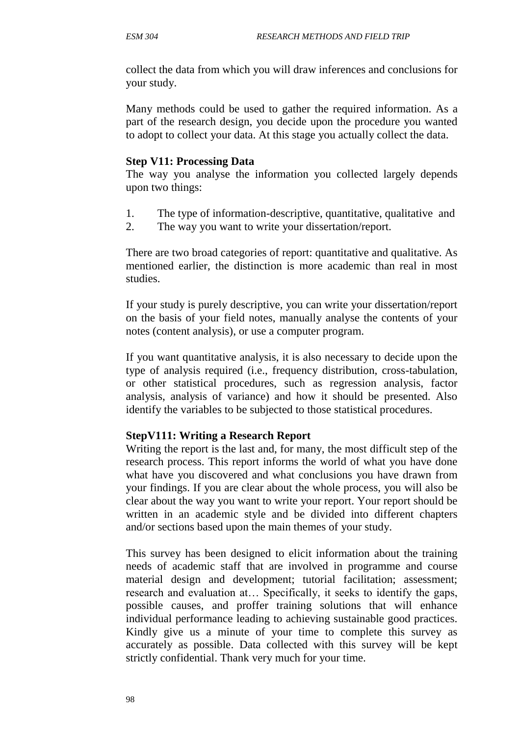collect the data from which you will draw inferences and conclusions for your study.

Many methods could be used to gather the required information. As a part of the research design, you decide upon the procedure you wanted to adopt to collect your data. At this stage you actually collect the data.

**Step V11: Processing Data**

The way you analyse the information you collected largely depends upon two things:

1. The type of information-descriptive, quantitative, qualitative and
2. The way you want to write your dissertation/report.

There are two broad categories of report: quantitative and qualitative. As mentioned earlier, the distinction is more academic than real in most studies.

If your study is purely descriptive, you can write your dissertation/report on the basis of your field notes, manually analyse the contents of your notes (content analysis), or use a computer program.

If you want quantitative analysis, it is also necessary to decide upon the type of analysis required (i.e., frequency distribution, cross-tabulation, or other statistical procedures, such as regression analysis, factor analysis, analysis of variance) and how it should be presented. Also identify the variables to be subjected to those statistical procedures.

**StepV111: Writing a Research Report**

Writing the report is the last and, for many, the most difficult step of the research process. This report informs the world of what you have done what have you discovered and what conclusions you have drawn from your findings. If you are clear about the whole process, you will also be clear about the way you want to write your report. Your report should be written in an academic style and be divided into different chapters and/or sections based upon the main themes of your study.

This survey has been designed to elicit information about the training needs of academic staff that are involved in programme and course material design and development; tutorial facilitation; assessment; research and evaluation at… Specifically, it seeks to identify the gaps, possible causes, and proffer training solutions that will enhance individual performance leading to achieving sustainable good practices. Kindly give us a minute of your time to complete this survey as accurately as possible. Data collected with this survey will be kept strictly confidential. Thank very much for your time.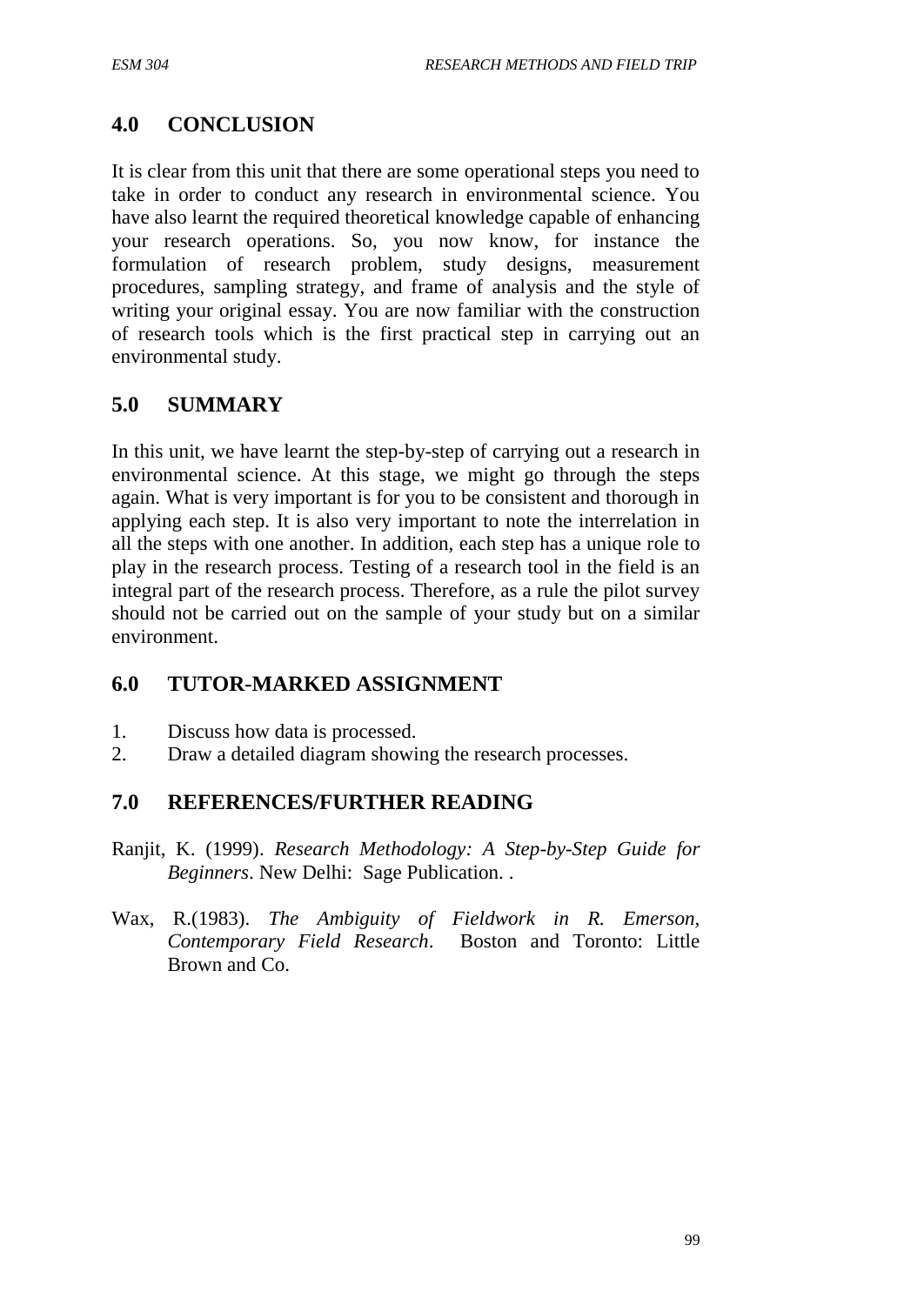## 4.0 CONCLUSION

It is clear from this unit that there are some operational steps you need to take in order to conduct any research in environmental science. You have also learnt the required theoretical knowledge capable of enhancing your research operations. So, you now know, for instance the formulation of research problem, study designs, measurement procedures, sampling strategy, and frame of analysis and the style of writing your original essay. You are now familiar with the construction of research tools which is the first practical step in carrying out an environmental study.

## 5.0 SUMMARY

In this unit, we have learnt the step-by-step of carrying out a research in environmental science. At this stage, we might go through the steps again. What is very important is for you to be consistent and thorough in applying each step. It is also very important to note the interrelation in all the steps with one another. In addition, each step has a unique role to play in the research process. Testing of a research tool in the field is an integral part of the research process. Therefore, as a rule the pilot survey should not be carried out on the sample of your study but on a similar environment.

## 6.0 TUTOR-MARKED ASSIGNMENT

1. Discuss how data is processed.
2. Draw a detailed diagram showing the research processes.

## 7.0 REFERENCES/FURTHER READING

Ranjit, K. (1999). *Research Methodology: A Step-by-Step Guide for Beginners*. New Delhi: Sage Publication. .

Wax, R.(1983). *The Ambiguity of Fieldwork in R. Emerson, Contemporary Field Research*. Boston and Toronto: Little Brown and Co.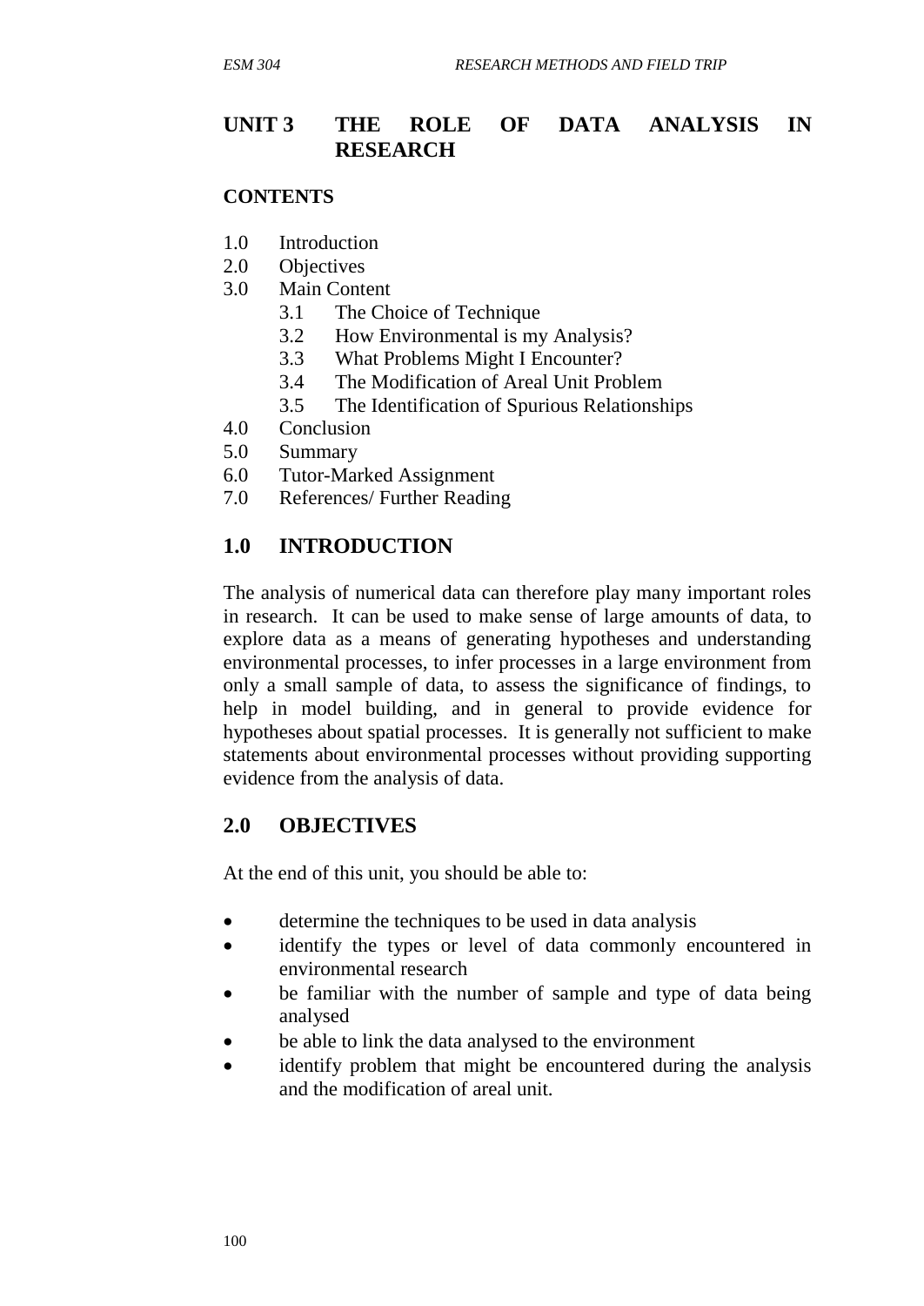## UNIT 3 THE ROLE OF DATA ANALYSIS IN RESEARCH

**CONTENTS**

1.0 Introduction
2.0 Objectives
3.0 Main Content
   3.1 The Choice of Technique
   3.2 How Environmental is my Analysis?
   3.3 What Problems Might I Encounter?
   3.4 The Modification of Areal Unit Problem
   3.5 The Identification of Spurious Relationships
4.0 Conclusion
5.0 Summary
6.0 Tutor-Marked Assignment
7.0 References/ Further Reading

### 1.0 INTRODUCTION

The analysis of numerical data can therefore play many important roles in research. It can be used to make sense of large amounts of data, to explore data as a means of generating hypotheses and understanding environmental processes, to infer processes in a large environment from only a small sample of data, to assess the significance of findings, to help in model building, and in general to provide evidence for hypotheses about spatial processes. It is generally not sufficient to make statements about environmental processes without providing supporting evidence from the analysis of data.

### 2.0 OBJECTIVES

At the end of this unit, you should be able to:

- determine the techniques to be used in data analysis
- identify the types or level of data commonly encountered in environmental research
- be familiar with the number of sample and type of data being analysed
- be able to link the data analysed to the environment
- identify problem that might be encountered during the analysis and the modification of areal unit.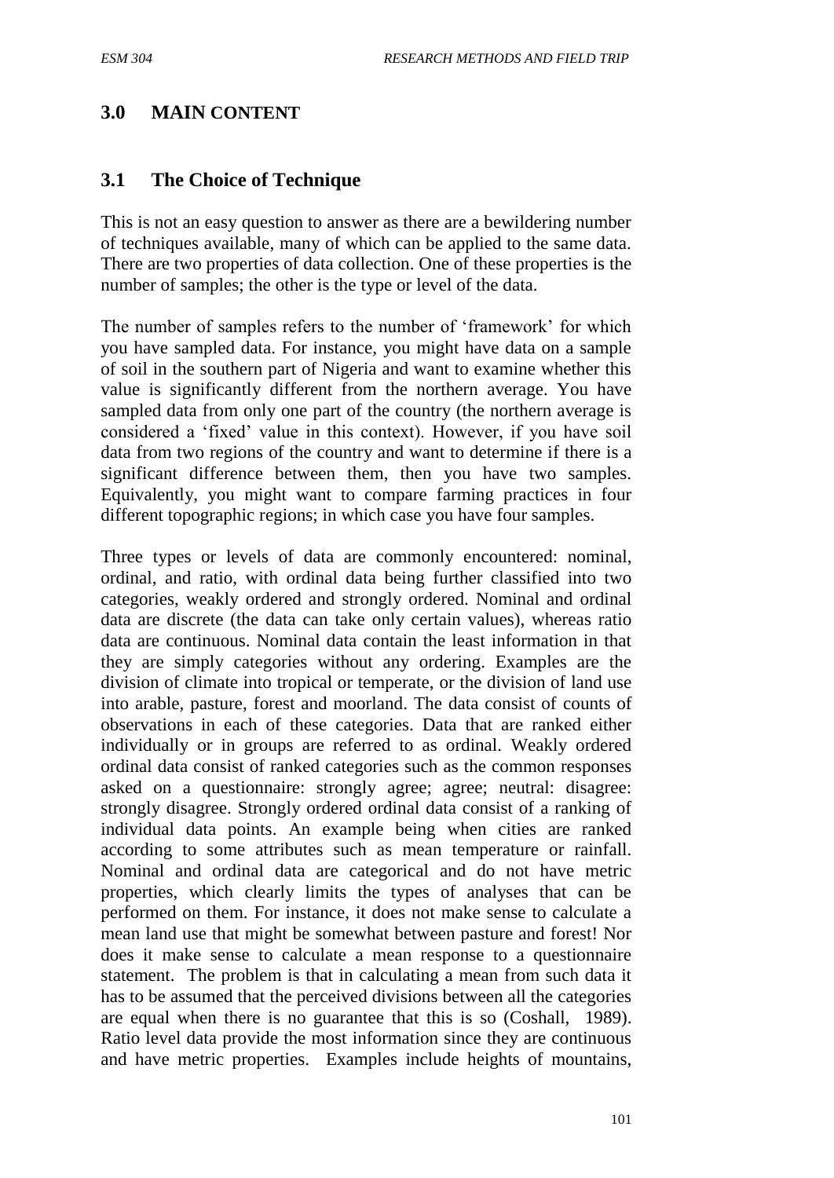## 3.0 MAIN CONTENT

### 3.1 The Choice of Technique

This is not an easy question to answer as there are a bewildering number of techniques available, many of which can be applied to the same data. There are two properties of data collection. One of these properties is the number of samples; the other is the type or level of the data.

The number of samples refers to the number of 'framework' for which you have sampled data. For instance, you might have data on a sample of soil in the southern part of Nigeria and want to examine whether this value is significantly different from the northern average. You have sampled data from only one part of the country (the northern average is considered a 'fixed' value in this context). However, if you have soil data from two regions of the country and want to determine if there is a significant difference between them, then you have two samples. Equivalently, you might want to compare farming practices in four different topographic regions; in which case you have four samples.

Three types or levels of data are commonly encountered: nominal, ordinal, and ratio, with ordinal data being further classified into two categories, weakly ordered and strongly ordered. Nominal and ordinal data are discrete (the data can take only certain values), whereas ratio data are continuous. Nominal data contain the least information in that they are simply categories without any ordering. Examples are the division of climate into tropical or temperate, or the division of land use into arable, pasture, forest and moorland. The data consist of counts of observations in each of these categories. Data that are ranked either individually or in groups are referred to as ordinal. Weakly ordered ordinal data consist of ranked categories such as the common responses asked on a questionnaire: strongly agree; agree; neutral: disagree: strongly disagree. Strongly ordered ordinal data consist of a ranking of individual data points. An example being when cities are ranked according to some attributes such as mean temperature or rainfall. Nominal and ordinal data are categorical and do not have metric properties, which clearly limits the types of analyses that can be performed on them. For instance, it does not make sense to calculate a mean land use that might be somewhat between pasture and forest! Nor does it make sense to calculate a mean response to a questionnaire statement. The problem is that in calculating a mean from such data it has to be assumed that the perceived divisions between all the categories are equal when there is no guarantee that this is so (Coshall, 1989). Ratio level data provide the most information since they are continuous and have metric properties. Examples include heights of mountains,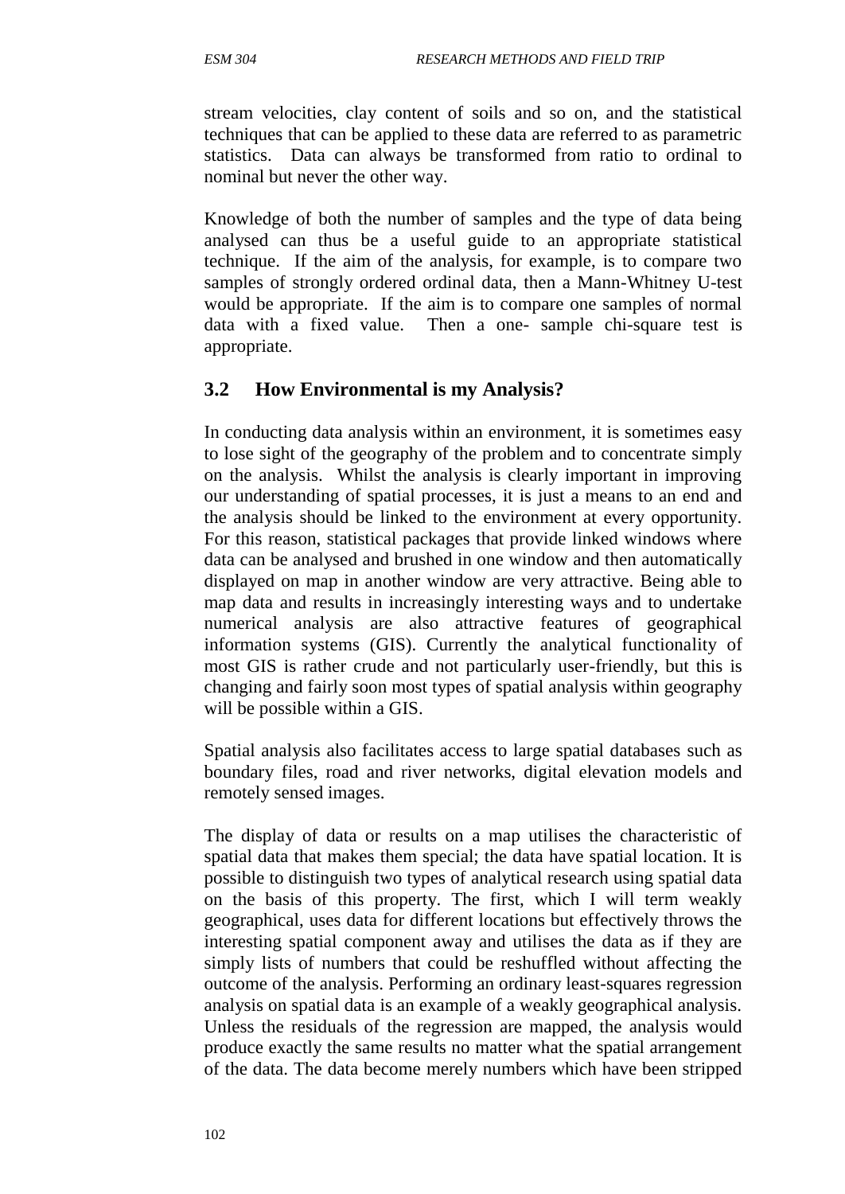stream velocities, clay content of soils and so on, and the statistical techniques that can be applied to these data are referred to as parametric statistics. Data can always be transformed from ratio to ordinal to nominal but never the other way.

Knowledge of both the number of samples and the type of data being analysed can thus be a useful guide to an appropriate statistical technique. If the aim of the analysis, for example, is to compare two samples of strongly ordered ordinal data, then a Mann-Whitney U-test would be appropriate. If the aim is to compare one samples of normal data with a fixed value. Then a one- sample chi-square test is appropriate.

## 3.2 How Environmental is my Analysis?

In conducting data analysis within an environment, it is sometimes easy to lose sight of the geography of the problem and to concentrate simply on the analysis. Whilst the analysis is clearly important in improving our understanding of spatial processes, it is just a means to an end and the analysis should be linked to the environment at every opportunity. For this reason, statistical packages that provide linked windows where data can be analysed and brushed in one window and then automatically displayed on map in another window are very attractive. Being able to map data and results in increasingly interesting ways and to undertake numerical analysis are also attractive features of geographical information systems (GIS). Currently the analytical functionality of most GIS is rather crude and not particularly user-friendly, but this is changing and fairly soon most types of spatial analysis within geography will be possible within a GIS.

Spatial analysis also facilitates access to large spatial databases such as boundary files, road and river networks, digital elevation models and remotely sensed images.

The display of data or results on a map utilises the characteristic of spatial data that makes them special; the data have spatial location. It is possible to distinguish two types of analytical research using spatial data on the basis of this property. The first, which I will term weakly geographical, uses data for different locations but effectively throws the interesting spatial component away and utilises the data as if they are simply lists of numbers that could be reshuffled without affecting the outcome of the analysis. Performing an ordinary least-squares regression analysis on spatial data is an example of a weakly geographical analysis. Unless the residuals of the regression are mapped, the analysis would produce exactly the same results no matter what the spatial arrangement of the data. The data become merely numbers which have been stripped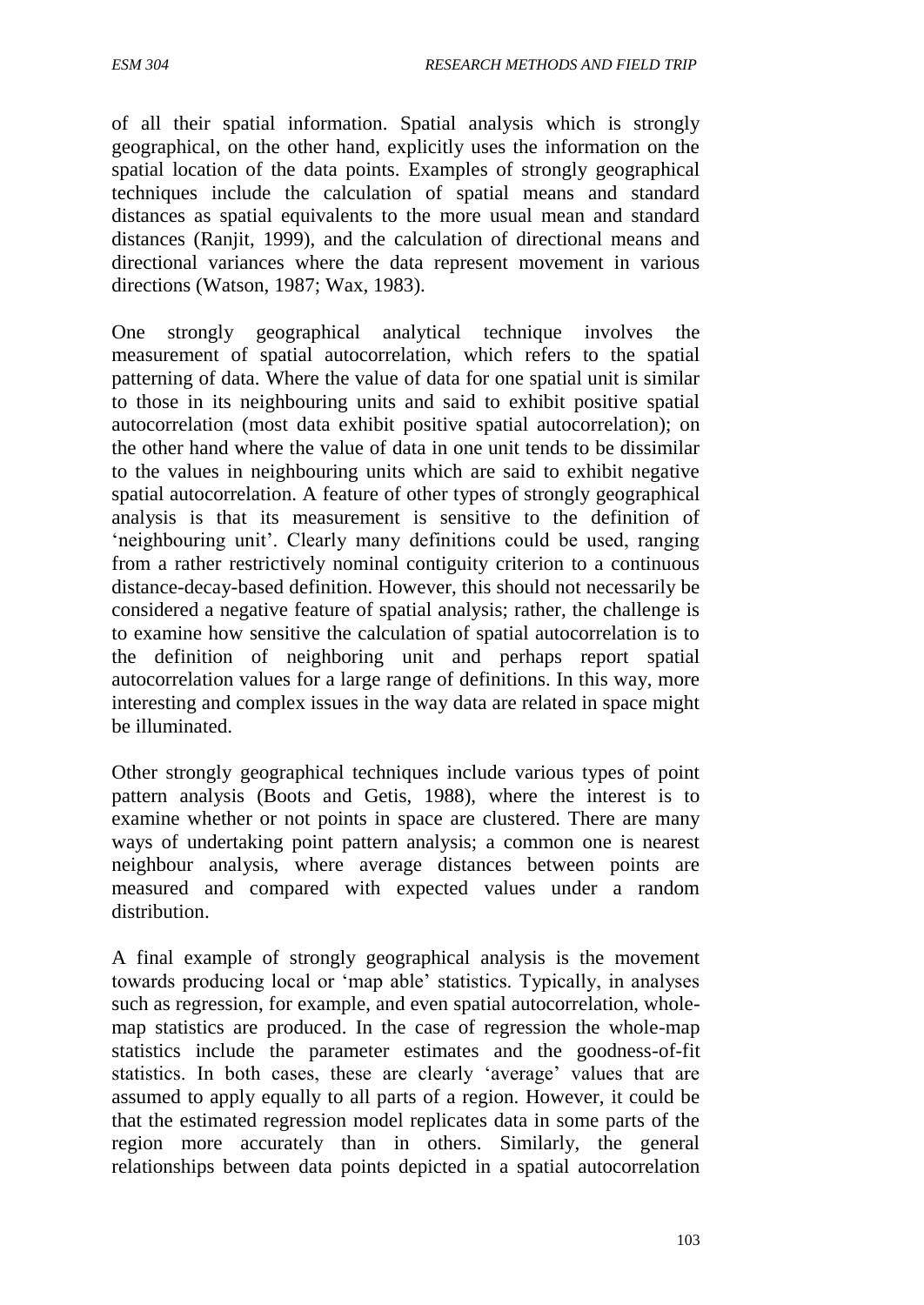of all their spatial information. Spatial analysis which is strongly geographical, on the other hand, explicitly uses the information on the spatial location of the data points. Examples of strongly geographical techniques include the calculation of spatial means and standard distances as spatial equivalents to the more usual mean and standard distances (Ranjit, 1999), and the calculation of directional means and directional variances where the data represent movement in various directions (Watson, 1987; Wax, 1983).

One strongly geographical analytical technique involves the measurement of spatial autocorrelation, which refers to the spatial patterning of data. Where the value of data for one spatial unit is similar to those in its neighbouring units and said to exhibit positive spatial autocorrelation (most data exhibit positive spatial autocorrelation); on the other hand where the value of data in one unit tends to be dissimilar to the values in neighbouring units which are said to exhibit negative spatial autocorrelation. A feature of other types of strongly geographical analysis is that its measurement is sensitive to the definition of 'neighbouring unit'. Clearly many definitions could be used, ranging from a rather restrictively nominal contiguity criterion to a continuous distance-decay-based definition. However, this should not necessarily be considered a negative feature of spatial analysis; rather, the challenge is to examine how sensitive the calculation of spatial autocorrelation is to the definition of neighboring unit and perhaps report spatial autocorrelation values for a large range of definitions. In this way, more interesting and complex issues in the way data are related in space might be illuminated.

Other strongly geographical techniques include various types of point pattern analysis (Boots and Getis, 1988), where the interest is to examine whether or not points in space are clustered. There are many ways of undertaking point pattern analysis; a common one is nearest neighbour analysis, where average distances between points are measured and compared with expected values under a random distribution.

A final example of strongly geographical analysis is the movement towards producing local or 'map able' statistics. Typically, in analyses such as regression, for example, and even spatial autocorrelation, whole-map statistics are produced. In the case of regression the whole-map statistics include the parameter estimates and the goodness-of-fit statistics. In both cases, these are clearly 'average' values that are assumed to apply equally to all parts of a region. However, it could be that the estimated regression model replicates data in some parts of the region more accurately than in others. Similarly, the general relationships between data points depicted in a spatial autocorrelation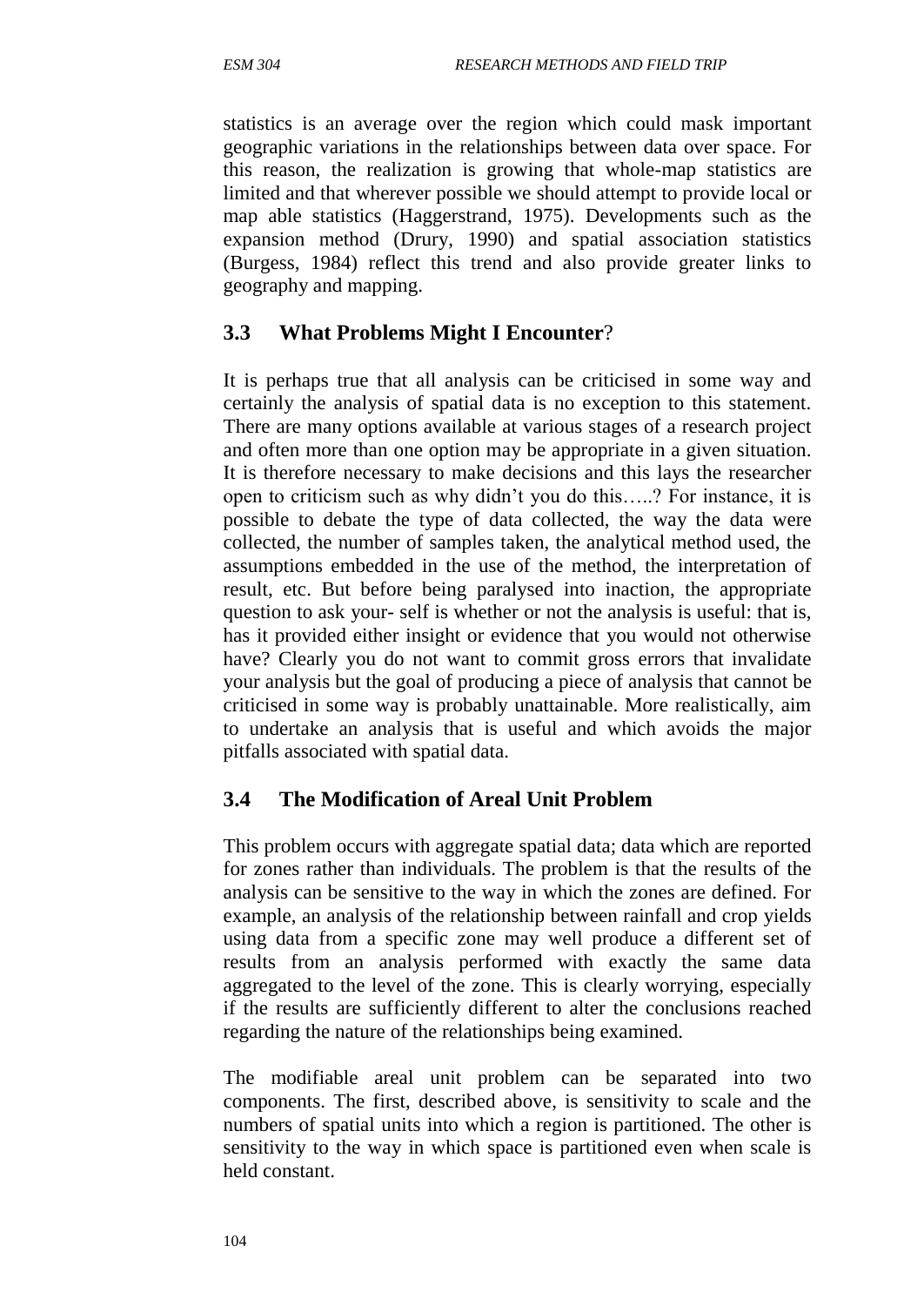statistics is an average over the region which could mask important geographic variations in the relationships between data over space. For this reason, the realization is growing that whole-map statistics are limited and that wherever possible we should attempt to provide local or map able statistics (Haggerstrand, 1975). Developments such as the expansion method (Drury, 1990) and spatial association statistics (Burgess, 1984) reflect this trend and also provide greater links to geography and mapping.

## 3.3 What Problems Might I Encounter?

It is perhaps true that all analysis can be criticised in some way and certainly the analysis of spatial data is no exception to this statement. There are many options available at various stages of a research project and often more than one option may be appropriate in a given situation. It is therefore necessary to make decisions and this lays the researcher open to criticism such as why didn't you do this…..? For instance, it is possible to debate the type of data collected, the way the data were collected, the number of samples taken, the analytical method used, the assumptions embedded in the use of the method, the interpretation of result, etc. But before being paralysed into inaction, the appropriate question to ask your- self is whether or not the analysis is useful: that is, has it provided either insight or evidence that you would not otherwise have? Clearly you do not want to commit gross errors that invalidate your analysis but the goal of producing a piece of analysis that cannot be criticised in some way is probably unattainable. More realistically, aim to undertake an analysis that is useful and which avoids the major pitfalls associated with spatial data.

## 3.4 The Modification of Areal Unit Problem

This problem occurs with aggregate spatial data; data which are reported for zones rather than individuals. The problem is that the results of the analysis can be sensitive to the way in which the zones are defined. For example, an analysis of the relationship between rainfall and crop yields using data from a specific zone may well produce a different set of results from an analysis performed with exactly the same data aggregated to the level of the zone. This is clearly worrying, especially if the results are sufficiently different to alter the conclusions reached regarding the nature of the relationships being examined.

The modifiable areal unit problem can be separated into two components. The first, described above, is sensitivity to scale and the numbers of spatial units into which a region is partitioned. The other is sensitivity to the way in which space is partitioned even when scale is held constant.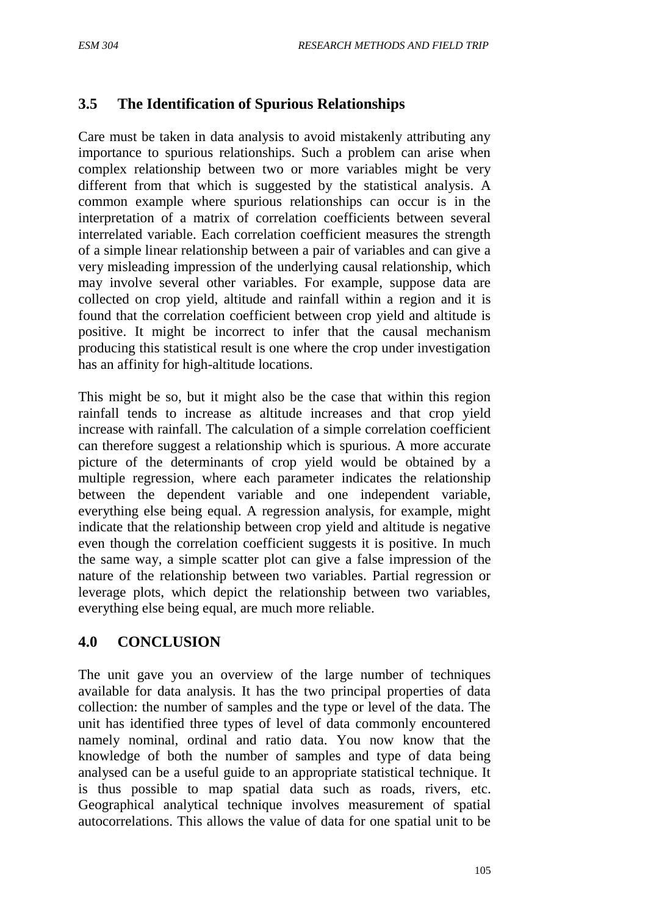## 3.5 The Identification of Spurious Relationships

Care must be taken in data analysis to avoid mistakenly attributing any importance to spurious relationships. Such a problem can arise when complex relationship between two or more variables might be very different from that which is suggested by the statistical analysis. A common example where spurious relationships can occur is in the interpretation of a matrix of correlation coefficients between several interrelated variable. Each correlation coefficient measures the strength of a simple linear relationship between a pair of variables and can give a very misleading impression of the underlying causal relationship, which may involve several other variables. For example, suppose data are collected on crop yield, altitude and rainfall within a region and it is found that the correlation coefficient between crop yield and altitude is positive. It might be incorrect to infer that the causal mechanism producing this statistical result is one where the crop under investigation has an affinity for high-altitude locations.

This might be so, but it might also be the case that within this region rainfall tends to increase as altitude increases and that crop yield increase with rainfall. The calculation of a simple correlation coefficient can therefore suggest a relationship which is spurious. A more accurate picture of the determinants of crop yield would be obtained by a multiple regression, where each parameter indicates the relationship between the dependent variable and one independent variable, everything else being equal. A regression analysis, for example, might indicate that the relationship between crop yield and altitude is negative even though the correlation coefficient suggests it is positive. In much the same way, a simple scatter plot can give a false impression of the nature of the relationship between two variables. Partial regression or leverage plots, which depict the relationship between two variables, everything else being equal, are much more reliable.

# 4.0 CONCLUSION

The unit gave you an overview of the large number of techniques available for data analysis. It has the two principal properties of data collection: the number of samples and the type or level of the data. The unit has identified three types of level of data commonly encountered namely nominal, ordinal and ratio data. You now know that the knowledge of both the number of samples and type of data being analysed can be a useful guide to an appropriate statistical technique. It is thus possible to map spatial data such as roads, rivers, etc. Geographical analytical technique involves measurement of spatial autocorrelations. This allows the value of data for one spatial unit to be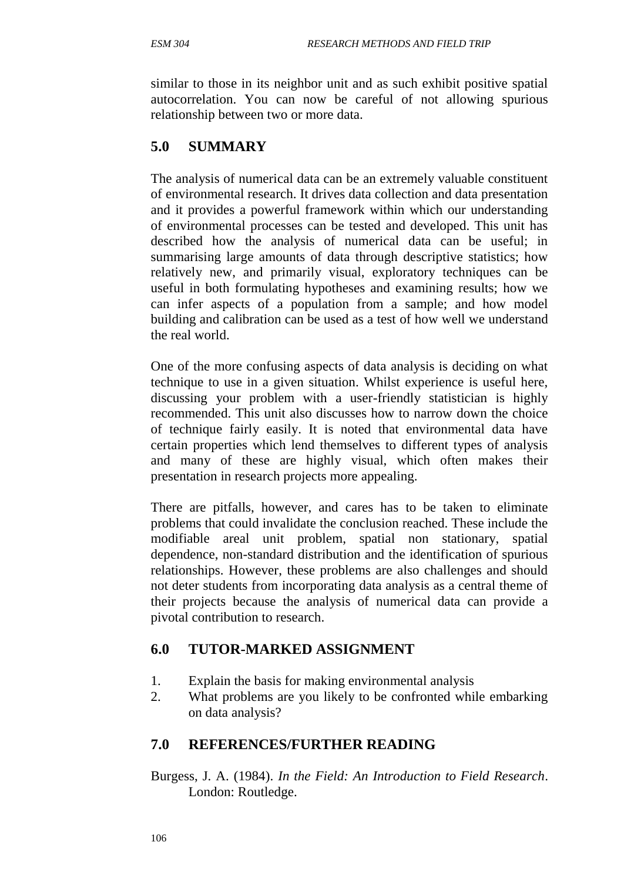similar to those in its neighbor unit and as such exhibit positive spatial autocorrelation. You can now be careful of not allowing spurious relationship between two or more data.

## 5.0 SUMMARY

The analysis of numerical data can be an extremely valuable constituent of environmental research. It drives data collection and data presentation and it provides a powerful framework within which our understanding of environmental processes can be tested and developed. This unit has described how the analysis of numerical data can be useful; in summarising large amounts of data through descriptive statistics; how relatively new, and primarily visual, exploratory techniques can be useful in both formulating hypotheses and examining results; how we can infer aspects of a population from a sample; and how model building and calibration can be used as a test of how well we understand the real world.

One of the more confusing aspects of data analysis is deciding on what technique to use in a given situation. Whilst experience is useful here, discussing your problem with a user-friendly statistician is highly recommended. This unit also discusses how to narrow down the choice of technique fairly easily. It is noted that environmental data have certain properties which lend themselves to different types of analysis and many of these are highly visual, which often makes their presentation in research projects more appealing.

There are pitfalls, however, and cares has to be taken to eliminate problems that could invalidate the conclusion reached. These include the modifiable areal unit problem, spatial non stationary, spatial dependence, non-standard distribution and the identification of spurious relationships. However, these problems are also challenges and should not deter students from incorporating data analysis as a central theme of their projects because the analysis of numerical data can provide a pivotal contribution to research.

## 6.0 TUTOR-MARKED ASSIGNMENT

1. Explain the basis for making environmental analysis
2. What problems are you likely to be confronted while embarking on data analysis?

## 7.0 REFERENCES/FURTHER READING

Burgess, J. A. (1984). *In the Field: An Introduction to Field Research*. London: Routledge.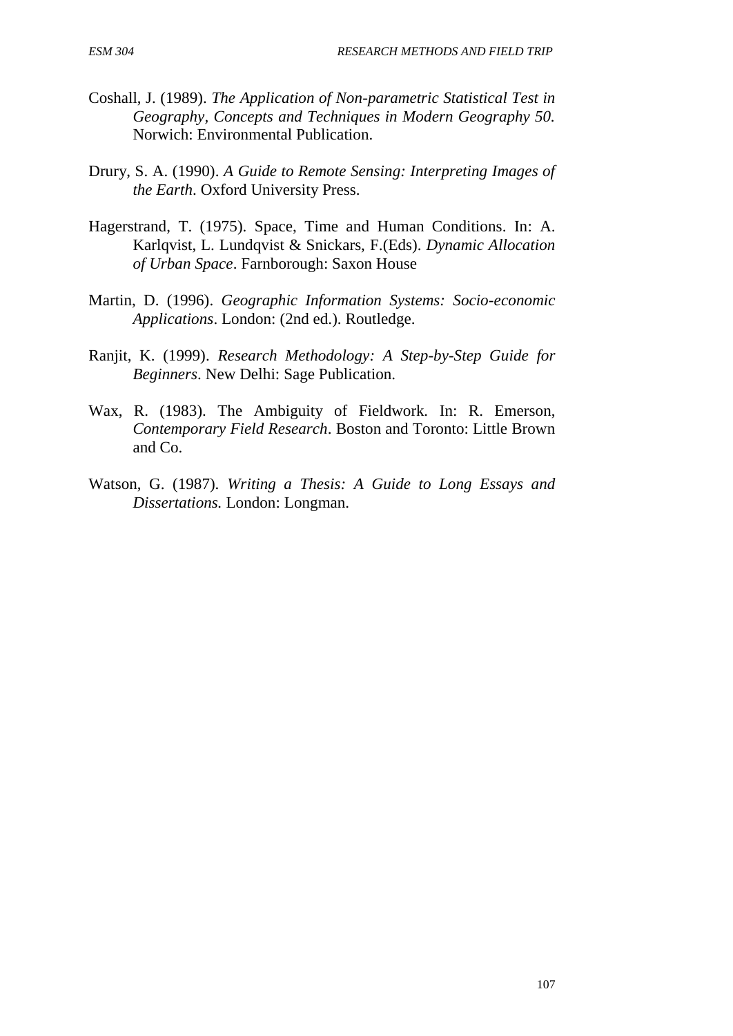Coshall, J. (1989). *The Application of Non-parametric Statistical Test in Geography, Concepts and Techniques in Modern Geography 50.* Norwich: Environmental Publication.

Drury, S. A. (1990). *A Guide to Remote Sensing: Interpreting Images of the Earth*. Oxford University Press.

Hagerstrand, T. (1975). Space, Time and Human Conditions. In: A. Karlqvist, L. Lundqvist & Snickars, F.(Eds). *Dynamic Allocation of Urban Space*. Farnborough: Saxon House

Martin, D. (1996). *Geographic Information Systems: Socio-economic Applications*. London: (2nd ed.). Routledge.

Ranjit, K. (1999). *Research Methodology: A Step-by-Step Guide for Beginners*. New Delhi: Sage Publication.

Wax, R. (1983). The Ambiguity of Fieldwork. In: R. Emerson, *Contemporary Field Research*. Boston and Toronto: Little Brown and Co.

Watson, G. (1987). *Writing a Thesis: A Guide to Long Essays and Dissertations.* London: Longman.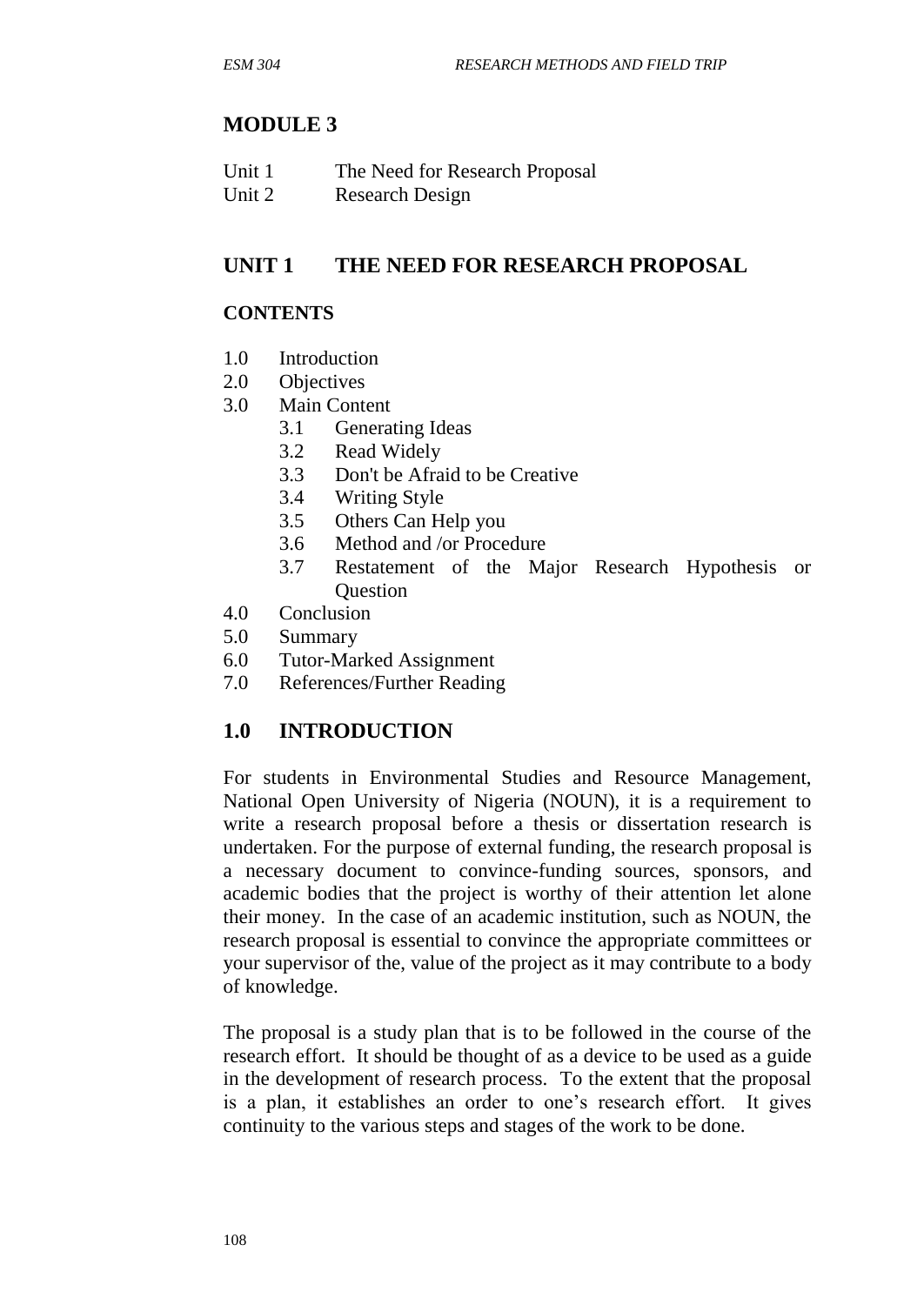# MODULE 3

Unit 1 The Need for Research Proposal
Unit 2 Research Design

## UNIT 1 THE NEED FOR RESEARCH PROPOSAL

### CONTENTS

1.0 Introduction
2.0 Objectives
3.0 Main Content
  3.1 Generating Ideas
  3.2 Read Widely
  3.3 Don't be Afraid to be Creative
  3.4 Writing Style
  3.5 Others Can Help you
  3.6 Method and /or Procedure
  3.7 Restatement of the Major Research Hypothesis or Question
4.0 Conclusion
5.0 Summary
6.0 Tutor-Marked Assignment
7.0 References/Further Reading

## 1.0 INTRODUCTION

For students in Environmental Studies and Resource Management, National Open University of Nigeria (NOUN), it is a requirement to write a research proposal before a thesis or dissertation research is undertaken. For the purpose of external funding, the research proposal is a necessary document to convince-funding sources, sponsors, and academic bodies that the project is worthy of their attention let alone their money. In the case of an academic institution, such as NOUN, the research proposal is essential to convince the appropriate committees or your supervisor of the, value of the project as it may contribute to a body of knowledge.

The proposal is a study plan that is to be followed in the course of the research effort. It should be thought of as a device to be used as a guide in the development of research process. To the extent that the proposal is a plan, it establishes an order to one's research effort. It gives continuity to the various steps and stages of the work to be done.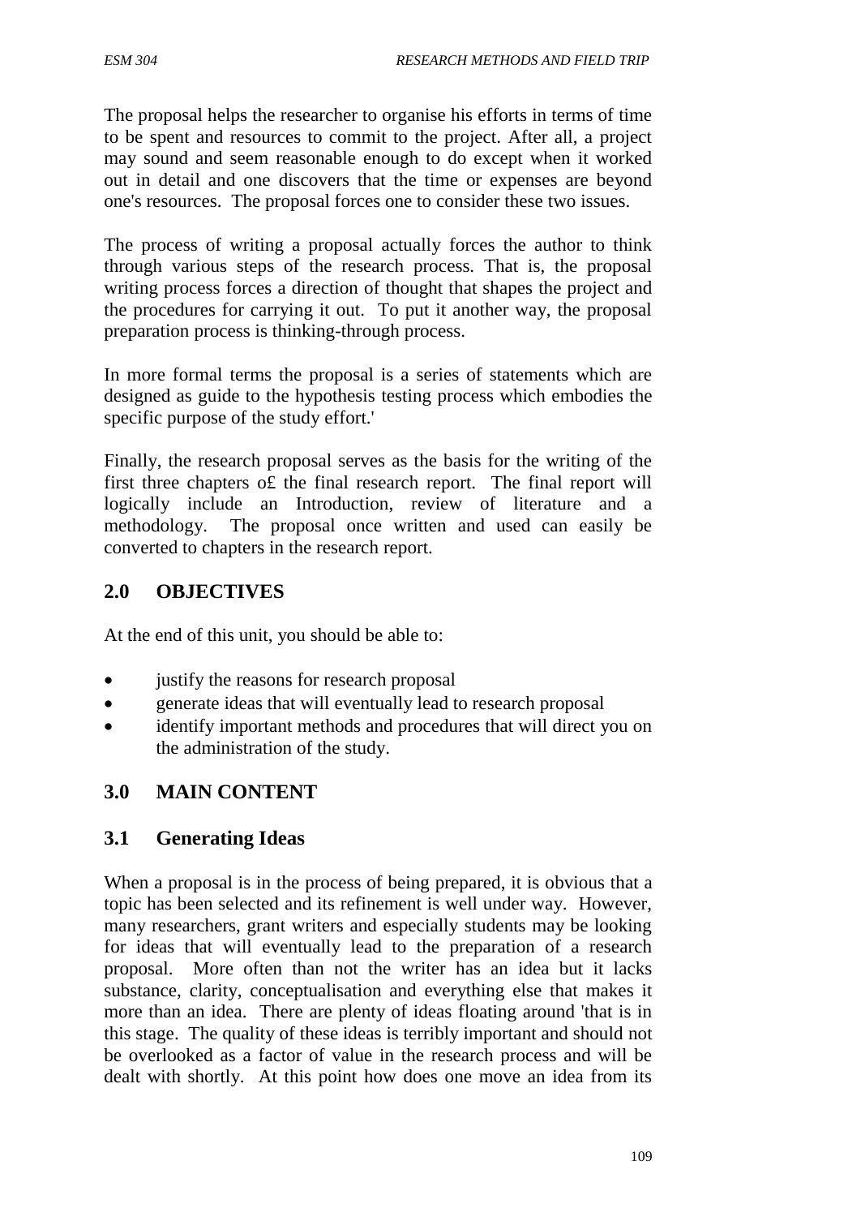The proposal helps the researcher to organise his efforts in terms of time to be spent and resources to commit to the project. After all, a project may sound and seem reasonable enough to do except when it worked out in detail and one discovers that the time or expenses are beyond one's resources. The proposal forces one to consider these two issues.

The process of writing a proposal actually forces the author to think through various steps of the research process. That is, the proposal writing process forces a direction of thought that shapes the project and the procedures for carrying it out. To put it another way, the proposal preparation process is thinking-through process.

In more formal terms the proposal is a series of statements which are designed as guide to the hypothesis testing process which embodies the specific purpose of the study effort.'

Finally, the research proposal serves as the basis for the writing of the first three chapters o£ the final research report. The final report will logically include an Introduction, review of literature and a methodology. The proposal once written and used can easily be converted to chapters in the research report.

## 2.0 OBJECTIVES

At the end of this unit, you should be able to:

- justify the reasons for research proposal
- generate ideas that will eventually lead to research proposal
- identify important methods and procedures that will direct you on the administration of the study.

## 3.0 MAIN CONTENT

### 3.1 Generating Ideas

When a proposal is in the process of being prepared, it is obvious that a topic has been selected and its refinement is well under way. However, many researchers, grant writers and especially students may be looking for ideas that will eventually lead to the preparation of a research proposal. More often than not the writer has an idea but it lacks substance, clarity, conceptualisation and everything else that makes it more than an idea. There are plenty of ideas floating around 'that is in this stage. The quality of these ideas is terribly important and should not be overlooked as a factor of value in the research process and will be dealt with shortly. At this point how does one move an idea from its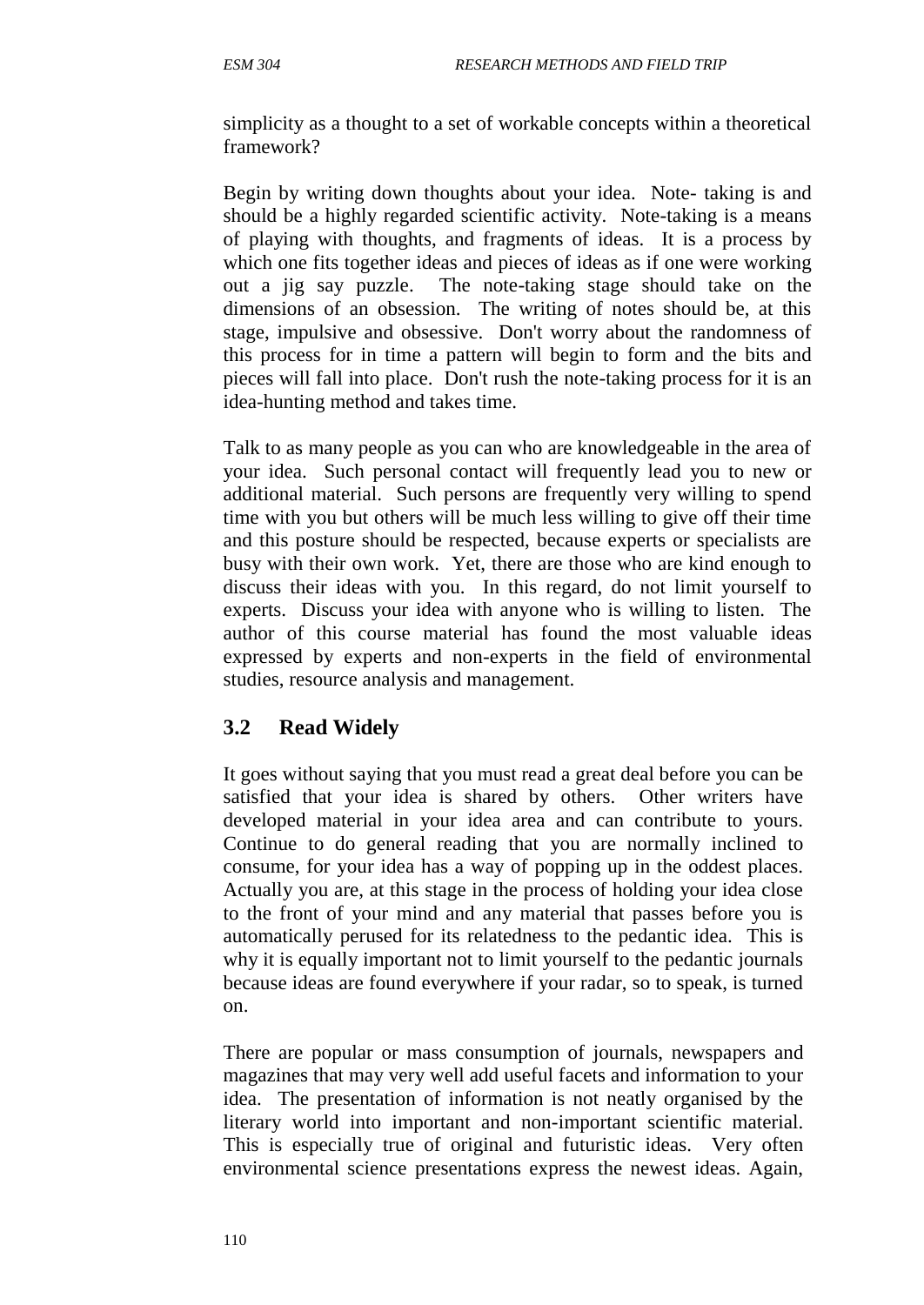simplicity as a thought to a set of workable concepts within a theoretical framework?

Begin by writing down thoughts about your idea. Note- taking is and should be a highly regarded scientific activity. Note-taking is a means of playing with thoughts, and fragments of ideas. It is a process by which one fits together ideas and pieces of ideas as if one were working out a jig say puzzle. The note-taking stage should take on the dimensions of an obsession. The writing of notes should be, at this stage, impulsive and obsessive. Don't worry about the randomness of this process for in time a pattern will begin to form and the bits and pieces will fall into place. Don't rush the note-taking process for it is an idea-hunting method and takes time.

Talk to as many people as you can who are knowledgeable in the area of your idea. Such personal contact will frequently lead you to new or additional material. Such persons are frequently very willing to spend time with you but others will be much less willing to give off their time and this posture should be respected, because experts or specialists are busy with their own work. Yet, there are those who are kind enough to discuss their ideas with you. In this regard, do not limit yourself to experts. Discuss your idea with anyone who is willing to listen. The author of this course material has found the most valuable ideas expressed by experts and non-experts in the field of environmental studies, resource analysis and management.

## 3.2 Read Widely

It goes without saying that you must read a great deal before you can be satisfied that your idea is shared by others. Other writers have developed material in your idea area and can contribute to yours. Continue to do general reading that you are normally inclined to consume, for your idea has a way of popping up in the oddest places. Actually you are, at this stage in the process of holding your idea close to the front of your mind and any material that passes before you is automatically perused for its relatedness to the pedantic idea. This is why it is equally important not to limit yourself to the pedantic journals because ideas are found everywhere if your radar, so to speak, is turned on.

There are popular or mass consumption of journals, newspapers and magazines that may very well add useful facets and information to your idea. The presentation of information is not neatly organised by the literary world into important and non-important scientific material. This is especially true of original and futuristic ideas. Very often environmental science presentations express the newest ideas. Again,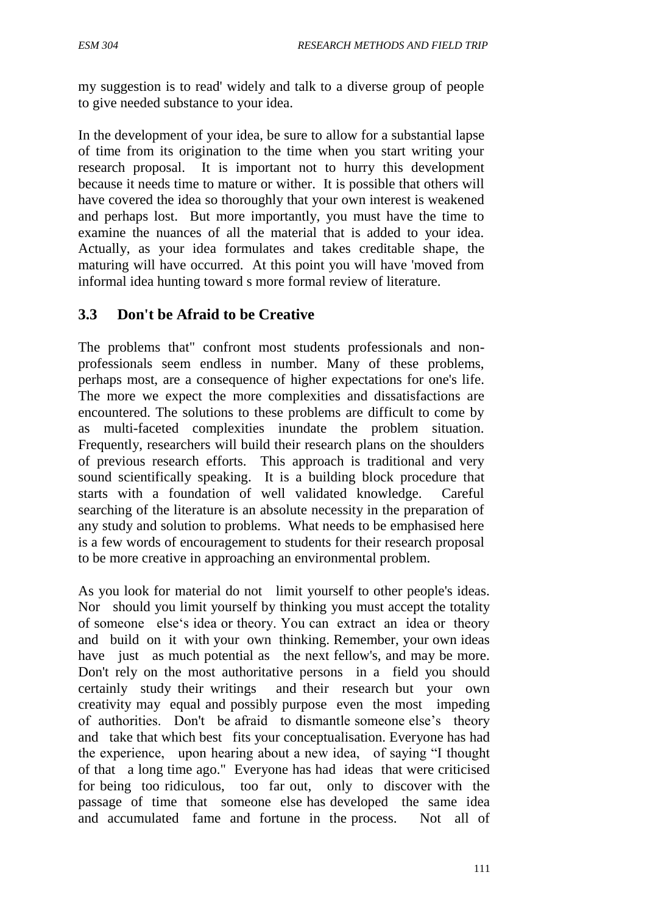my suggestion is to read' widely and talk to a diverse group of people to give needed substance to your idea.

In the development of your idea, be sure to allow for a substantial lapse of time from its origination to the time when you start writing your research proposal. It is important not to hurry this development because it needs time to mature or wither. It is possible that others will have covered the idea so thoroughly that your own interest is weakened and perhaps lost. But more importantly, you must have the time to examine the nuances of all the material that is added to your idea. Actually, as your idea formulates and takes creditable shape, the maturing will have occurred. At this point you will have 'moved from informal idea hunting toward s more formal review of literature.

## 3.3 Don't be Afraid to be Creative

The problems that" confront most students professionals and non-professionals seem endless in number. Many of these problems, perhaps most, are a consequence of higher expectations for one's life. The more we expect the more complexities and dissatisfactions are encountered. The solutions to these problems are difficult to come by as multi-faceted complexities inundate the problem situation. Frequently, researchers will build their research plans on the shoulders of previous research efforts. This approach is traditional and very sound scientifically speaking. It is a building block procedure that starts with a foundation of well validated knowledge. Careful searching of the literature is an absolute necessity in the preparation of any study and solution to problems. What needs to be emphasised here is a few words of encouragement to students for their research proposal to be more creative in approaching an environmental problem.

As you look for material do not limit yourself to other people's ideas. Nor should you limit yourself by thinking you must accept the totality of someone else's idea or theory. You can extract an idea or theory and build on it with your own thinking. Remember, your own ideas have just as much potential as the next fellow's, and may be more. Don't rely on the most authoritative persons in a field you should certainly study their writings and their research but your own creativity may equal and possibly purpose even the most impeding of authorities. Don't be afraid to dismantle someone else's theory and take that which best fits your conceptualisation. Everyone has had the experience, upon hearing about a new idea, of saying "I thought of that a long time ago." Everyone has had ideas that were criticised for being too ridiculous, too far out, only to discover with the passage of time that someone else has developed the same idea and accumulated fame and fortune in the process. Not all of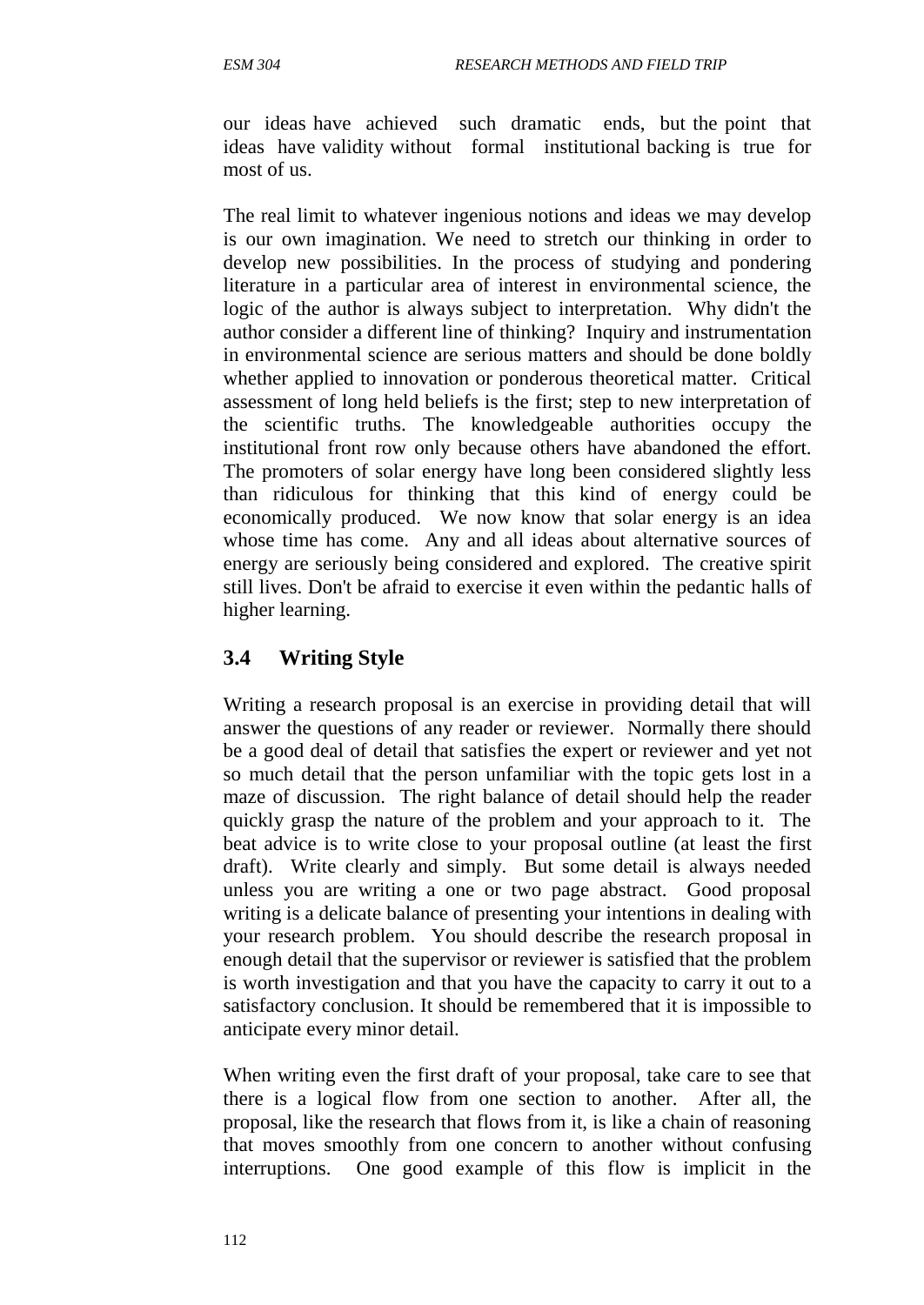our ideas have achieved such dramatic ends, but the point that ideas have validity without formal institutional backing is true for most of us.

The real limit to whatever ingenious notions and ideas we may develop is our own imagination. We need to stretch our thinking in order to develop new possibilities. In the process of studying and pondering literature in a particular area of interest in environmental science, the logic of the author is always subject to interpretation. Why didn't the author consider a different line of thinking? Inquiry and instrumentation in environmental science are serious matters and should be done boldly whether applied to innovation or ponderous theoretical matter. Critical assessment of long held beliefs is the first; step to new interpretation of the scientific truths. The knowledgeable authorities occupy the institutional front row only because others have abandoned the effort. The promoters of solar energy have long been considered slightly less than ridiculous for thinking that this kind of energy could be economically produced. We now know that solar energy is an idea whose time has come. Any and all ideas about alternative sources of energy are seriously being considered and explored. The creative spirit still lives. Don't be afraid to exercise it even within the pedantic halls of higher learning.

## 3.4 Writing Style

Writing a research proposal is an exercise in providing detail that will answer the questions of any reader or reviewer. Normally there should be a good deal of detail that satisfies the expert or reviewer and yet not so much detail that the person unfamiliar with the topic gets lost in a maze of discussion. The right balance of detail should help the reader quickly grasp the nature of the problem and your approach to it. The beat advice is to write close to your proposal outline (at least the first draft). Write clearly and simply. But some detail is always needed unless you are writing a one or two page abstract. Good proposal writing is a delicate balance of presenting your intentions in dealing with your research problem. You should describe the research proposal in enough detail that the supervisor or reviewer is satisfied that the problem is worth investigation and that you have the capacity to carry it out to a satisfactory conclusion. It should be remembered that it is impossible to anticipate every minor detail.

When writing even the first draft of your proposal, take care to see that there is a logical flow from one section to another. After all, the proposal, like the research that flows from it, is like a chain of reasoning that moves smoothly from one concern to another without confusing interruptions. One good example of this flow is implicit in the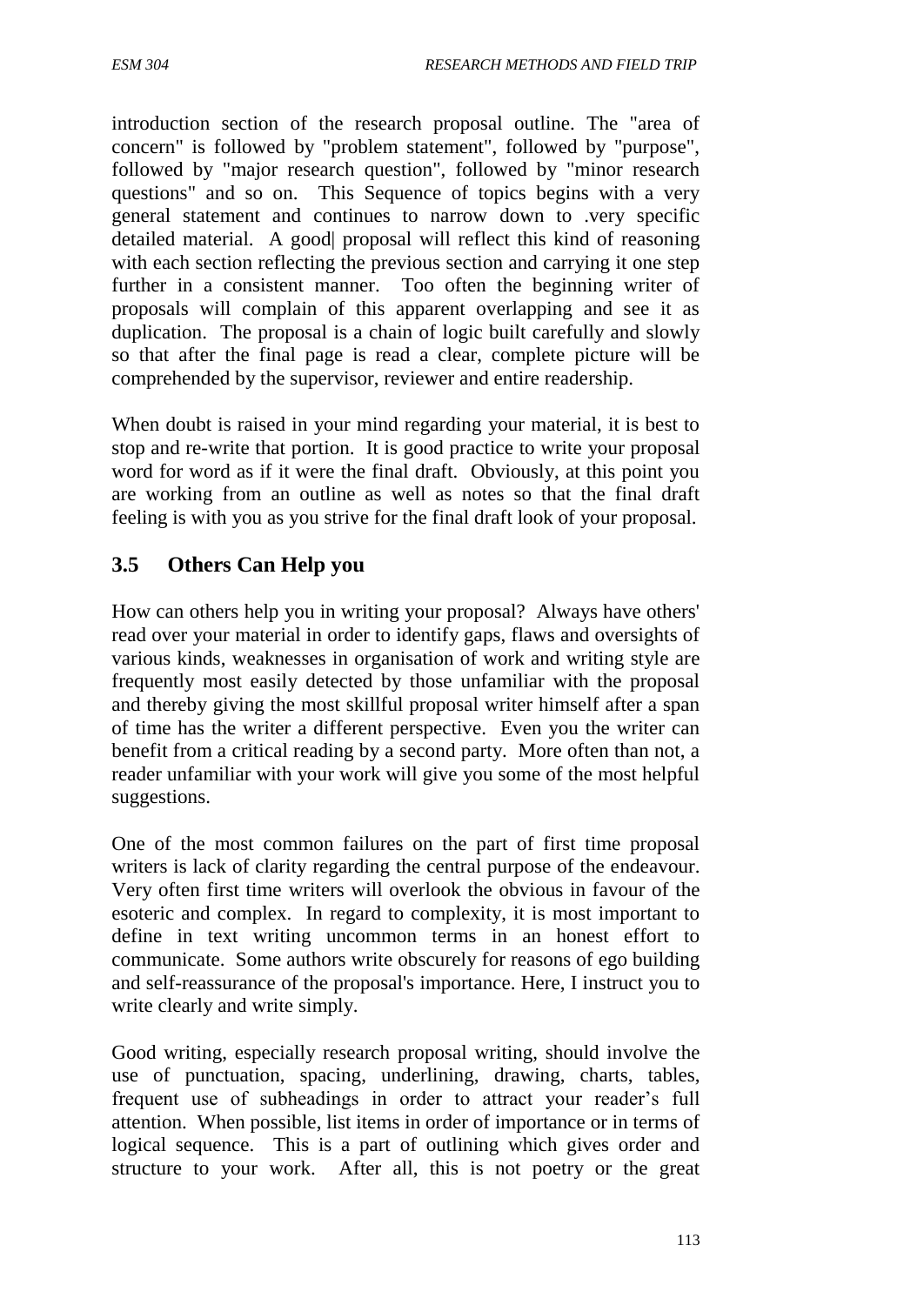introduction section of the research proposal outline. The "area of concern" is followed by "problem statement", followed by "purpose", followed by "major research question", followed by "minor research questions" and so on. This Sequence of topics begins with a very general statement and continues to narrow down to .very specific detailed material. A good| proposal will reflect this kind of reasoning with each section reflecting the previous section and carrying it one step further in a consistent manner. Too often the beginning writer of proposals will complain of this apparent overlapping and see it as duplication. The proposal is a chain of logic built carefully and slowly so that after the final page is read a clear, complete picture will be comprehended by the supervisor, reviewer and entire readership.

When doubt is raised in your mind regarding your material, it is best to stop and re-write that portion. It is good practice to write your proposal word for word as if it were the final draft. Obviously, at this point you are working from an outline as well as notes so that the final draft feeling is with you as you strive for the final draft look of your proposal.

## 3.5 Others Can Help you

How can others help you in writing your proposal? Always have others' read over your material in order to identify gaps, flaws and oversights of various kinds, weaknesses in organisation of work and writing style are frequently most easily detected by those unfamiliar with the proposal and thereby giving the most skillful proposal writer himself after a span of time has the writer a different perspective. Even you the writer can benefit from a critical reading by a second party. More often than not, a reader unfamiliar with your work will give you some of the most helpful suggestions.

One of the most common failures on the part of first time proposal writers is lack of clarity regarding the central purpose of the endeavour. Very often first time writers will overlook the obvious in favour of the esoteric and complex. In regard to complexity, it is most important to define in text writing uncommon terms in an honest effort to communicate. Some authors write obscurely for reasons of ego building and self-reassurance of the proposal's importance. Here, I instruct you to write clearly and write simply.

Good writing, especially research proposal writing, should involve the use of punctuation, spacing, underlining, drawing, charts, tables, frequent use of subheadings in order to attract your reader's full attention. When possible, list items in order of importance or in terms of logical sequence. This is a part of outlining which gives order and structure to your work. After all, this is not poetry or the great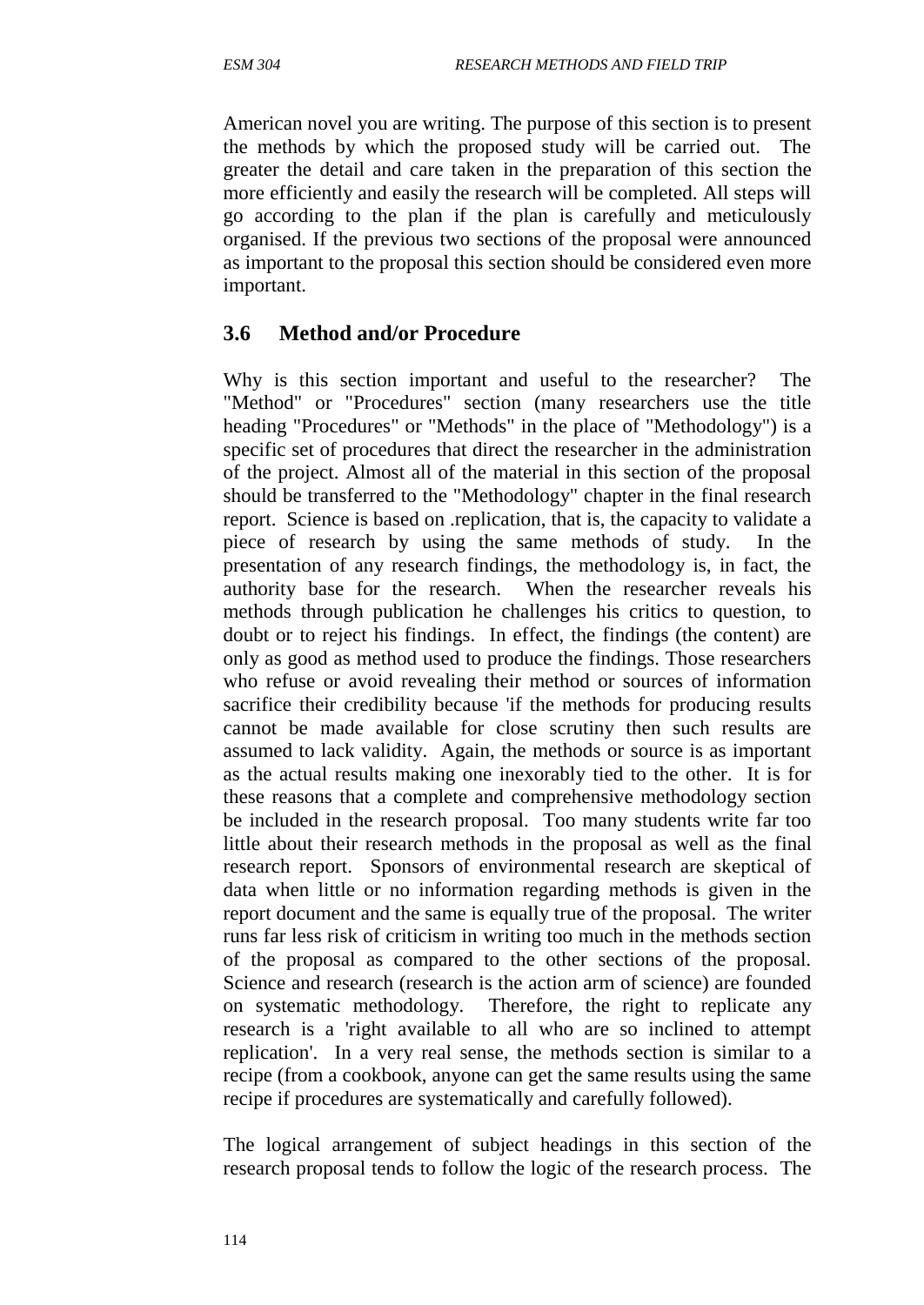American novel you are writing. The purpose of this section is to present the methods by which the proposed study will be carried out. The greater the detail and care taken in the preparation of this section the more efficiently and easily the research will be completed. All steps will go according to the plan if the plan is carefully and meticulously organised. If the previous two sections of the proposal were announced as important to the proposal this section should be considered even more important.

### 3.6 Method and/or Procedure

Why is this section important and useful to the researcher? The "Method" or "Procedures" section (many researchers use the title heading "Procedures" or "Methods" in the place of "Methodology") is a specific set of procedures that direct the researcher in the administration of the project. Almost all of the material in this section of the proposal should be transferred to the "Methodology" chapter in the final research report. Science is based on .replication, that is, the capacity to validate a piece of research by using the same methods of study. In the presentation of any research findings, the methodology is, in fact, the authority base for the research. When the researcher reveals his methods through publication he challenges his critics to question, to doubt or to reject his findings. In effect, the findings (the content) are only as good as method used to produce the findings. Those researchers who refuse or avoid revealing their method or sources of information sacrifice their credibility because 'if the methods for producing results cannot be made available for close scrutiny then such results are assumed to lack validity. Again, the methods or source is as important as the actual results making one inexorably tied to the other. It is for these reasons that a complete and comprehensive methodology section be included in the research proposal. Too many students write far too little about their research methods in the proposal as well as the final research report. Sponsors of environmental research are skeptical of data when little or no information regarding methods is given in the report document and the same is equally true of the proposal. The writer runs far less risk of criticism in writing too much in the methods section of the proposal as compared to the other sections of the proposal. Science and research (research is the action arm of science) are founded on systematic methodology. Therefore, the right to replicate any research is a 'right available to all who are so inclined to attempt replication'. In a very real sense, the methods section is similar to a recipe (from a cookbook, anyone can get the same results using the same recipe if procedures are systematically and carefully followed).

The logical arrangement of subject headings in this section of the research proposal tends to follow the logic of the research process. The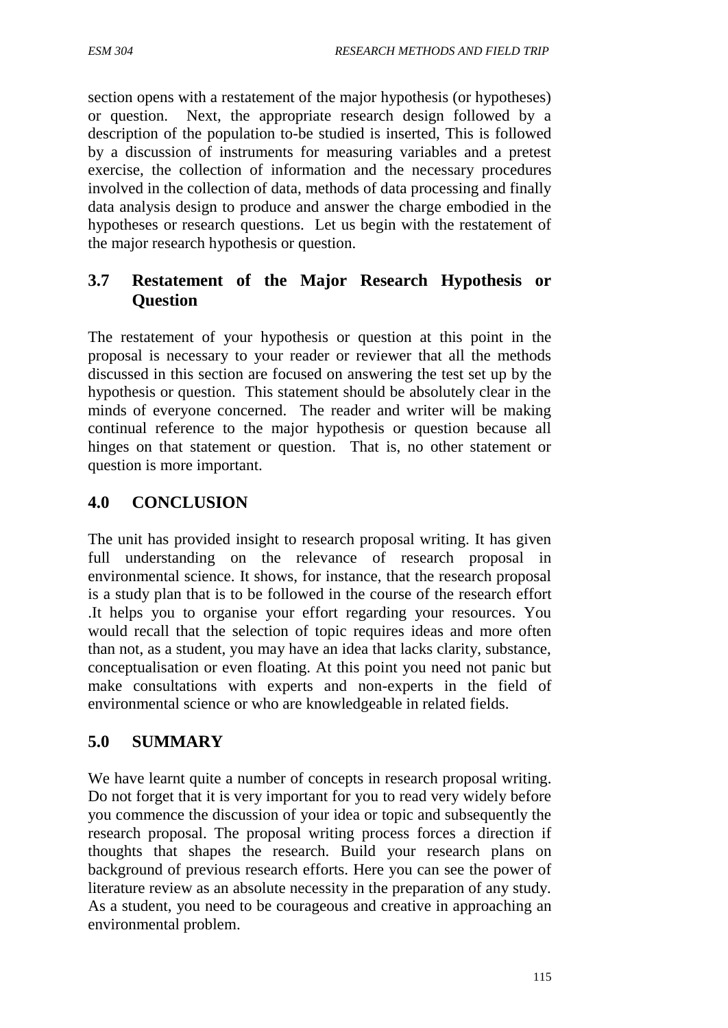section opens with a restatement of the major hypothesis (or hypotheses) or question. Next, the appropriate research design followed by a description of the population to-be studied is inserted, This is followed by a discussion of instruments for measuring variables and a pretest exercise, the collection of information and the necessary procedures involved in the collection of data, methods of data processing and finally data analysis design to produce and answer the charge embodied in the hypotheses or research questions. Let us begin with the restatement of the major research hypothesis or question.

## 3.7 Restatement of the Major Research Hypothesis or Question

The restatement of your hypothesis or question at this point in the proposal is necessary to your reader or reviewer that all the methods discussed in this section are focused on answering the test set up by the hypothesis or question. This statement should be absolutely clear in the minds of everyone concerned. The reader and writer will be making continual reference to the major hypothesis or question because all hinges on that statement or question. That is, no other statement or question is more important.

## 4.0 CONCLUSION

The unit has provided insight to research proposal writing. It has given full understanding on the relevance of research proposal in environmental science. It shows, for instance, that the research proposal is a study plan that is to be followed in the course of the research effort .It helps you to organise your effort regarding your resources. You would recall that the selection of topic requires ideas and more often than not, as a student, you may have an idea that lacks clarity, substance, conceptualisation or even floating. At this point you need not panic but make consultations with experts and non-experts in the field of environmental science or who are knowledgeable in related fields.

## 5.0 SUMMARY

We have learnt quite a number of concepts in research proposal writing. Do not forget that it is very important for you to read very widely before you commence the discussion of your idea or topic and subsequently the research proposal. The proposal writing process forces a direction if thoughts that shapes the research. Build your research plans on background of previous research efforts. Here you can see the power of literature review as an absolute necessity in the preparation of any study. As a student, you need to be courageous and creative in approaching an environmental problem.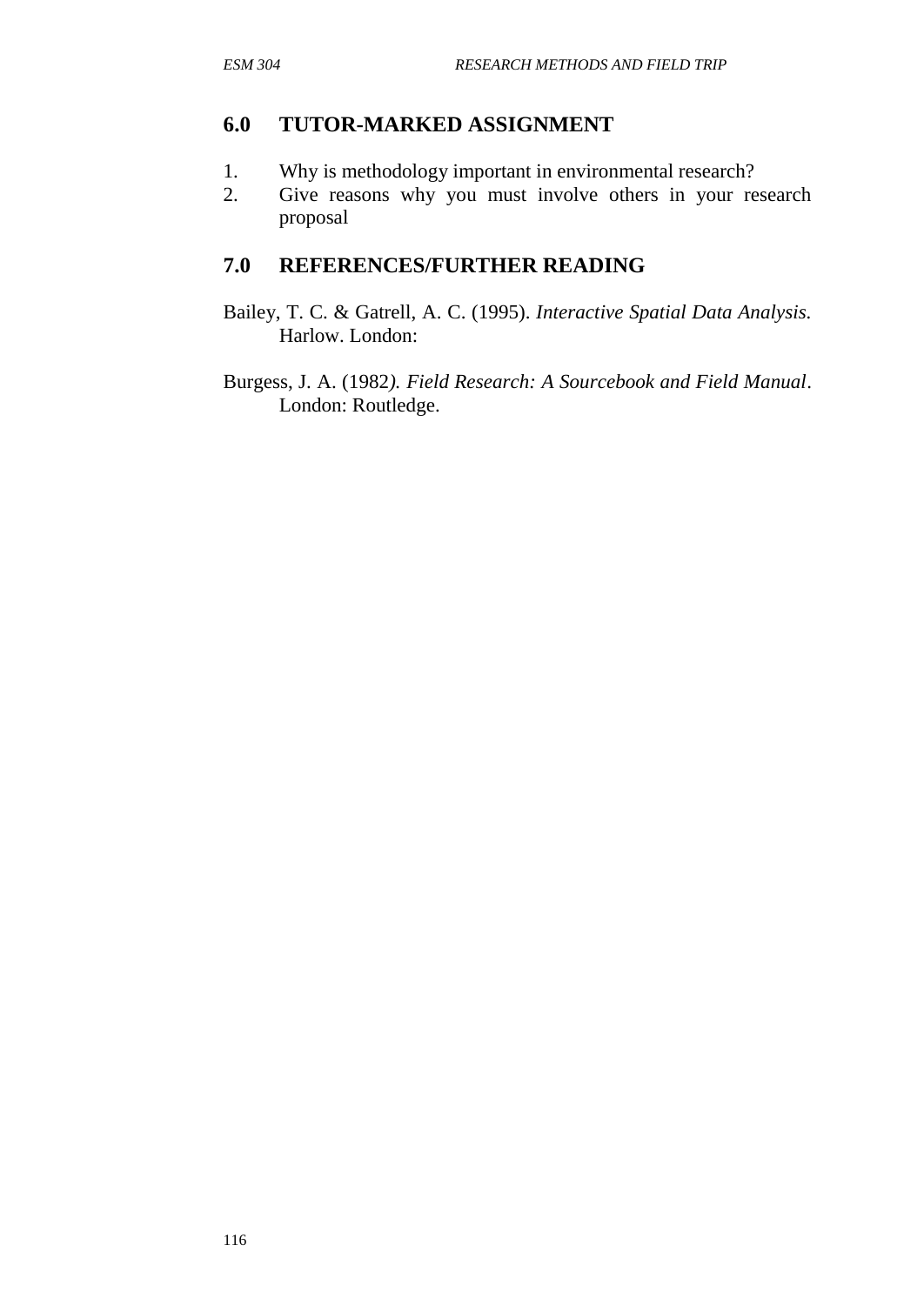## 6.0 TUTOR-MARKED ASSIGNMENT

1. Why is methodology important in environmental research?
2. Give reasons why you must involve others in your research proposal

## 7.0 REFERENCES/FURTHER READING

Bailey, T. C. & Gatrell, A. C. (1995). *Interactive Spatial Data Analysis.* Harlow. London:

Burgess, J. A. (1982*). Field Research: A Sourcebook and Field Manual*. London: Routledge.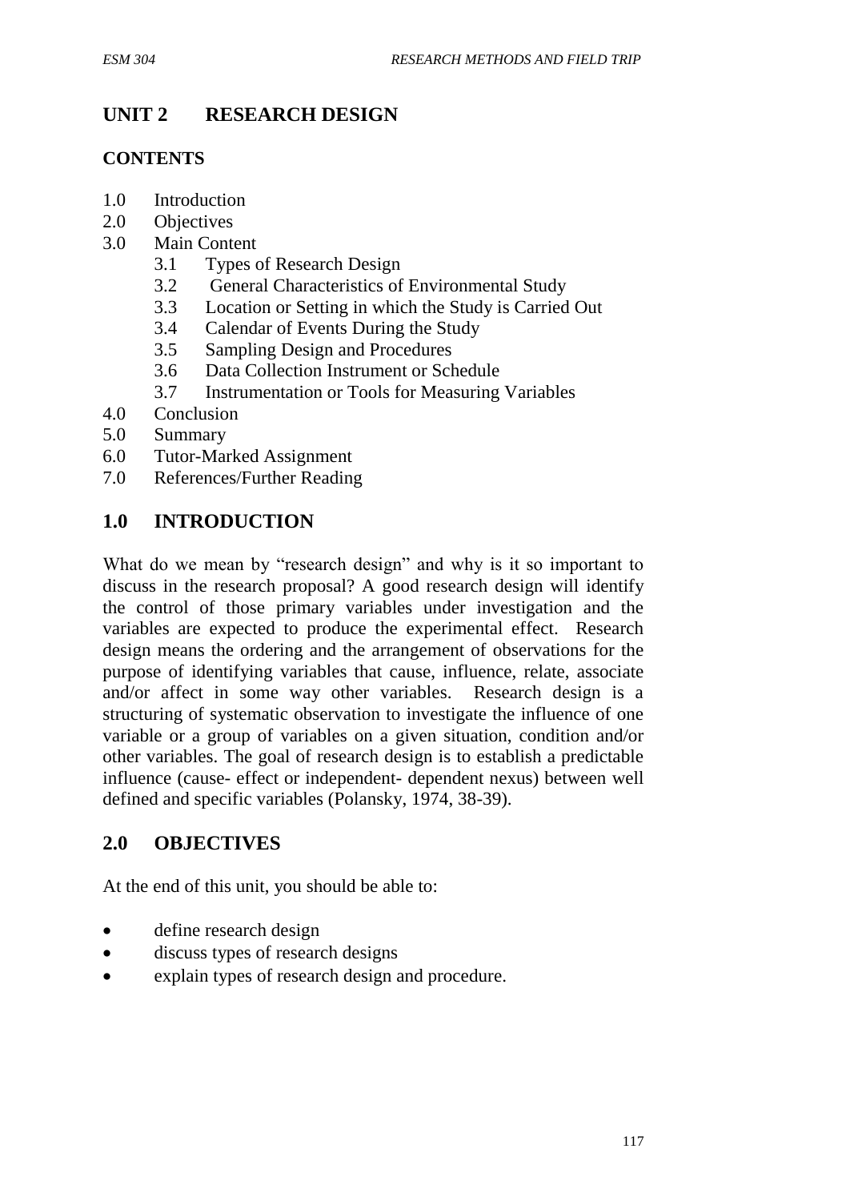# UNIT 2 RESEARCH DESIGN

## CONTENTS

1.0 Introduction
2.0 Objectives
3.0 Main Content
   3.1 Types of Research Design
   3.2 General Characteristics of Environmental Study
   3.3 Location or Setting in which the Study is Carried Out
   3.4 Calendar of Events During the Study
   3.5 Sampling Design and Procedures
   3.6 Data Collection Instrument or Schedule
   3.7 Instrumentation or Tools for Measuring Variables
4.0 Conclusion
5.0 Summary
6.0 Tutor-Marked Assignment
7.0 References/Further Reading

## 1.0 INTRODUCTION

What do we mean by "research design" and why is it so important to discuss in the research proposal? A good research design will identify the control of those primary variables under investigation and the variables are expected to produce the experimental effect. Research design means the ordering and the arrangement of observations for the purpose of identifying variables that cause, influence, relate, associate and/or affect in some way other variables. Research design is a structuring of systematic observation to investigate the influence of one variable or a group of variables on a given situation, condition and/or other variables. The goal of research design is to establish a predictable influence (cause- effect or independent- dependent nexus) between well defined and specific variables (Polansky, 1974, 38-39).

## 2.0 OBJECTIVES

At the end of this unit, you should be able to:

- define research design
- discuss types of research designs
- explain types of research design and procedure.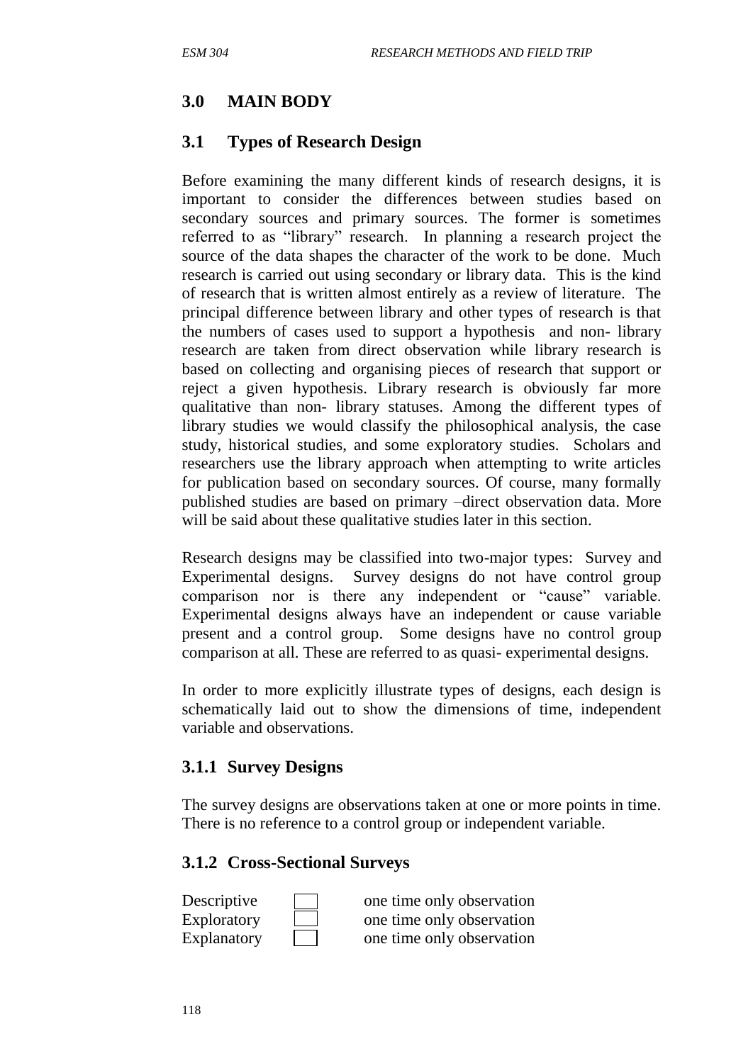## 3.0 MAIN BODY

### 3.1 Types of Research Design

Before examining the many different kinds of research designs, it is important to consider the differences between studies based on secondary sources and primary sources. The former is sometimes referred to as "library" research. In planning a research project the source of the data shapes the character of the work to be done. Much research is carried out using secondary or library data. This is the kind of research that is written almost entirely as a review of literature. The principal difference between library and other types of research is that the numbers of cases used to support a hypothesis and non- library research are taken from direct observation while library research is based on collecting and organising pieces of research that support or reject a given hypothesis. Library research is obviously far more qualitative than non- library statuses. Among the different types of library studies we would classify the philosophical analysis, the case study, historical studies, and some exploratory studies. Scholars and researchers use the library approach when attempting to write articles for publication based on secondary sources. Of course, many formally published studies are based on primary –direct observation data. More will be said about these qualitative studies later in this section.

Research designs may be classified into two-major types: Survey and Experimental designs. Survey designs do not have control group comparison nor is there any independent or "cause" variable. Experimental designs always have an independent or cause variable present and a control group. Some designs have no control group comparison at all. These are referred to as quasi- experimental designs.

In order to more explicitly illustrate types of designs, each design is schematically laid out to show the dimensions of time, independent variable and observations.

#### 3.1.1 Survey Designs

The survey designs are observations taken at one or more points in time. There is no reference to a control group or independent variable.

#### 3.1.2 Cross-Sectional Surveys

| | | |
|---|---|---|
| Descriptive | ☐ | one time only observation |
| Exploratory | ☐ | one time only observation |
| Explanatory | ☐ | one time only observation |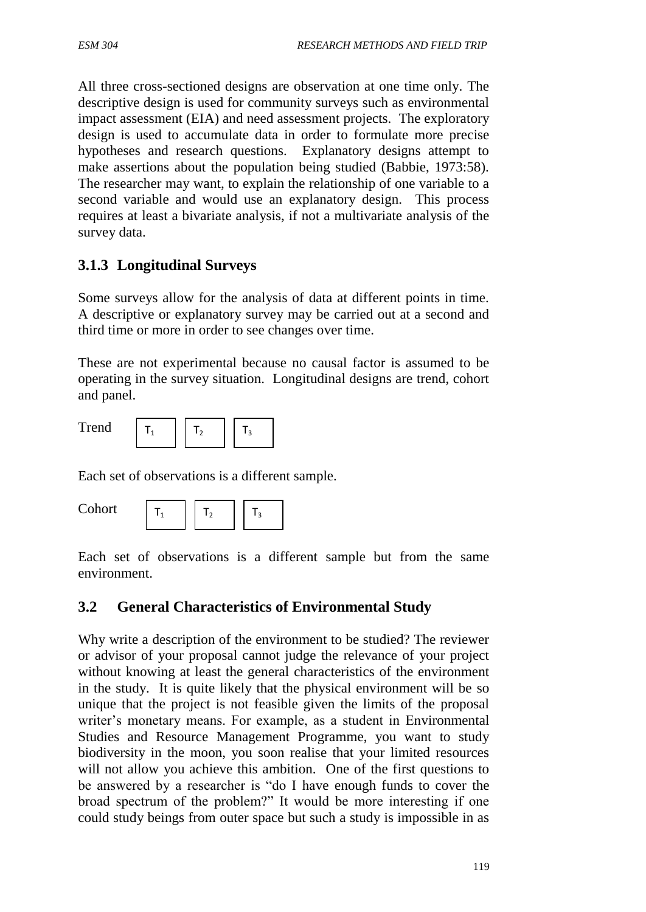All three cross-sectioned designs are observation at one time only. The descriptive design is used for community surveys such as environmental impact assessment (EIA) and need assessment projects. The exploratory design is used to accumulate data in order to formulate more precise hypotheses and research questions. Explanatory designs attempt to make assertions about the population being studied (Babbie, 1973:58). The researcher may want, to explain the relationship of one variable to a second variable and would use an explanatory design. This process requires at least a bivariate analysis, if not a multivariate analysis of the survey data.

### 3.1.3 Longitudinal Surveys

Some surveys allow for the analysis of data at different points in time. A descriptive or explanatory survey may be carried out at a second and third time or more in order to see changes over time.

These are not experimental because no causal factor is assumed to be operating in the survey situation. Longitudinal designs are trend, cohort and panel.

Trend $T_1$ $T_2$ $T_3$

Each set of observations is a different sample.

Cohort $T_1$ $T_2$ $T_3$

Each set of observations is a different sample but from the same environment.

## 3.2 General Characteristics of Environmental Study

Why write a description of the environment to be studied? The reviewer or advisor of your proposal cannot judge the relevance of your project without knowing at least the general characteristics of the environment in the study. It is quite likely that the physical environment will be so unique that the project is not feasible given the limits of the proposal writer's monetary means. For example, as a student in Environmental Studies and Resource Management Programme, you want to study biodiversity in the moon, you soon realise that your limited resources will not allow you achieve this ambition. One of the first questions to be answered by a researcher is "do I have enough funds to cover the broad spectrum of the problem?" It would be more interesting if one could study beings from outer space but such a study is impossible in as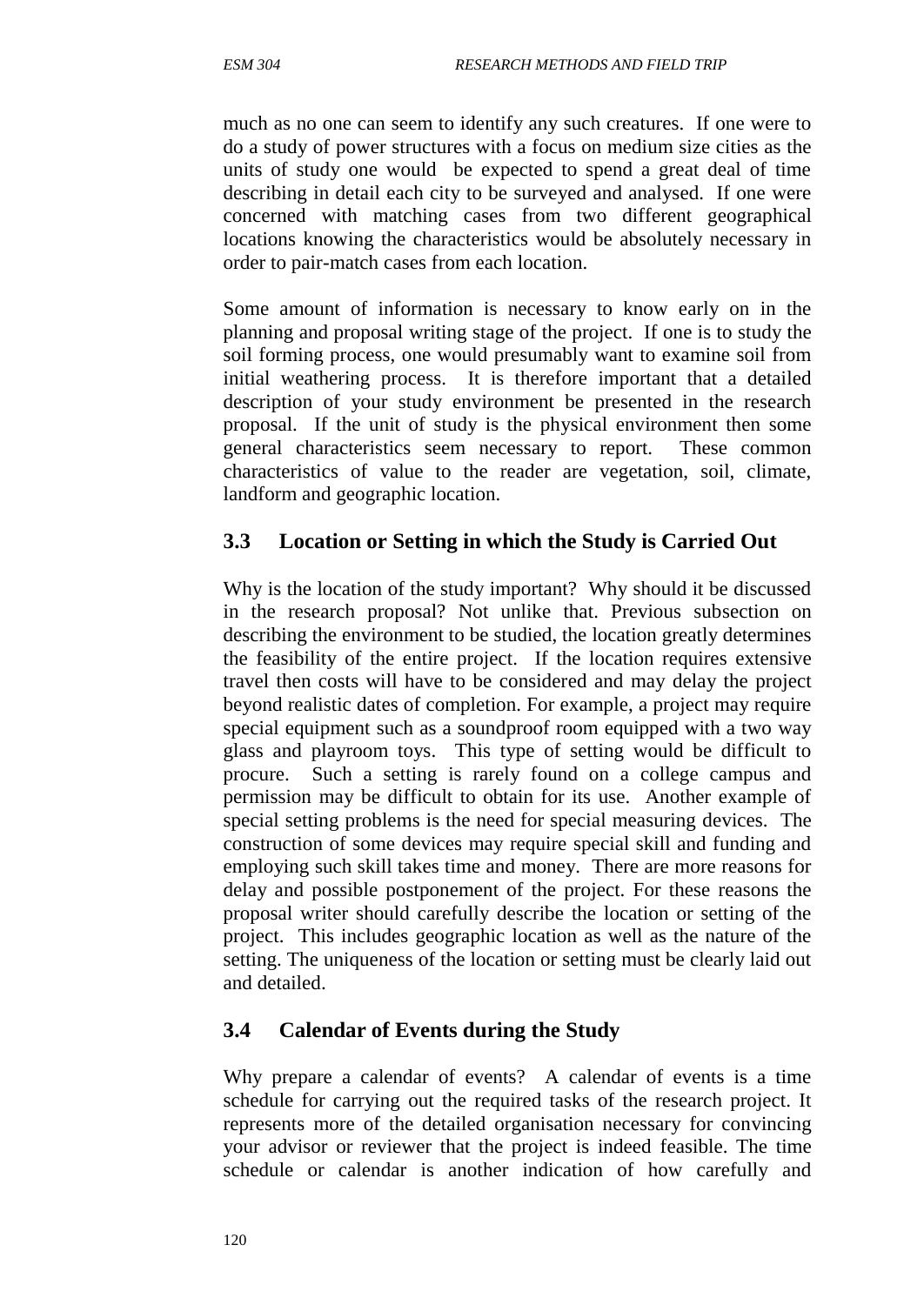much as no one can seem to identify any such creatures. If one were to do a study of power structures with a focus on medium size cities as the units of study one would be expected to spend a great deal of time describing in detail each city to be surveyed and analysed. If one were concerned with matching cases from two different geographical locations knowing the characteristics would be absolutely necessary in order to pair-match cases from each location.

Some amount of information is necessary to know early on in the planning and proposal writing stage of the project. If one is to study the soil forming process, one would presumably want to examine soil from initial weathering process. It is therefore important that a detailed description of your study environment be presented in the research proposal. If the unit of study is the physical environment then some general characteristics seem necessary to report. These common characteristics of value to the reader are vegetation, soil, climate, landform and geographic location.

## 3.3 Location or Setting in which the Study is Carried Out

Why is the location of the study important? Why should it be discussed in the research proposal? Not unlike that. Previous subsection on describing the environment to be studied, the location greatly determines the feasibility of the entire project. If the location requires extensive travel then costs will have to be considered and may delay the project beyond realistic dates of completion. For example, a project may require special equipment such as a soundproof room equipped with a two way glass and playroom toys. This type of setting would be difficult to procure. Such a setting is rarely found on a college campus and permission may be difficult to obtain for its use. Another example of special setting problems is the need for special measuring devices. The construction of some devices may require special skill and funding and employing such skill takes time and money. There are more reasons for delay and possible postponement of the project. For these reasons the proposal writer should carefully describe the location or setting of the project. This includes geographic location as well as the nature of the setting. The uniqueness of the location or setting must be clearly laid out and detailed.

## 3.4 Calendar of Events during the Study

Why prepare a calendar of events? A calendar of events is a time schedule for carrying out the required tasks of the research project. It represents more of the detailed organisation necessary for convincing your advisor or reviewer that the project is indeed feasible. The time schedule or calendar is another indication of how carefully and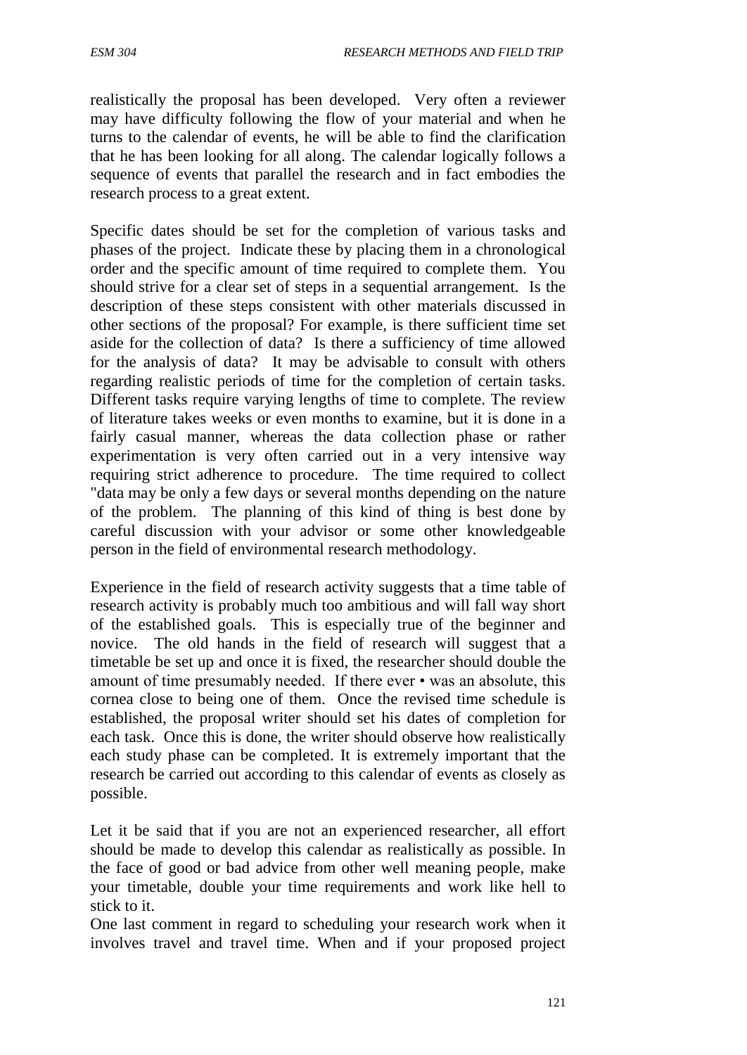realistically the proposal has been developed. Very often a reviewer may have difficulty following the flow of your material and when he turns to the calendar of events, he will be able to find the clarification that he has been looking for all along. The calendar logically follows a sequence of events that parallel the research and in fact embodies the research process to a great extent.

Specific dates should be set for the completion of various tasks and phases of the project. Indicate these by placing them in a chronological order and the specific amount of time required to complete them. You should strive for a clear set of steps in a sequential arrangement. Is the description of these steps consistent with other materials discussed in other sections of the proposal? For example, is there sufficient time set aside for the collection of data? Is there a sufficiency of time allowed for the analysis of data? It may be advisable to consult with others regarding realistic periods of time for the completion of certain tasks. Different tasks require varying lengths of time to complete. The review of literature takes weeks or even months to examine, but it is done in a fairly casual manner, whereas the data collection phase or rather experimentation is very often carried out in a very intensive way requiring strict adherence to procedure. The time required to collect "data may be only a few days or several months depending on the nature of the problem. The planning of this kind of thing is best done by careful discussion with your advisor or some other knowledgeable person in the field of environmental research methodology.

Experience in the field of research activity suggests that a time table of research activity is probably much too ambitious and will fall way short of the established goals. This is especially true of the beginner and novice. The old hands in the field of research will suggest that a timetable be set up and once it is fixed, the researcher should double the amount of time presumably needed. If there ever • was an absolute, this cornea close to being one of them. Once the revised time schedule is established, the proposal writer should set his dates of completion for each task. Once this is done, the writer should observe how realistically each study phase can be completed. It is extremely important that the research be carried out according to this calendar of events as closely as possible.

Let it be said that if you are not an experienced researcher, all effort should be made to develop this calendar as realistically as possible. In the face of good or bad advice from other well meaning people, make your timetable, double your time requirements and work like hell to stick to it.

One last comment in regard to scheduling your research work when it involves travel and travel time. When and if your proposed project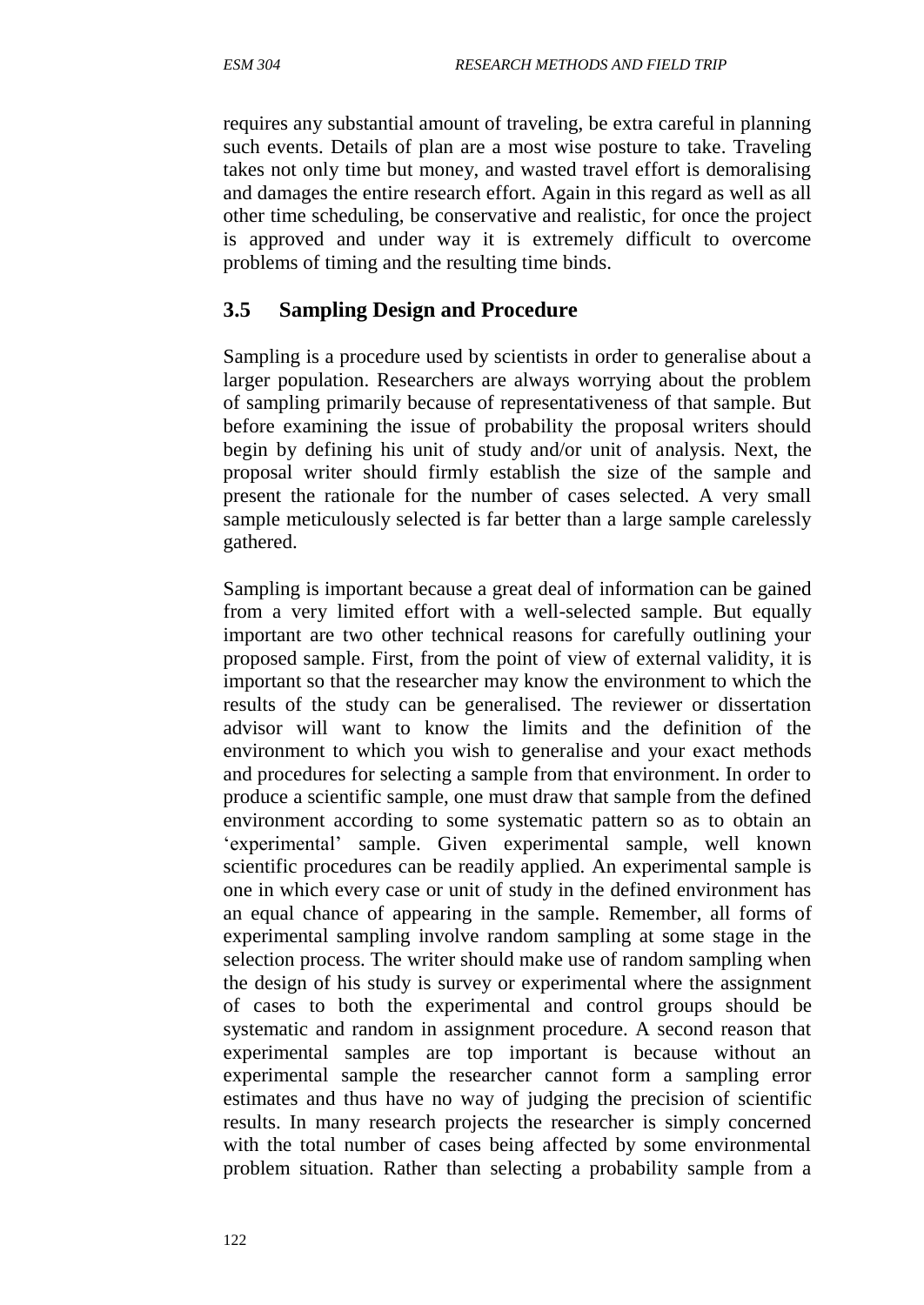requires any substantial amount of traveling, be extra careful in planning such events. Details of plan are a most wise posture to take. Traveling takes not only time but money, and wasted travel effort is demoralising and damages the entire research effort. Again in this regard as well as all other time scheduling, be conservative and realistic, for once the project is approved and under way it is extremely difficult to overcome problems of timing and the resulting time binds.

### 3.5 Sampling Design and Procedure

Sampling is a procedure used by scientists in order to generalise about a larger population. Researchers are always worrying about the problem of sampling primarily because of representativeness of that sample. But before examining the issue of probability the proposal writers should begin by defining his unit of study and/or unit of analysis. Next, the proposal writer should firmly establish the size of the sample and present the rationale for the number of cases selected. A very small sample meticulously selected is far better than a large sample carelessly gathered.

Sampling is important because a great deal of information can be gained from a very limited effort with a well-selected sample. But equally important are two other technical reasons for carefully outlining your proposed sample. First, from the point of view of external validity, it is important so that the researcher may know the environment to which the results of the study can be generalised. The reviewer or dissertation advisor will want to know the limits and the definition of the environment to which you wish to generalise and your exact methods and procedures for selecting a sample from that environment. In order to produce a scientific sample, one must draw that sample from the defined environment according to some systematic pattern so as to obtain an 'experimental' sample. Given experimental sample, well known scientific procedures can be readily applied. An experimental sample is one in which every case or unit of study in the defined environment has an equal chance of appearing in the sample. Remember, all forms of experimental sampling involve random sampling at some stage in the selection process. The writer should make use of random sampling when the design of his study is survey or experimental where the assignment of cases to both the experimental and control groups should be systematic and random in assignment procedure. A second reason that experimental samples are top important is because without an experimental sample the researcher cannot form a sampling error estimates and thus have no way of judging the precision of scientific results. In many research projects the researcher is simply concerned with the total number of cases being affected by some environmental problem situation. Rather than selecting a probability sample from a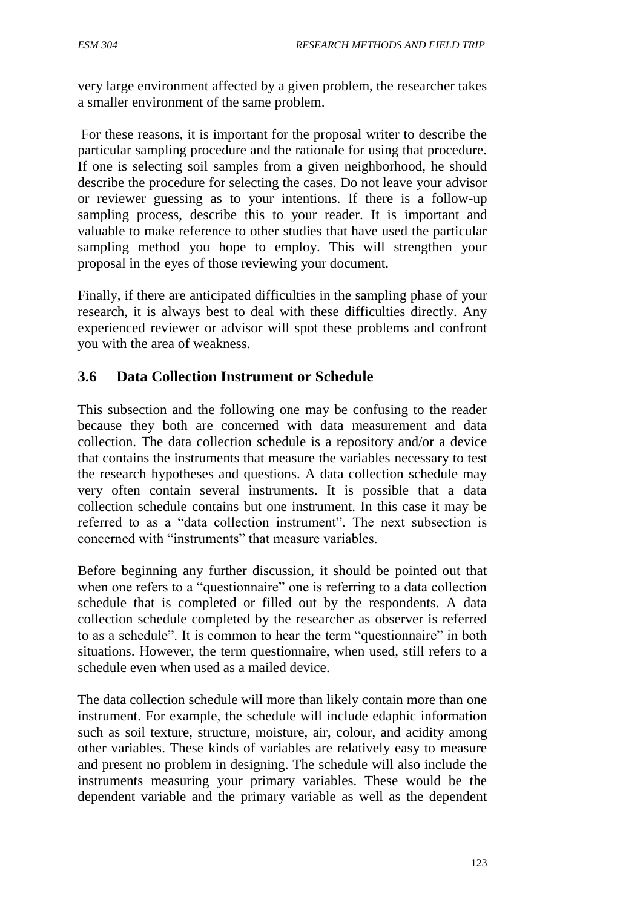very large environment affected by a given problem, the researcher takes a smaller environment of the same problem.

For these reasons, it is important for the proposal writer to describe the particular sampling procedure and the rationale for using that procedure. If one is selecting soil samples from a given neighborhood, he should describe the procedure for selecting the cases. Do not leave your advisor or reviewer guessing as to your intentions. If there is a follow-up sampling process, describe this to your reader. It is important and valuable to make reference to other studies that have used the particular sampling method you hope to employ. This will strengthen your proposal in the eyes of those reviewing your document.

Finally, if there are anticipated difficulties in the sampling phase of your research, it is always best to deal with these difficulties directly. Any experienced reviewer or advisor will spot these problems and confront you with the area of weakness.

### 3.6 Data Collection Instrument or Schedule

This subsection and the following one may be confusing to the reader because they both are concerned with data measurement and data collection. The data collection schedule is a repository and/or a device that contains the instruments that measure the variables necessary to test the research hypotheses and questions. A data collection schedule may very often contain several instruments. It is possible that a data collection schedule contains but one instrument. In this case it may be referred to as a "data collection instrument". The next subsection is concerned with "instruments" that measure variables.

Before beginning any further discussion, it should be pointed out that when one refers to a "questionnaire" one is referring to a data collection schedule that is completed or filled out by the respondents. A data collection schedule completed by the researcher as observer is referred to as a schedule". It is common to hear the term "questionnaire" in both situations. However, the term questionnaire, when used, still refers to a schedule even when used as a mailed device.

The data collection schedule will more than likely contain more than one instrument. For example, the schedule will include edaphic information such as soil texture, structure, moisture, air, colour, and acidity among other variables. These kinds of variables are relatively easy to measure and present no problem in designing. The schedule will also include the instruments measuring your primary variables. These would be the dependent variable and the primary variable as well as the dependent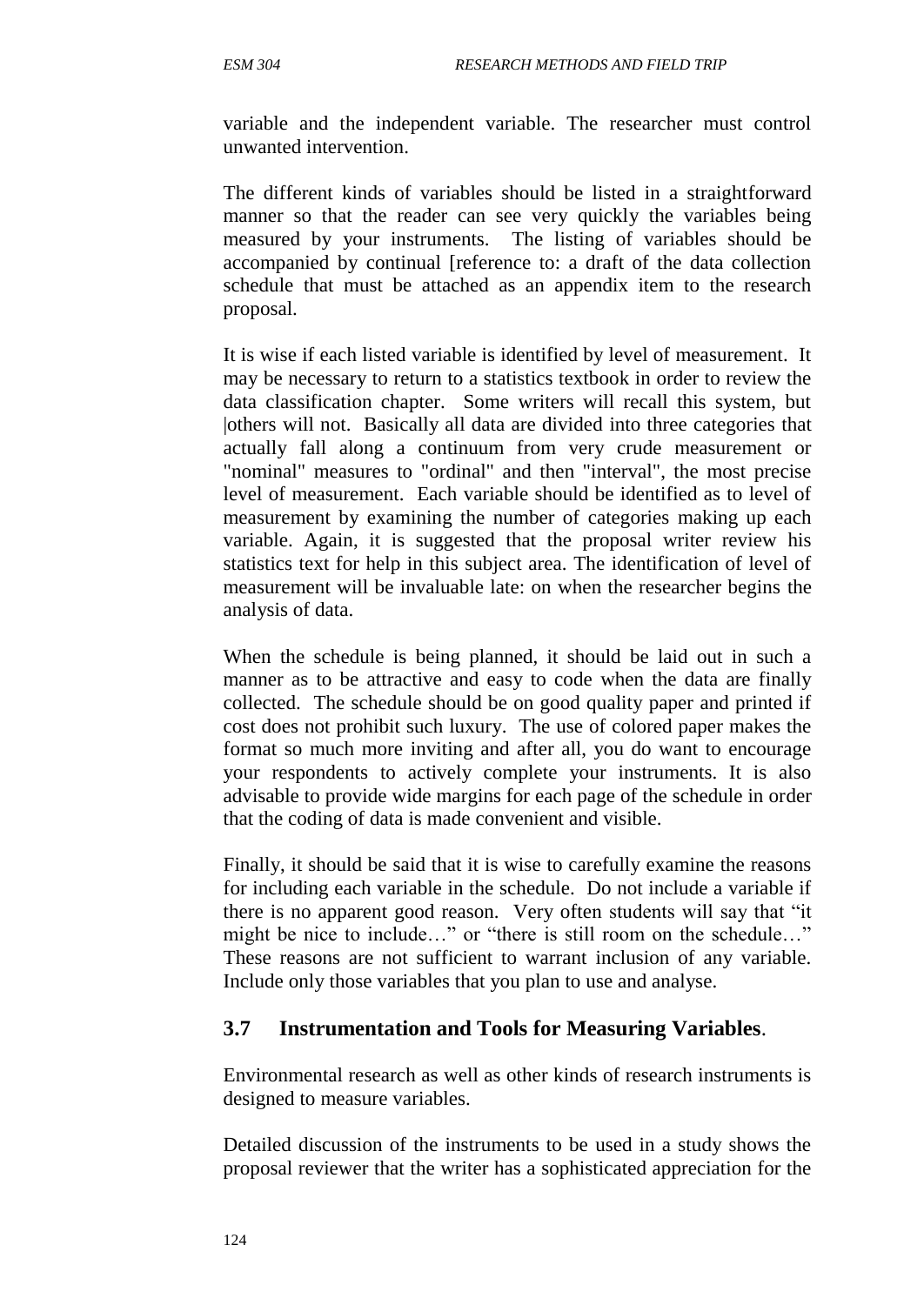variable and the independent variable. The researcher must control unwanted intervention.

The different kinds of variables should be listed in a straightforward manner so that the reader can see very quickly the variables being measured by your instruments. The listing of variables should be accompanied by continual [reference to: a draft of the data collection schedule that must be attached as an appendix item to the research proposal.

It is wise if each listed variable is identified by level of measurement. It may be necessary to return to a statistics textbook in order to review the data classification chapter. Some writers will recall this system, but |others will not. Basically all data are divided into three categories that actually fall along a continuum from very crude measurement or "nominal" measures to "ordinal" and then "interval", the most precise level of measurement. Each variable should be identified as to level of measurement by examining the number of categories making up each variable. Again, it is suggested that the proposal writer review his statistics text for help in this subject area. The identification of level of measurement will be invaluable late: on when the researcher begins the analysis of data.

When the schedule is being planned, it should be laid out in such a manner as to be attractive and easy to code when the data are finally collected. The schedule should be on good quality paper and printed if cost does not prohibit such luxury. The use of colored paper makes the format so much more inviting and after all, you do want to encourage your respondents to actively complete your instruments. It is also advisable to provide wide margins for each page of the schedule in order that the coding of data is made convenient and visible.

Finally, it should be said that it is wise to carefully examine the reasons for including each variable in the schedule. Do not include a variable if there is no apparent good reason. Very often students will say that "it might be nice to include…" or "there is still room on the schedule…" These reasons are not sufficient to warrant inclusion of any variable. Include only those variables that you plan to use and analyse.

## 3.7 Instrumentation and Tools for Measuring Variables.

Environmental research as well as other kinds of research instruments is designed to measure variables.

Detailed discussion of the instruments to be used in a study shows the proposal reviewer that the writer has a sophisticated appreciation for the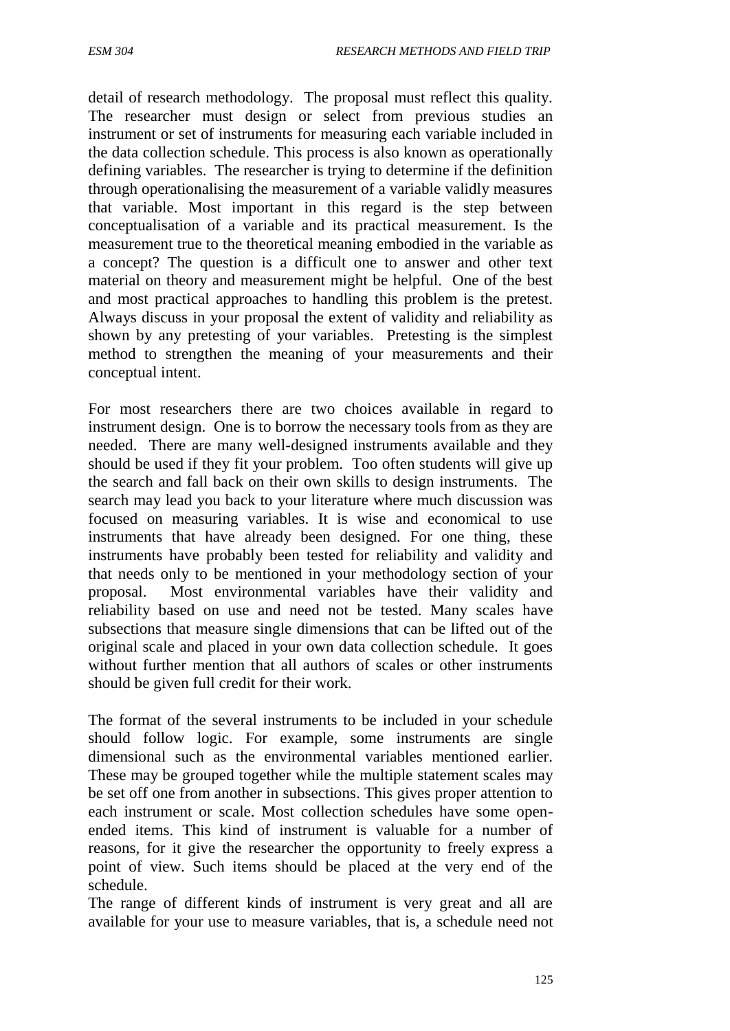detail of research methodology. The proposal must reflect this quality. The researcher must design or select from previous studies an instrument or set of instruments for measuring each variable included in the data collection schedule. This process is also known as operationally defining variables. The researcher is trying to determine if the definition through operationalising the measurement of a variable validly measures that variable. Most important in this regard is the step between conceptualisation of a variable and its practical measurement. Is the measurement true to the theoretical meaning embodied in the variable as a concept? The question is a difficult one to answer and other text material on theory and measurement might be helpful. One of the best and most practical approaches to handling this problem is the pretest. Always discuss in your proposal the extent of validity and reliability as shown by any pretesting of your variables. Pretesting is the simplest method to strengthen the meaning of your measurements and their conceptual intent.

For most researchers there are two choices available in regard to instrument design. One is to borrow the necessary tools from as they are needed. There are many well-designed instruments available and they should be used if they fit your problem. Too often students will give up the search and fall back on their own skills to design instruments. The search may lead you back to your literature where much discussion was focused on measuring variables. It is wise and economical to use instruments that have already been designed. For one thing, these instruments have probably been tested for reliability and validity and that needs only to be mentioned in your methodology section of your proposal. Most environmental variables have their validity and reliability based on use and need not be tested. Many scales have subsections that measure single dimensions that can be lifted out of the original scale and placed in your own data collection schedule. It goes without further mention that all authors of scales or other instruments should be given full credit for their work.

The format of the several instruments to be included in your schedule should follow logic. For example, some instruments are single dimensional such as the environmental variables mentioned earlier. These may be grouped together while the multiple statement scales may be set off one from another in subsections. This gives proper attention to each instrument or scale. Most collection schedules have some open-ended items. This kind of instrument is valuable for a number of reasons, for it give the researcher the opportunity to freely express a point of view. Such items should be placed at the very end of the schedule.

The range of different kinds of instrument is very great and all are available for your use to measure variables, that is, a schedule need not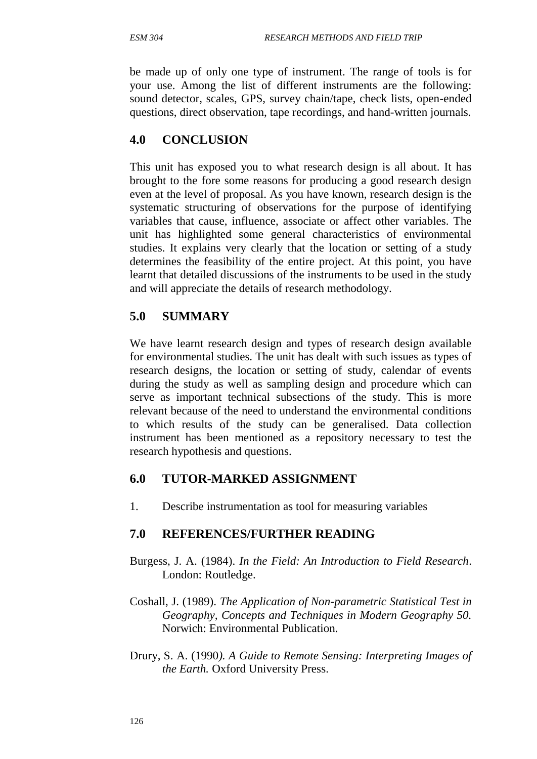be made up of only one type of instrument. The range of tools is for your use. Among the list of different instruments are the following: sound detector, scales, GPS, survey chain/tape, check lists, open-ended questions, direct observation, tape recordings, and hand-written journals.

## 4.0 CONCLUSION

This unit has exposed you to what research design is all about. It has brought to the fore some reasons for producing a good research design even at the level of proposal. As you have known, research design is the systematic structuring of observations for the purpose of identifying variables that cause, influence, associate or affect other variables. The unit has highlighted some general characteristics of environmental studies. It explains very clearly that the location or setting of a study determines the feasibility of the entire project. At this point, you have learnt that detailed discussions of the instruments to be used in the study and will appreciate the details of research methodology.

## 5.0 SUMMARY

We have learnt research design and types of research design available for environmental studies. The unit has dealt with such issues as types of research designs, the location or setting of study, calendar of events during the study as well as sampling design and procedure which can serve as important technical subsections of the study. This is more relevant because of the need to understand the environmental conditions to which results of the study can be generalised. Data collection instrument has been mentioned as a repository necessary to test the research hypothesis and questions.

## 6.0 TUTOR-MARKED ASSIGNMENT

1. Describe instrumentation as tool for measuring variables

## 7.0 REFERENCES/FURTHER READING

Burgess, J. A. (1984). *In the Field: An Introduction to Field Research*. London: Routledge.

Coshall, J. (1989). *The Application of Non-parametric Statistical Test in Geography, Concepts and Techniques in Modern Geography 50.* Norwich: Environmental Publication.

Drury, S. A. (1990*). A Guide to Remote Sensing: Interpreting Images of the Earth.* Oxford University Press.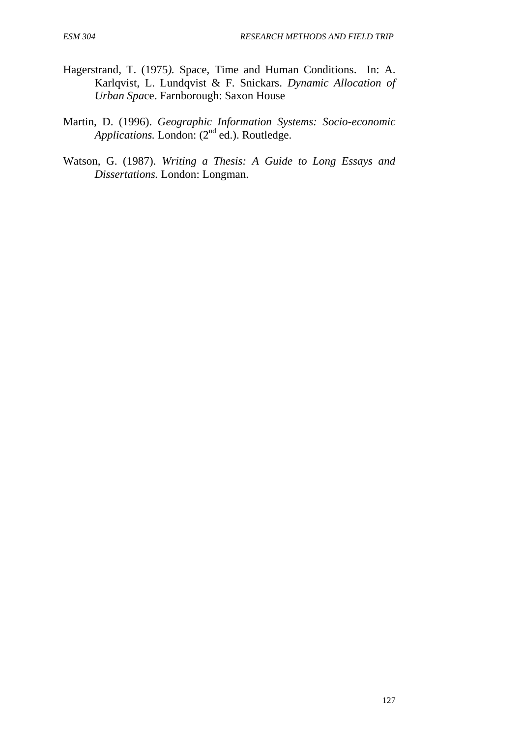Hagerstrand, T. (1975*)*. Space, Time and Human Conditions. In: A. Karlqvist, L. Lundqvist & F. Snickars. *Dynamic Allocation of Urban Spa*ce. Farnborough: Saxon House

Martin, D. (1996). *Geographic Information Systems: Socio-economic Applications.* London: (2nd ed.). Routledge.

Watson, G. (1987)*. Writing a Thesis: A Guide to Long Essays and Dissertations.* London: Longman.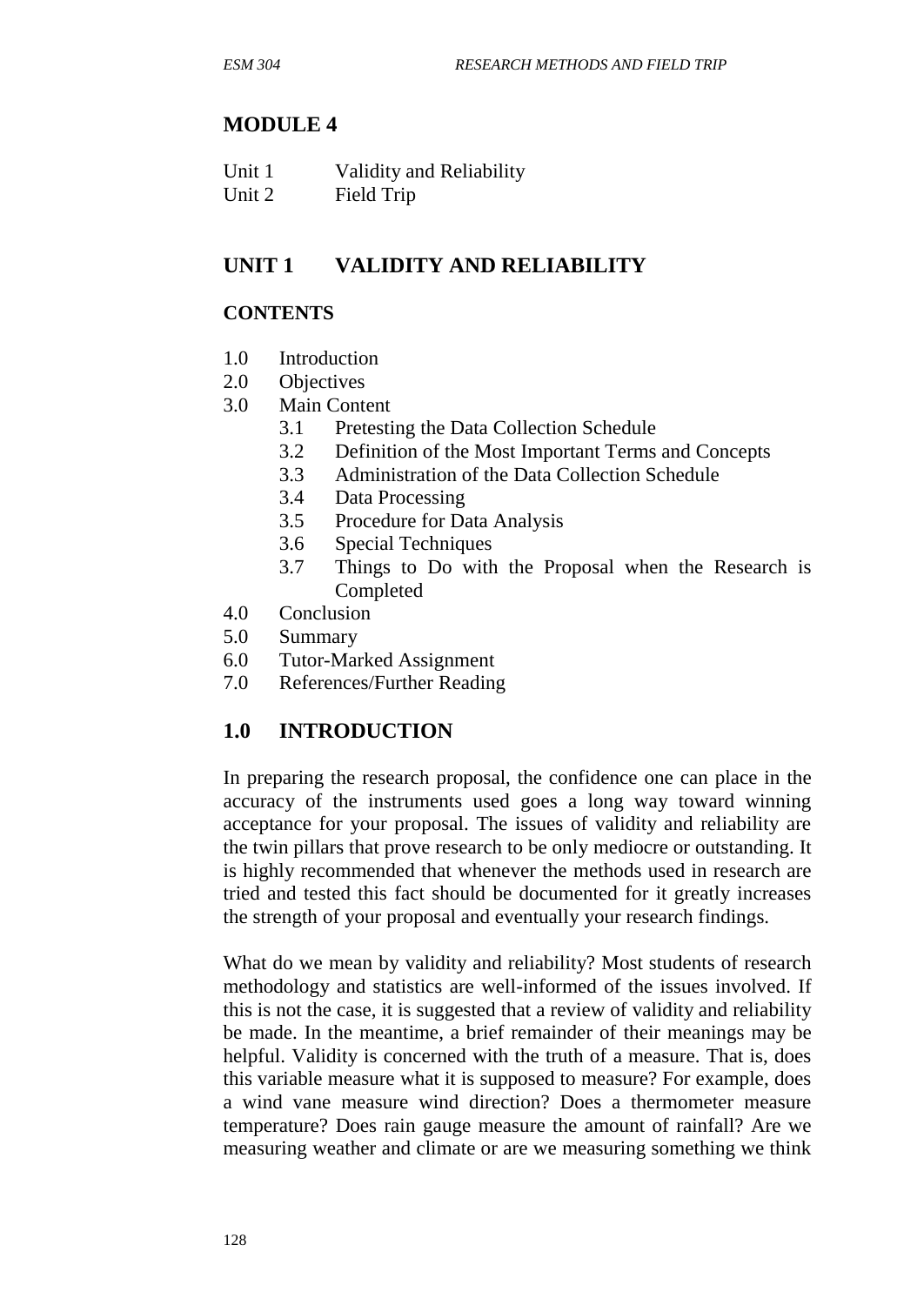# MODULE 4

Unit 1 Validity and Reliability
Unit 2 Field Trip

## UNIT 1 VALIDITY AND RELIABILITY

### CONTENTS

- 1.0 Introduction
- 2.0 Objectives
- 3.0 Main Content
    - 3.1 Pretesting the Data Collection Schedule
    - 3.2 Definition of the Most Important Terms and Concepts
    - 3.3 Administration of the Data Collection Schedule
    - 3.4 Data Processing
    - 3.5 Procedure for Data Analysis
    - 3.6 Special Techniques
    - 3.7 Things to Do with the Proposal when the Research is Completed
- 4.0 Conclusion
- 5.0 Summary
- 6.0 Tutor-Marked Assignment
- 7.0 References/Further Reading

## 1.0 INTRODUCTION

In preparing the research proposal, the confidence one can place in the accuracy of the instruments used goes a long way toward winning acceptance for your proposal. The issues of validity and reliability are the twin pillars that prove research to be only mediocre or outstanding. It is highly recommended that whenever the methods used in research are tried and tested this fact should be documented for it greatly increases the strength of your proposal and eventually your research findings.

What do we mean by validity and reliability? Most students of research methodology and statistics are well-informed of the issues involved. If this is not the case, it is suggested that a review of validity and reliability be made. In the meantime, a brief remainder of their meanings may be helpful. Validity is concerned with the truth of a measure. That is, does this variable measure what it is supposed to measure? For example, does a wind vane measure wind direction? Does a thermometer measure temperature? Does rain gauge measure the amount of rainfall? Are we measuring weather and climate or are we measuring something we think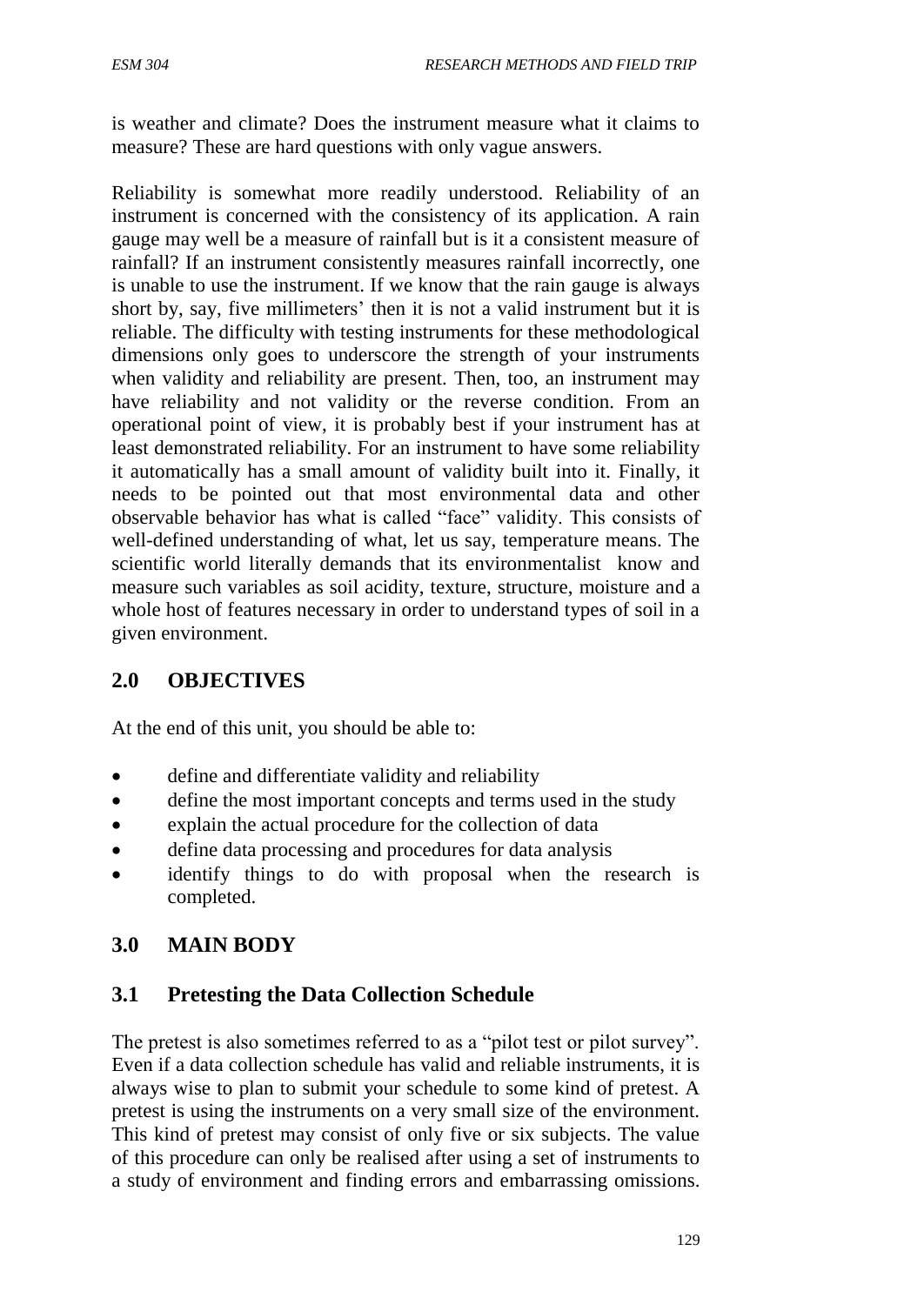is weather and climate? Does the instrument measure what it claims to measure? These are hard questions with only vague answers.

Reliability is somewhat more readily understood. Reliability of an instrument is concerned with the consistency of its application. A rain gauge may well be a measure of rainfall but is it a consistent measure of rainfall? If an instrument consistently measures rainfall incorrectly, one is unable to use the instrument. If we know that the rain gauge is always short by, say, five millimeters' then it is not a valid instrument but it is reliable. The difficulty with testing instruments for these methodological dimensions only goes to underscore the strength of your instruments when validity and reliability are present. Then, too, an instrument may have reliability and not validity or the reverse condition. From an operational point of view, it is probably best if your instrument has at least demonstrated reliability. For an instrument to have some reliability it automatically has a small amount of validity built into it. Finally, it needs to be pointed out that most environmental data and other observable behavior has what is called "face" validity. This consists of well-defined understanding of what, let us say, temperature means. The scientific world literally demands that its environmentalist know and measure such variables as soil acidity, texture, structure, moisture and a whole host of features necessary in order to understand types of soil in a given environment.

## 2.0 OBJECTIVES

At the end of this unit, you should be able to:

- define and differentiate validity and reliability
- define the most important concepts and terms used in the study
- explain the actual procedure for the collection of data
- define data processing and procedures for data analysis
- identify things to do with proposal when the research is completed.

## 3.0 MAIN BODY

### 3.1 Pretesting the Data Collection Schedule

The pretest is also sometimes referred to as a "pilot test or pilot survey". Even if a data collection schedule has valid and reliable instruments, it is always wise to plan to submit your schedule to some kind of pretest. A pretest is using the instruments on a very small size of the environment. This kind of pretest may consist of only five or six subjects. The value of this procedure can only be realised after using a set of instruments to a study of environment and finding errors and embarrassing omissions.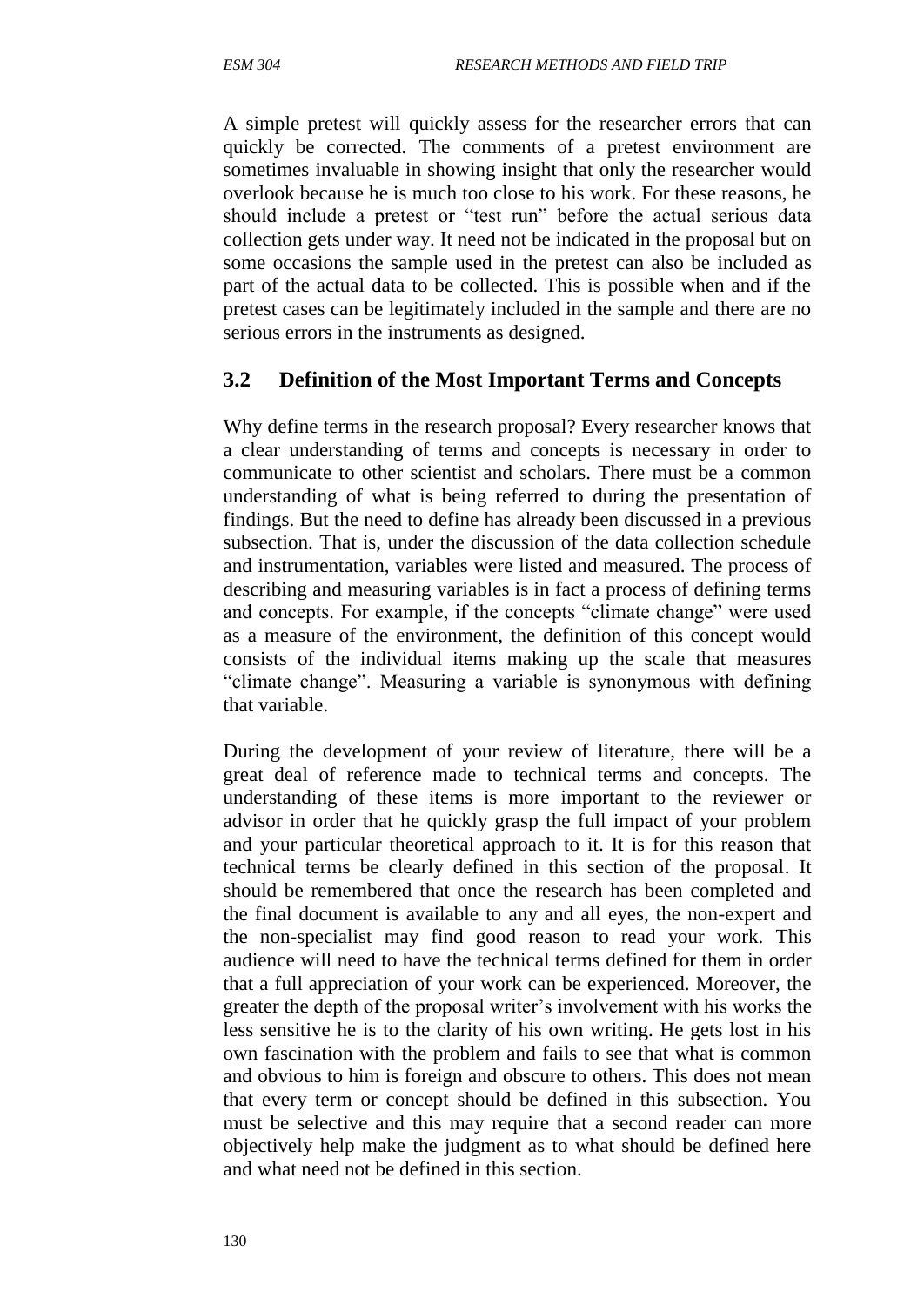A simple pretest will quickly assess for the researcher errors that can quickly be corrected. The comments of a pretest environment are sometimes invaluable in showing insight that only the researcher would overlook because he is much too close to his work. For these reasons, he should include a pretest or "test run" before the actual serious data collection gets under way. It need not be indicated in the proposal but on some occasions the sample used in the pretest can also be included as part of the actual data to be collected. This is possible when and if the pretest cases can be legitimately included in the sample and there are no serious errors in the instruments as designed.

## 3.2 Definition of the Most Important Terms and Concepts

Why define terms in the research proposal? Every researcher knows that a clear understanding of terms and concepts is necessary in order to communicate to other scientist and scholars. There must be a common understanding of what is being referred to during the presentation of findings. But the need to define has already been discussed in a previous subsection. That is, under the discussion of the data collection schedule and instrumentation, variables were listed and measured. The process of describing and measuring variables is in fact a process of defining terms and concepts. For example, if the concepts "climate change" were used as a measure of the environment, the definition of this concept would consists of the individual items making up the scale that measures "climate change". Measuring a variable is synonymous with defining that variable.

During the development of your review of literature, there will be a great deal of reference made to technical terms and concepts. The understanding of these items is more important to the reviewer or advisor in order that he quickly grasp the full impact of your problem and your particular theoretical approach to it. It is for this reason that technical terms be clearly defined in this section of the proposal. It should be remembered that once the research has been completed and the final document is available to any and all eyes, the non-expert and the non-specialist may find good reason to read your work. This audience will need to have the technical terms defined for them in order that a full appreciation of your work can be experienced. Moreover, the greater the depth of the proposal writer's involvement with his works the less sensitive he is to the clarity of his own writing. He gets lost in his own fascination with the problem and fails to see that what is common and obvious to him is foreign and obscure to others. This does not mean that every term or concept should be defined in this subsection. You must be selective and this may require that a second reader can more objectively help make the judgment as to what should be defined here and what need not be defined in this section.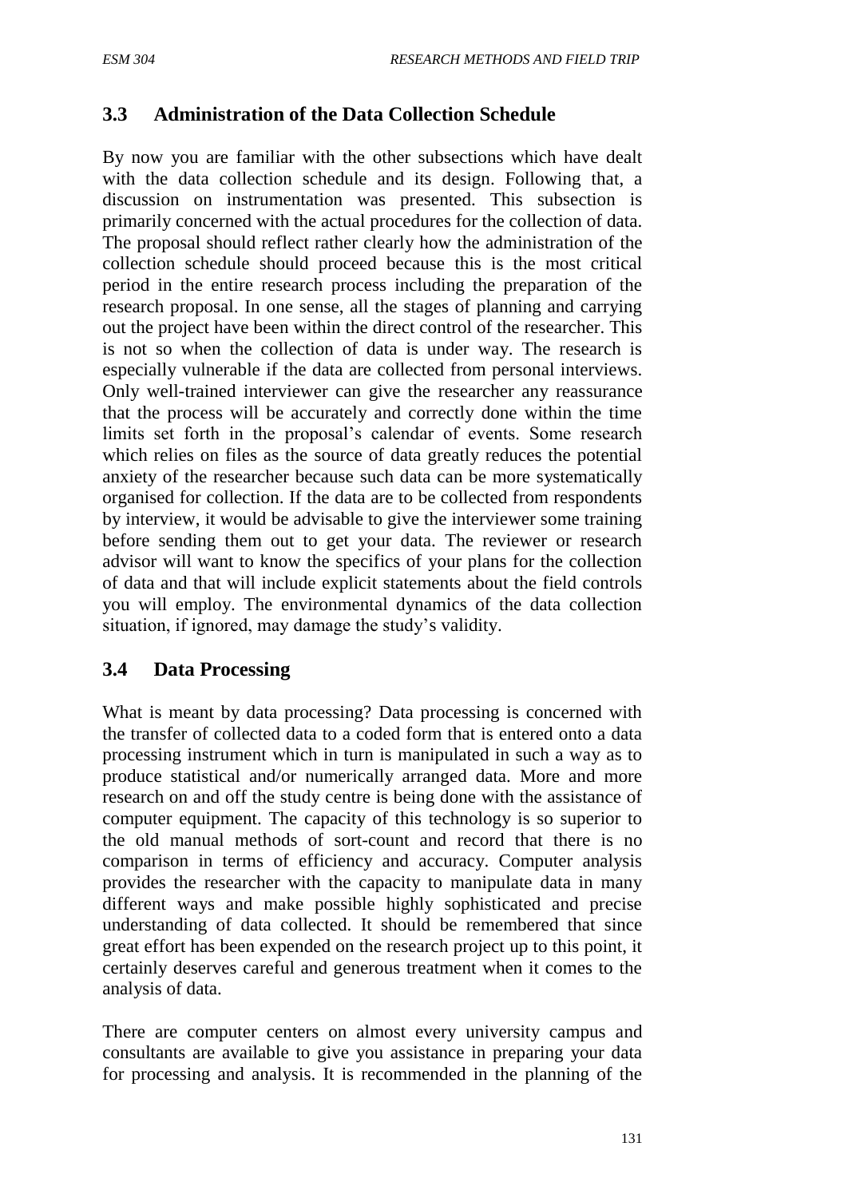### 3.3 Administration of the Data Collection Schedule

By now you are familiar with the other subsections which have dealt with the data collection schedule and its design. Following that, a discussion on instrumentation was presented. This subsection is primarily concerned with the actual procedures for the collection of data. The proposal should reflect rather clearly how the administration of the collection schedule should proceed because this is the most critical period in the entire research process including the preparation of the research proposal. In one sense, all the stages of planning and carrying out the project have been within the direct control of the researcher. This is not so when the collection of data is under way. The research is especially vulnerable if the data are collected from personal interviews. Only well-trained interviewer can give the researcher any reassurance that the process will be accurately and correctly done within the time limits set forth in the proposal's calendar of events. Some research which relies on files as the source of data greatly reduces the potential anxiety of the researcher because such data can be more systematically organised for collection. If the data are to be collected from respondents by interview, it would be advisable to give the interviewer some training before sending them out to get your data. The reviewer or research advisor will want to know the specifics of your plans for the collection of data and that will include explicit statements about the field controls you will employ. The environmental dynamics of the data collection situation, if ignored, may damage the study's validity.

### 3.4 Data Processing

What is meant by data processing? Data processing is concerned with the transfer of collected data to a coded form that is entered onto a data processing instrument which in turn is manipulated in such a way as to produce statistical and/or numerically arranged data. More and more research on and off the study centre is being done with the assistance of computer equipment. The capacity of this technology is so superior to the old manual methods of sort-count and record that there is no comparison in terms of efficiency and accuracy. Computer analysis provides the researcher with the capacity to manipulate data in many different ways and make possible highly sophisticated and precise understanding of data collected. It should be remembered that since great effort has been expended on the research project up to this point, it certainly deserves careful and generous treatment when it comes to the analysis of data.

There are computer centers on almost every university campus and consultants are available to give you assistance in preparing your data for processing and analysis. It is recommended in the planning of the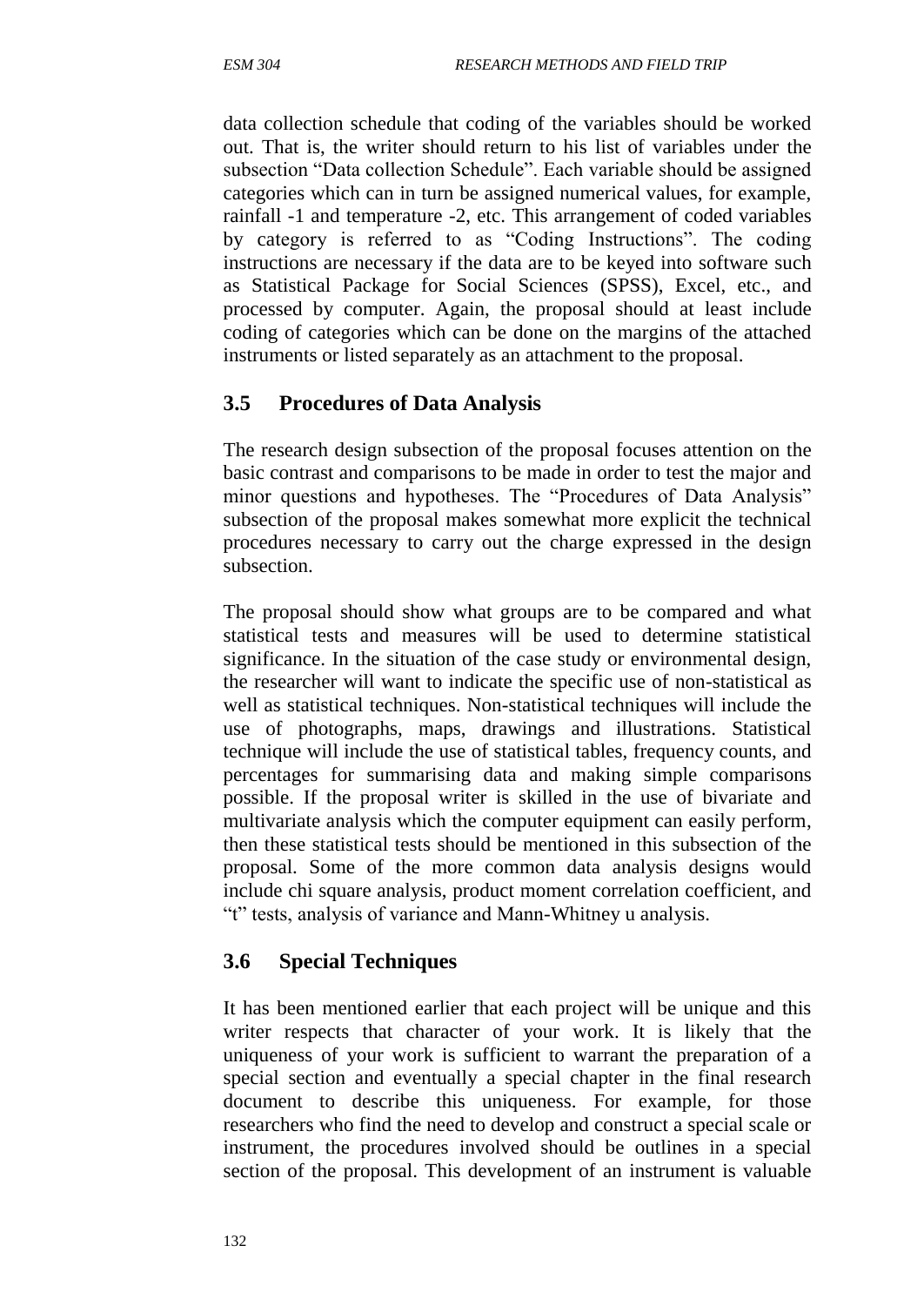data collection schedule that coding of the variables should be worked out. That is, the writer should return to his list of variables under the subsection "Data collection Schedule". Each variable should be assigned categories which can in turn be assigned numerical values, for example, rainfall -1 and temperature -2, etc. This arrangement of coded variables by category is referred to as "Coding Instructions". The coding instructions are necessary if the data are to be keyed into software such as Statistical Package for Social Sciences (SPSS), Excel, etc., and processed by computer. Again, the proposal should at least include coding of categories which can be done on the margins of the attached instruments or listed separately as an attachment to the proposal.

## 3.5 Procedures of Data Analysis

The research design subsection of the proposal focuses attention on the basic contrast and comparisons to be made in order to test the major and minor questions and hypotheses. The "Procedures of Data Analysis" subsection of the proposal makes somewhat more explicit the technical procedures necessary to carry out the charge expressed in the design subsection.

The proposal should show what groups are to be compared and what statistical tests and measures will be used to determine statistical significance. In the situation of the case study or environmental design, the researcher will want to indicate the specific use of non-statistical as well as statistical techniques. Non-statistical techniques will include the use of photographs, maps, drawings and illustrations. Statistical technique will include the use of statistical tables, frequency counts, and percentages for summarising data and making simple comparisons possible. If the proposal writer is skilled in the use of bivariate and multivariate analysis which the computer equipment can easily perform, then these statistical tests should be mentioned in this subsection of the proposal. Some of the more common data analysis designs would include chi square analysis, product moment correlation coefficient, and "t" tests, analysis of variance and Mann-Whitney u analysis.

## 3.6 Special Techniques

It has been mentioned earlier that each project will be unique and this writer respects that character of your work. It is likely that the uniqueness of your work is sufficient to warrant the preparation of a special section and eventually a special chapter in the final research document to describe this uniqueness. For example, for those researchers who find the need to develop and construct a special scale or instrument, the procedures involved should be outlines in a special section of the proposal. This development of an instrument is valuable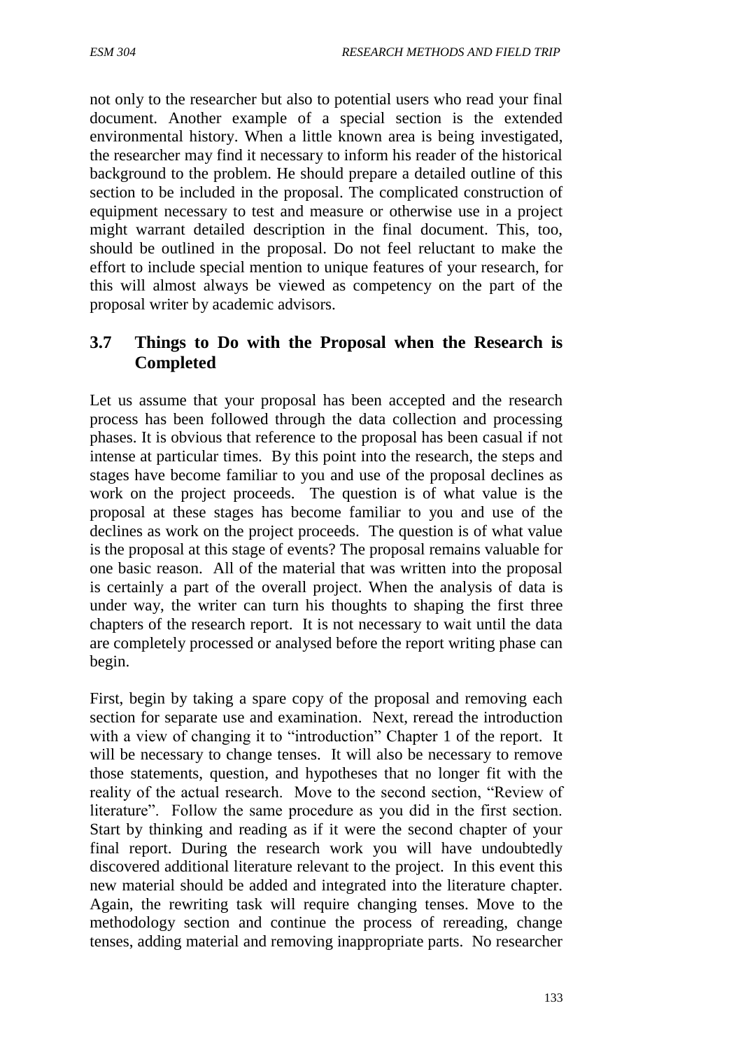not only to the researcher but also to potential users who read your final document. Another example of a special section is the extended environmental history. When a little known area is being investigated, the researcher may find it necessary to inform his reader of the historical background to the problem. He should prepare a detailed outline of this section to be included in the proposal. The complicated construction of equipment necessary to test and measure or otherwise use in a project might warrant detailed description in the final document. This, too, should be outlined in the proposal. Do not feel reluctant to make the effort to include special mention to unique features of your research, for this will almost always be viewed as competency on the part of the proposal writer by academic advisors.

## 3.7 Things to Do with the Proposal when the Research is Completed

Let us assume that your proposal has been accepted and the research process has been followed through the data collection and processing phases. It is obvious that reference to the proposal has been casual if not intense at particular times. By this point into the research, the steps and stages have become familiar to you and use of the proposal declines as work on the project proceeds. The question is of what value is the proposal at these stages has become familiar to you and use of the declines as work on the project proceeds. The question is of what value is the proposal at this stage of events? The proposal remains valuable for one basic reason. All of the material that was written into the proposal is certainly a part of the overall project. When the analysis of data is under way, the writer can turn his thoughts to shaping the first three chapters of the research report. It is not necessary to wait until the data are completely processed or analysed before the report writing phase can begin.

First, begin by taking a spare copy of the proposal and removing each section for separate use and examination. Next, reread the introduction with a view of changing it to "introduction" Chapter 1 of the report. It will be necessary to change tenses. It will also be necessary to remove those statements, question, and hypotheses that no longer fit with the reality of the actual research. Move to the second section, "Review of literature". Follow the same procedure as you did in the first section. Start by thinking and reading as if it were the second chapter of your final report. During the research work you will have undoubtedly discovered additional literature relevant to the project. In this event this new material should be added and integrated into the literature chapter. Again, the rewriting task will require changing tenses. Move to the methodology section and continue the process of rereading, change tenses, adding material and removing inappropriate parts. No researcher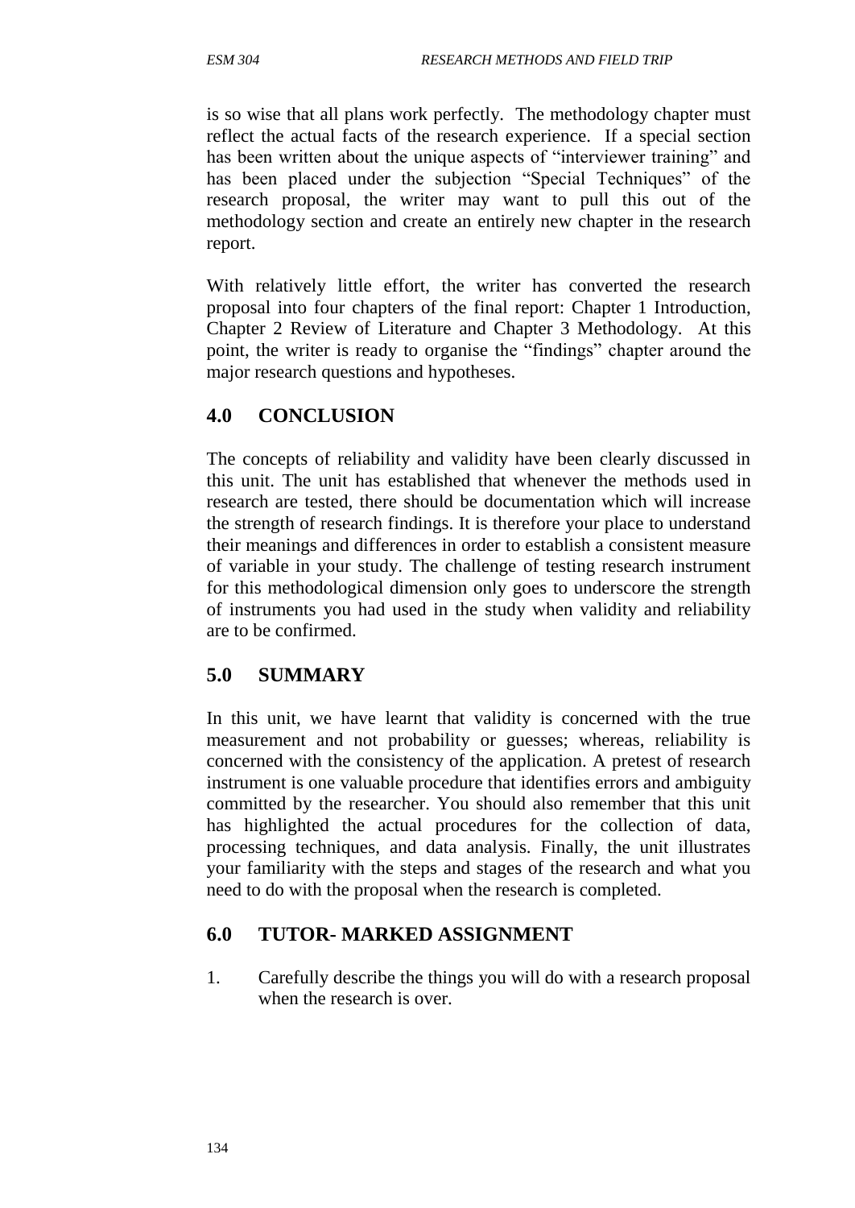is so wise that all plans work perfectly. The methodology chapter must reflect the actual facts of the research experience. If a special section has been written about the unique aspects of "interviewer training" and has been placed under the subjection "Special Techniques" of the research proposal, the writer may want to pull this out of the methodology section and create an entirely new chapter in the research report.

With relatively little effort, the writer has converted the research proposal into four chapters of the final report: Chapter 1 Introduction, Chapter 2 Review of Literature and Chapter 3 Methodology. At this point, the writer is ready to organise the "findings" chapter around the major research questions and hypotheses.

## 4.0 CONCLUSION

The concepts of reliability and validity have been clearly discussed in this unit. The unit has established that whenever the methods used in research are tested, there should be documentation which will increase the strength of research findings. It is therefore your place to understand their meanings and differences in order to establish a consistent measure of variable in your study. The challenge of testing research instrument for this methodological dimension only goes to underscore the strength of instruments you had used in the study when validity and reliability are to be confirmed.

## 5.0 SUMMARY

In this unit, we have learnt that validity is concerned with the true measurement and not probability or guesses; whereas, reliability is concerned with the consistency of the application. A pretest of research instrument is one valuable procedure that identifies errors and ambiguity committed by the researcher. You should also remember that this unit has highlighted the actual procedures for the collection of data, processing techniques, and data analysis. Finally, the unit illustrates your familiarity with the steps and stages of the research and what you need to do with the proposal when the research is completed.

## 6.0 TUTOR- MARKED ASSIGNMENT

1. Carefully describe the things you will do with a research proposal when the research is over.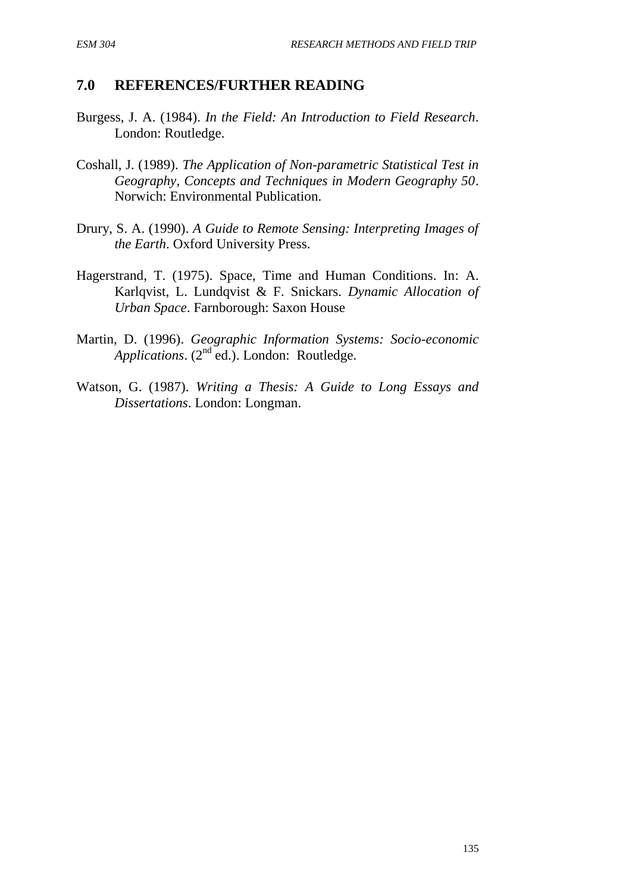## 7.0 REFERENCES/FURTHER READING

Burgess, J. A. (1984). *In the Field: An Introduction to Field Research*. London: Routledge.

Coshall, J. (1989). *The Application of Non-parametric Statistical Test in Geography, Concepts and Techniques in Modern Geography 50*. Norwich: Environmental Publication.

Drury, S. A. (1990). *A Guide to Remote Sensing: Interpreting Images of the Earth*. Oxford University Press.

Hagerstrand, T. (1975). Space, Time and Human Conditions. In: A. Karlqvist, L. Lundqvist & F. Snickars. *Dynamic Allocation of Urban Space*. Farnborough: Saxon House

Martin, D. (1996). *Geographic Information Systems: Socio-economic Applications*. (2nd ed.). London: Routledge.

Watson, G. (1987). *Writing a Thesis: A Guide to Long Essays and Dissertations*. London: Longman.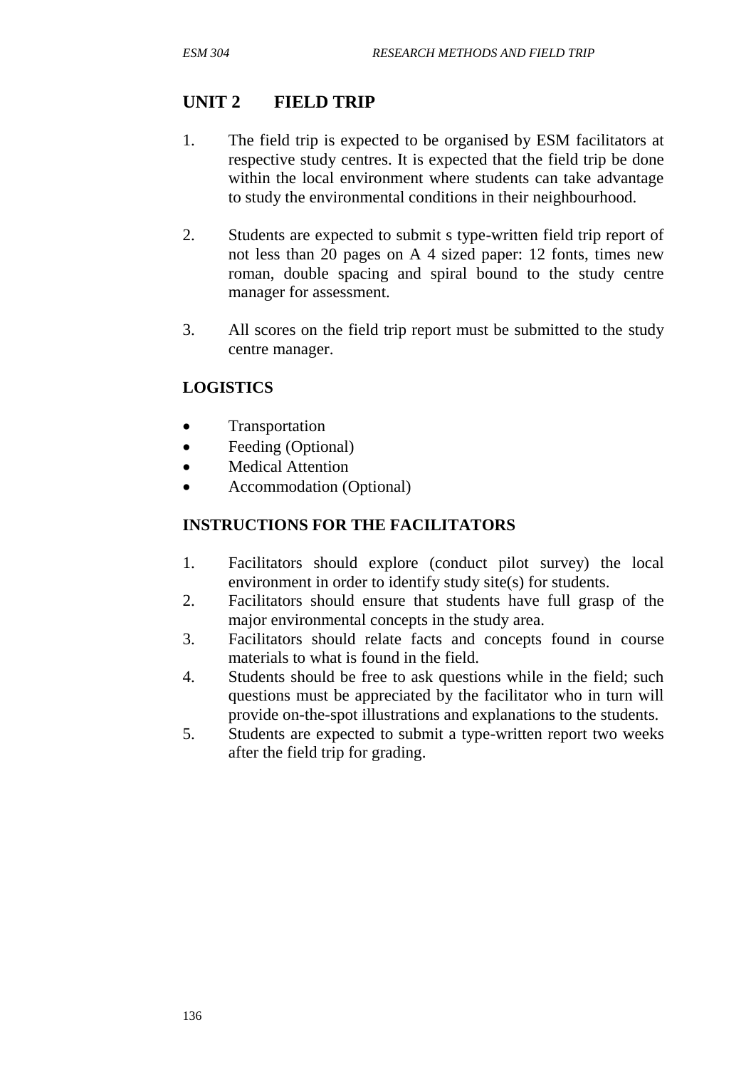## UNIT 2 FIELD TRIP

1. The field trip is expected to be organised by ESM facilitators at respective study centres. It is expected that the field trip be done within the local environment where students can take advantage to study the environmental conditions in their neighbourhood.

2. Students are expected to submit s type-written field trip report of not less than 20 pages on A 4 sized paper: 12 fonts, times new roman, double spacing and spiral bound to the study centre manager for assessment.

3. All scores on the field trip report must be submitted to the study centre manager.

### LOGISTICS

- Transportation
- Feeding (Optional)
- Medical Attention
- Accommodation (Optional)

### INSTRUCTIONS FOR THE FACILITATORS

1. Facilitators should explore (conduct pilot survey) the local environment in order to identify study site(s) for students.
2. Facilitators should ensure that students have full grasp of the major environmental concepts in the study area.
3. Facilitators should relate facts and concepts found in course materials to what is found in the field.
4. Students should be free to ask questions while in the field; such questions must be appreciated by the facilitator who in turn will provide on-the-spot illustrations and explanations to the students.
5. Students are expected to submit a type-written report two weeks after the field trip for grading.